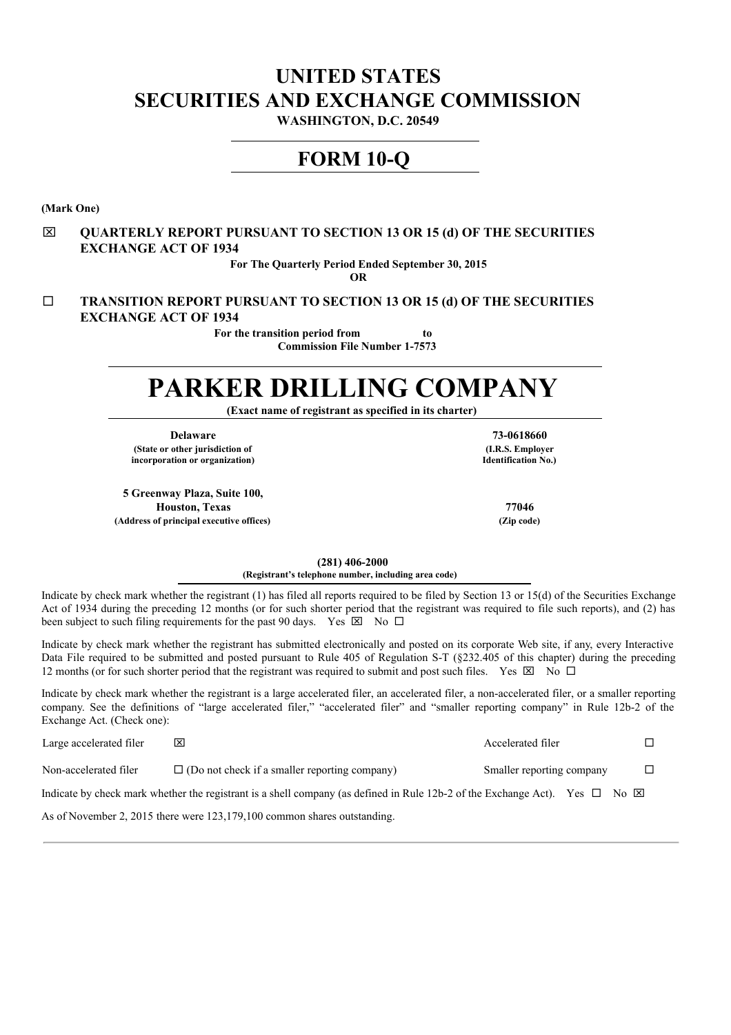# UNITED STATES
# SECURITIES AND EXCHANGE COMMISSION

**WASHINGTON, D.C. 20549**

## FORM 10-Q

**(Mark One)**

☒ **QUARTERLY REPORT PURSUANT TO SECTION 13 OR 15 (d) OF THE SECURITIES EXCHANGE ACT OF 1934**

**For The Quarterly Period Ended September 30, 2015**

**OR**

☐ **TRANSITION REPORT PURSUANT TO SECTION 13 OR 15 (d) OF THE SECURITIES EXCHANGE ACT OF 1934**

**For the transition period from to**

**Commission File Number 1-7573**

# PARKER DRILLING COMPANY

**(Exact name of registrant as specified in its charter)**

| | |
|---|---|
| **Delaware** | **73-0618660** |
| **(State or other jurisdiction of incorporation or organization)** | **(I.R.S. Employer Identification No.)** |
| **5 Greenway Plaza, Suite 100, Houston, Texas** | **77046** |
| **(Address of principal executive offices)** | **(Zip code)** |

**(281) 406-2000**

**(Registrant's telephone number, including area code)**

Indicate by check mark whether the registrant (1) has filed all reports required to be filed by Section 13 or 15(d) of the Securities Exchange Act of 1934 during the preceding 12 months (or for such shorter period that the registrant was required to file such reports), and (2) has been subject to such filing requirements for the past 90 days. Yes ☒ No ☐

Indicate by check mark whether the registrant has submitted electronically and posted on its corporate Web site, if any, every Interactive Data File required to be submitted and posted pursuant to Rule 405 of Regulation S-T (§232.405 of this chapter) during the preceding 12 months (or for such shorter period that the registrant was required to submit and post such files. Yes ☒ No ☐

Indicate by check mark whether the registrant is a large accelerated filer, an accelerated filer, a non-accelerated filer, or a smaller reporting company. See the definitions of "large accelerated filer," "accelerated filer" and "smaller reporting company" in Rule 12b-2 of the Exchange Act. (Check one):

| | | | |
|---|---|---|---|
| Large accelerated filer | ☒ | Accelerated filer | ☐ |
| Non-accelerated filer | ☐ (Do not check if a smaller reporting company) | Smaller reporting company | ☐ |

Indicate by check mark whether the registrant is a shell company (as defined in Rule 12b-2 of the Exchange Act). Yes ☐ No ☒

As of November 2, 2015 there were 123,179,100 common shares outstanding.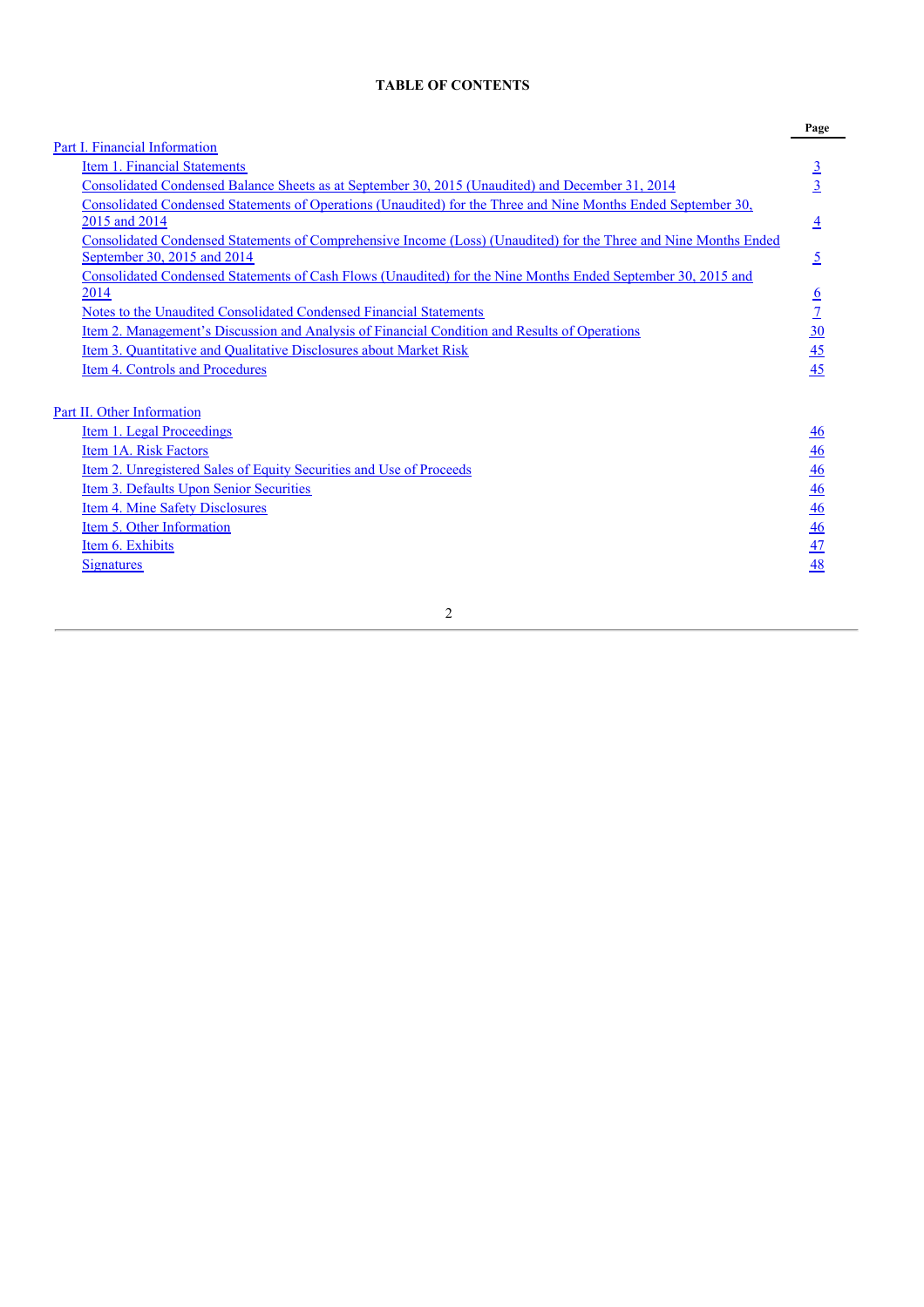## TABLE OF CONTENTS

| | Page |
|---|---|
| Part I. Financial Information | |
| Item 1. Financial Statements | 3 |
| Consolidated Condensed Balance Sheets as at September 30, 2015 (Unaudited) and December 31, 2014 | 3 |
| Consolidated Condensed Statements of Operations (Unaudited) for the Three and Nine Months Ended September 30, 2015 and 2014 | 4 |
| Consolidated Condensed Statements of Comprehensive Income (Loss) (Unaudited) for the Three and Nine Months Ended September 30, 2015 and 2014 | 5 |
| Consolidated Condensed Statements of Cash Flows (Unaudited) for the Nine Months Ended September 30, 2015 and 2014 | 6 |
| Notes to the Unaudited Consolidated Condensed Financial Statements | 7 |
| Item 2. Management's Discussion and Analysis of Financial Condition and Results of Operations | 30 |
| Item 3. Quantitative and Qualitative Disclosures about Market Risk | 45 |
| Item 4. Controls and Procedures | 45 |
| Part II. Other Information | |
| Item 1. Legal Proceedings | 46 |
| Item 1A. Risk Factors | 46 |
| Item 2. Unregistered Sales of Equity Securities and Use of Proceeds | 46 |
| Item 3. Defaults Upon Senior Securities | 46 |
| Item 4. Mine Safety Disclosures | 46 |
| Item 5. Other Information | 46 |
| Item 6. Exhibits | 47 |
| Signatures | 48 |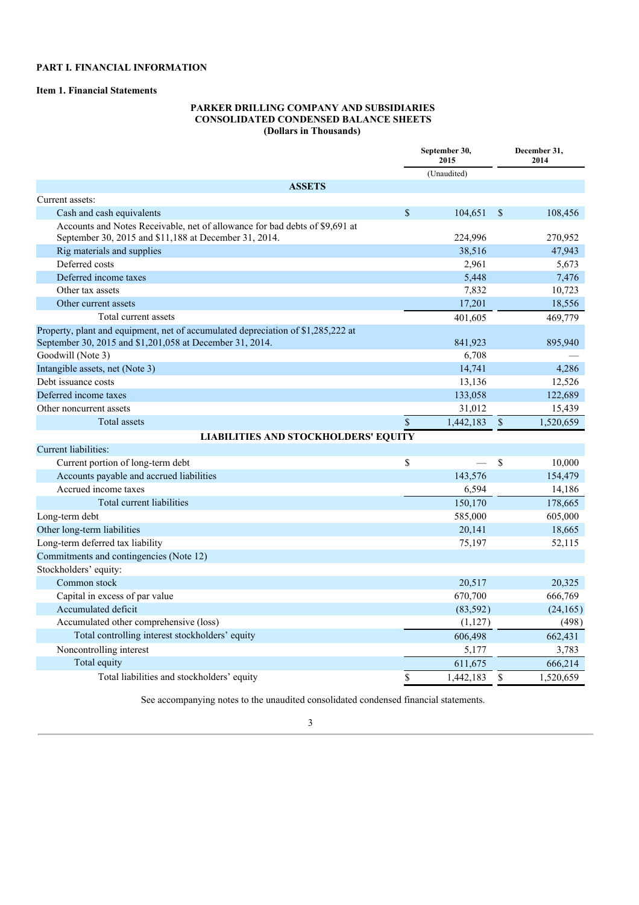# PART I. FINANCIAL INFORMATION

## Item 1. Financial Statements

### PARKER DRILLING COMPANY AND SUBSIDIARIES
### CONSOLIDATED CONDENSED BALANCE SHEETS
### (Dollars in Thousands)

| | September 30, 2015 | December 31, 2014 |
|---|---|---|
| | (Unaudited) | |
| **ASSETS** | | |
| Current assets: | | |
| Cash and cash equivalents | $ 104,651 | $ 108,456 |
| Accounts and Notes Receivable, net of allowance for bad debts of $9,691 at September 30, 2015 and $11,188 at December 31, 2014. | 224,996 | 270,952 |
| Rig materials and supplies | 38,516 | 47,943 |
| Deferred costs | 2,961 | 5,673 |
| Deferred income taxes | 5,448 | 7,476 |
| Other tax assets | 7,832 | 10,723 |
| Other current assets | 17,201 | 18,556 |
| Total current assets | 401,605 | 469,779 |
| Property, plant and equipment, net of accumulated depreciation of $1,285,222 at September 30, 2015 and $1,201,058 at December 31, 2014. | 841,923 | 895,940 |
| Goodwill (Note 3) | 6,708 | — |
| Intangible assets, net (Note 3) | 14,741 | 4,286 |
| Debt issuance costs | 13,136 | 12,526 |
| Deferred income taxes | 133,058 | 122,689 |
| Other noncurrent assets | 31,012 | 15,439 |
| Total assets | $ 1,442,183 | $ 1,520,659 |
| **LIABILITIES AND STOCKHOLDERS' EQUITY** | | |
| Current liabilities: | | |
| Current portion of long-term debt | $ — | $ 10,000 |
| Accounts payable and accrued liabilities | 143,576 | 154,479 |
| Accrued income taxes | 6,594 | 14,186 |
| Total current liabilities | 150,170 | 178,665 |
| Long-term debt | 585,000 | 605,000 |
| Other long-term liabilities | 20,141 | 18,665 |
| Long-term deferred tax liability | 75,197 | 52,115 |
| Commitments and contingencies (Note 12) | | |
| Stockholders' equity: | | |
| Common stock | 20,517 | 20,325 |
| Capital in excess of par value | 670,700 | 666,769 |
| Accumulated deficit | (83,592) | (24,165) |
| Accumulated other comprehensive (loss) | (1,127) | (498) |
| Total controlling interest stockholders' equity | 606,498 | 662,431 |
| Noncontrolling interest | 5,177 | 3,783 |
| Total equity | 611,675 | 666,214 |
| Total liabilities and stockholders' equity | $ 1,442,183 | $ 1,520,659 |

See accompanying notes to the unaudited consolidated condensed financial statements.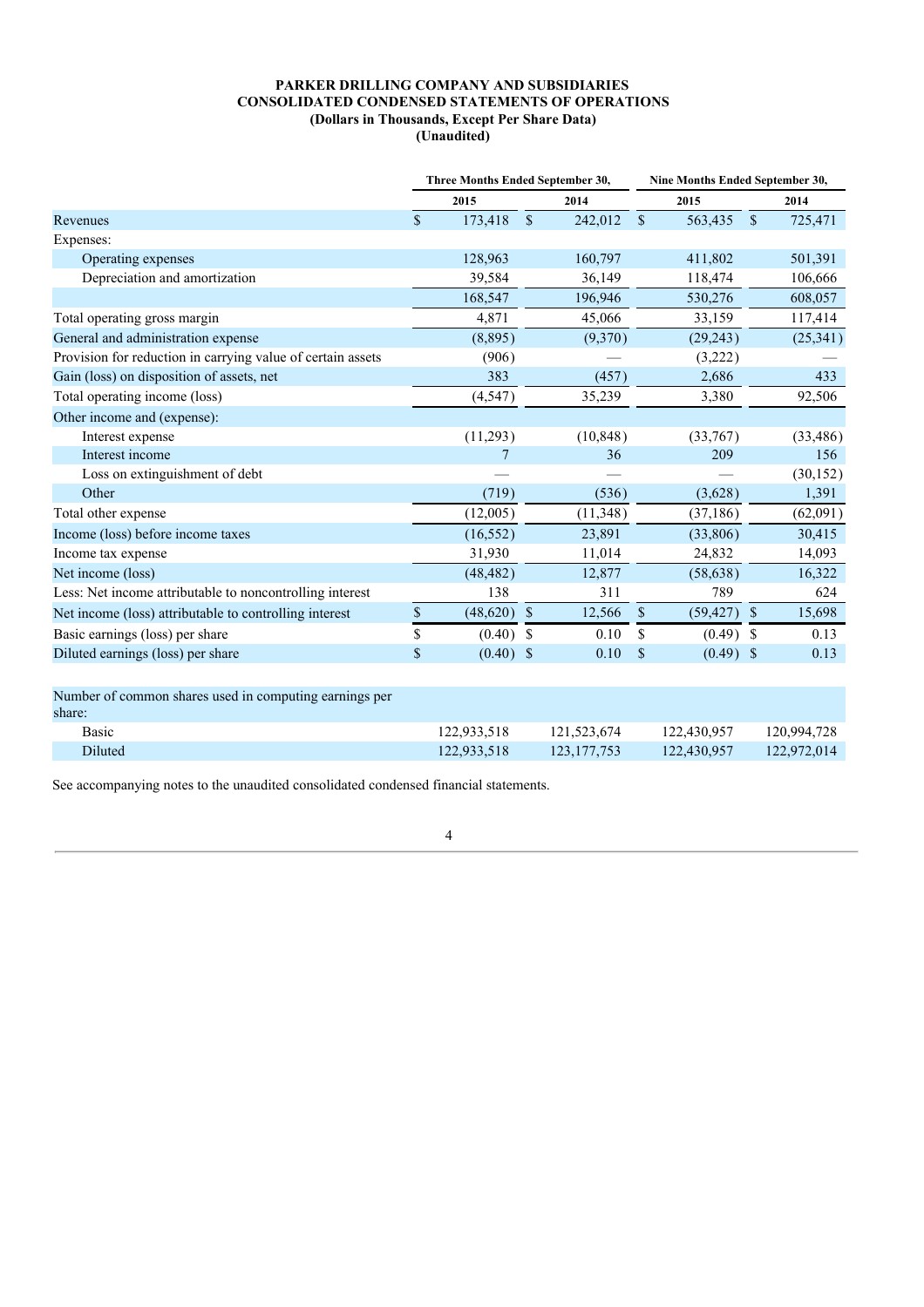**PARKER DRILLING COMPANY AND SUBSIDIARIES**
**CONSOLIDATED CONDENSED STATEMENTS OF OPERATIONS**
**(Dollars in Thousands, Except Per Share Data)**
**(Unaudited)**

| | Three Months Ended September 30, | | Nine Months Ended September 30, | |
|---|---|---|---|---|
| | 2015 | 2014 | 2015 | 2014 |
| Revenues | $ 173,418 | $ 242,012 | $ 563,435 | $ 725,471 |
| Expenses: | | | | |
| Operating expenses | 128,963 | 160,797 | 411,802 | 501,391 |
| Depreciation and amortization | 39,584 | 36,149 | 118,474 | 106,666 |
| | 168,547 | 196,946 | 530,276 | 608,057 |
| Total operating gross margin | 4,871 | 45,066 | 33,159 | 117,414 |
| General and administration expense | (8,895) | (9,370) | (29,243) | (25,341) |
| Provision for reduction in carrying value of certain assets | (906) | — | (3,222) | — |
| Gain (loss) on disposition of assets, net | 383 | (457) | 2,686 | 433 |
| Total operating income (loss) | (4,547) | 35,239 | 3,380 | 92,506 |
| Other income and (expense): | | | | |
| Interest expense | (11,293) | (10,848) | (33,767) | (33,486) |
| Interest income | 7 | 36 | 209 | 156 |
| Loss on extinguishment of debt | — | — | — | (30,152) |
| Other | (719) | (536) | (3,628) | 1,391 |
| Total other expense | (12,005) | (11,348) | (37,186) | (62,091) |
| Income (loss) before income taxes | (16,552) | 23,891 | (33,806) | 30,415 |
| Income tax expense | 31,930 | 11,014 | 24,832 | 14,093 |
| Net income (loss) | (48,482) | 12,877 | (58,638) | 16,322 |
| Less: Net income attributable to noncontrolling interest | 138 | 311 | 789 | 624 |
| Net income (loss) attributable to controlling interest | $ (48,620) | $ 12,566 | $ (59,427) | $ 15,698 |
| Basic earnings (loss) per share | $ (0.40) | $ 0.10 | $ (0.49) | $ 0.13 |
| Diluted earnings (loss) per share | $ (0.40) | $ 0.10 | $ (0.49) | $ 0.13 |
| | | | | |
| Number of common shares used in computing earnings per share: | | | | |
| Basic | 122,933,518 | 121,523,674 | 122,430,957 | 120,994,728 |
| Diluted | 122,933,518 | 123,177,753 | 122,430,957 | 122,972,014 |

See accompanying notes to the unaudited consolidated condensed financial statements.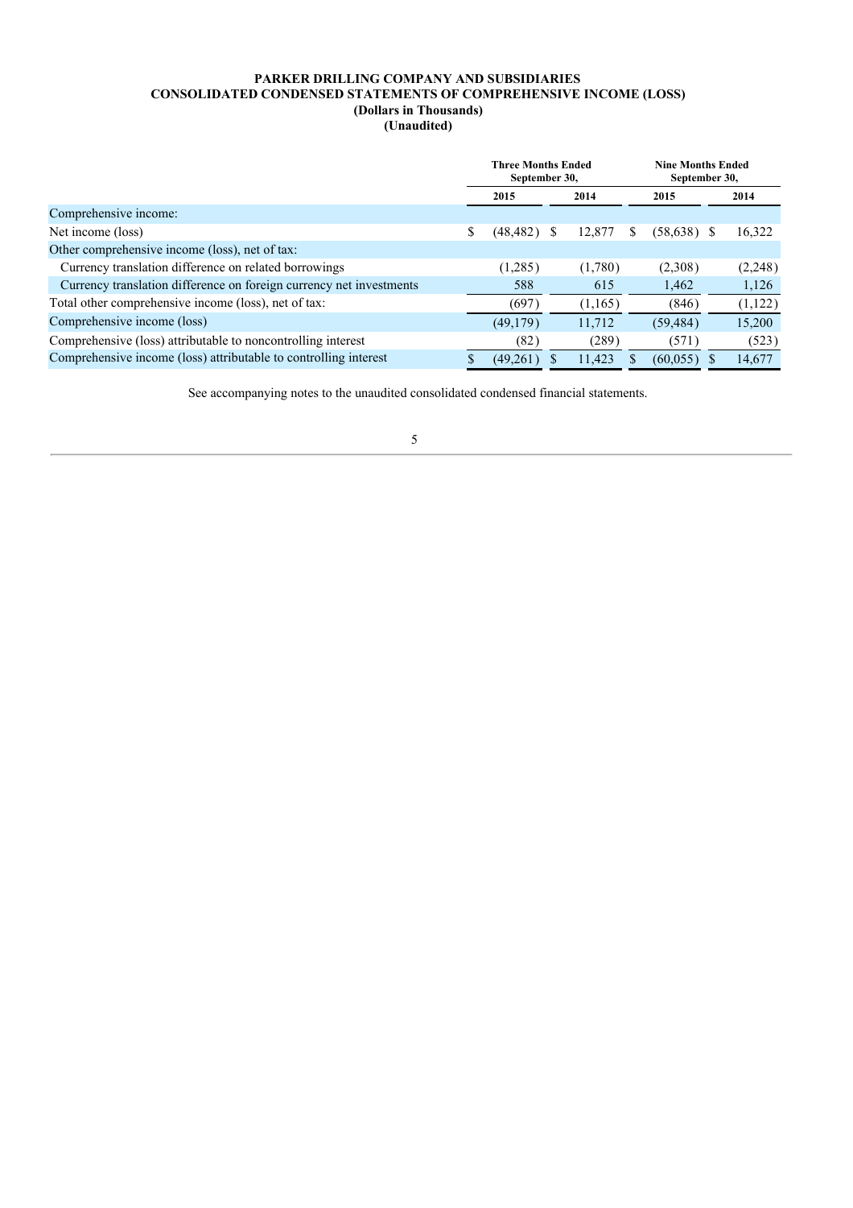**PARKER DRILLING COMPANY AND SUBSIDIARIES**
**CONSOLIDATED CONDENSED STATEMENTS OF COMPREHENSIVE INCOME (LOSS)**
**(Dollars in Thousands)**
**(Unaudited)**

| | Three Months Ended September 30, | | Nine Months Ended September 30, | |
|---|---|---|---|---|
| | 2015 | 2014 | 2015 | 2014 |
| Comprehensive income: | | | | |
| Net income (loss) | $ (48,482) | $ 12,877 | $ (58,638) | $ 16,322 |
| Other comprehensive income (loss), net of tax: | | | | |
| Currency translation difference on related borrowings | (1,285) | (1,780) | (2,308) | (2,248) |
| Currency translation difference on foreign currency net investments | 588 | 615 | 1,462 | 1,126 |
| Total other comprehensive income (loss), net of tax: | (697) | (1,165) | (846) | (1,122) |
| Comprehensive income (loss) | (49,179) | 11,712 | (59,484) | 15,200 |
| Comprehensive (loss) attributable to noncontrolling interest | (82) | (289) | (571) | (523) |
| Comprehensive income (loss) attributable to controlling interest | $ (49,261) | $ 11,423 | $ (60,055) | $ 14,677 |

See accompanying notes to the unaudited consolidated condensed financial statements.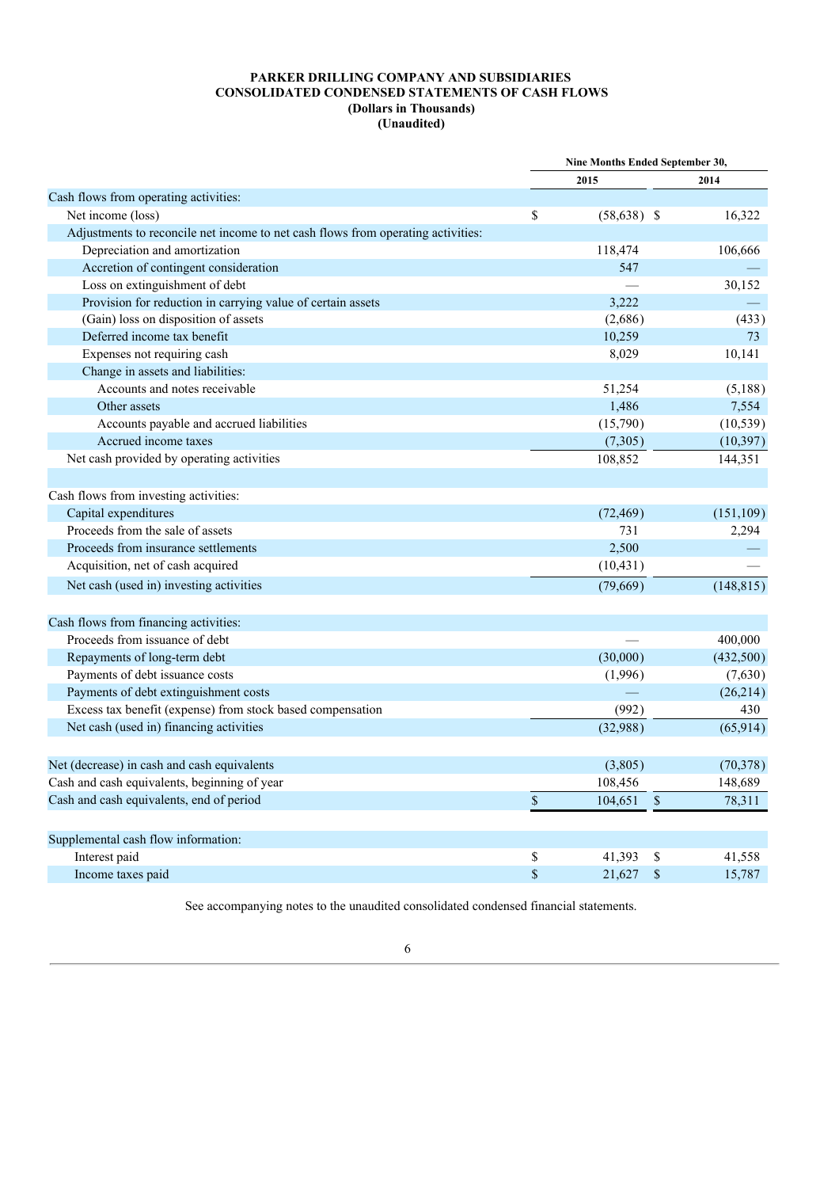**PARKER DRILLING COMPANY AND SUBSIDIARIES**
**CONSOLIDATED CONDENSED STATEMENTS OF CASH FLOWS**
**(Dollars in Thousands)**
**(Unaudited)**

| | Nine Months Ended September 30, | |
|---|---|---|
| | 2015 | 2014 |
| Cash flows from operating activities: | | |
| Net income (loss) | $ (58,638) | $ 16,322 |
| Adjustments to reconcile net income to net cash flows from operating activities: | | |
| Depreciation and amortization | 118,474 | 106,666 |
| Accretion of contingent consideration | 547 | — |
| Loss on extinguishment of debt | — | 30,152 |
| Provision for reduction in carrying value of certain assets | 3,222 | — |
| (Gain) loss on disposition of assets | (2,686) | (433) |
| Deferred income tax benefit | 10,259 | 73 |
| Expenses not requiring cash | 8,029 | 10,141 |
| Change in assets and liabilities: | | |
| Accounts and notes receivable | 51,254 | (5,188) |
| Other assets | 1,486 | 7,554 |
| Accounts payable and accrued liabilities | (15,790) | (10,539) |
| Accrued income taxes | (7,305) | (10,397) |
| Net cash provided by operating activities | 108,852 | 144,351 |
| | | |
| Cash flows from investing activities: | | |
| Capital expenditures | (72,469) | (151,109) |
| Proceeds from the sale of assets | 731 | 2,294 |
| Proceeds from insurance settlements | 2,500 | — |
| Acquisition, net of cash acquired | (10,431) | — |
| Net cash (used in) investing activities | (79,669) | (148,815) |
| | | |
| Cash flows from financing activities: | | |
| Proceeds from issuance of debt | — | 400,000 |
| Repayments of long-term debt | (30,000) | (432,500) |
| Payments of debt issuance costs | (1,996) | (7,630) |
| Payments of debt extinguishment costs | — | (26,214) |
| Excess tax benefit (expense) from stock based compensation | (992) | 430 |
| Net cash (used in) financing activities | (32,988) | (65,914) |
| | | |
| Net (decrease) in cash and cash equivalents | (3,805) | (70,378) |
| Cash and cash equivalents, beginning of year | 108,456 | 148,689 |
| Cash and cash equivalents, end of period | $ 104,651 | $ 78,311 |
| | | |
| Supplemental cash flow information: | | |
| Interest paid | $ 41,393 | $ 41,558 |
| Income taxes paid | $ 21,627 | $ 15,787 |

See accompanying notes to the unaudited consolidated condensed financial statements.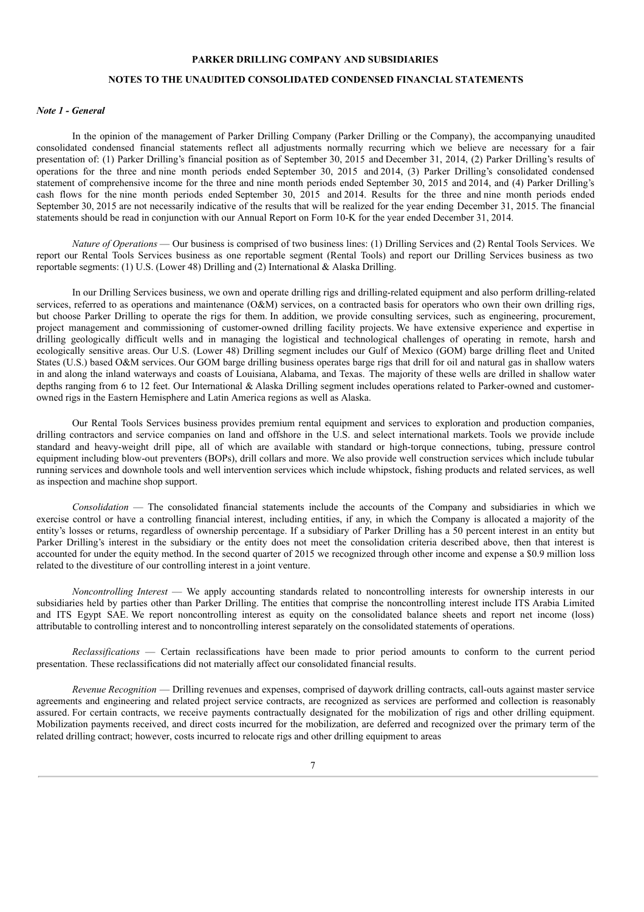**PARKER DRILLING COMPANY AND SUBSIDIARIES**

**NOTES TO THE UNAUDITED CONSOLIDATED CONDENSED FINANCIAL STATEMENTS**

*Note 1 - General*

In the opinion of the management of Parker Drilling Company (Parker Drilling or the Company), the accompanying unaudited consolidated condensed financial statements reflect all adjustments normally recurring which we believe are necessary for a fair presentation of: (1) Parker Drilling's financial position as of September 30, 2015 and December 31, 2014, (2) Parker Drilling's results of operations for the three and nine month periods ended September 30, 2015 and 2014, (3) Parker Drilling's consolidated condensed statement of comprehensive income for the three and nine month periods ended September 30, 2015 and 2014, and (4) Parker Drilling's cash flows for the nine month periods ended September 30, 2015 and 2014. Results for the three and nine month periods ended September 30, 2015 are not necessarily indicative of the results that will be realized for the year ending December 31, 2015. The financial statements should be read in conjunction with our Annual Report on Form 10-K for the year ended December 31, 2014.

*Nature of Operations* — Our business is comprised of two business lines: (1) Drilling Services and (2) Rental Tools Services. We report our Rental Tools Services business as one reportable segment (Rental Tools) and report our Drilling Services business as two reportable segments: (1) U.S. (Lower 48) Drilling and (2) International & Alaska Drilling.

In our Drilling Services business, we own and operate drilling rigs and drilling-related equipment and also perform drilling-related services, referred to as operations and maintenance (O&M) services, on a contracted basis for operators who own their own drilling rigs, but choose Parker Drilling to operate the rigs for them. In addition, we provide consulting services, such as engineering, procurement, project management and commissioning of customer-owned drilling facility projects. We have extensive experience and expertise in drilling geologically difficult wells and in managing the logistical and technological challenges of operating in remote, harsh and ecologically sensitive areas. Our U.S. (Lower 48) Drilling segment includes our Gulf of Mexico (GOM) barge drilling fleet and United States (U.S.) based O&M services. Our GOM barge drilling business operates barge rigs that drill for oil and natural gas in shallow waters in and along the inland waterways and coasts of Louisiana, Alabama, and Texas. The majority of these wells are drilled in shallow water depths ranging from 6 to 12 feet. Our International & Alaska Drilling segment includes operations related to Parker-owned and customer-owned rigs in the Eastern Hemisphere and Latin America regions as well as Alaska.

Our Rental Tools Services business provides premium rental equipment and services to exploration and production companies, drilling contractors and service companies on land and offshore in the U.S. and select international markets. Tools we provide include standard and heavy-weight drill pipe, all of which are available with standard or high-torque connections, tubing, pressure control equipment including blow-out preventers (BOPs), drill collars and more. We also provide well construction services which include tubular running services and downhole tools and well intervention services which include whipstock, fishing products and related services, as well as inspection and machine shop support.

*Consolidation* — The consolidated financial statements include the accounts of the Company and subsidiaries in which we exercise control or have a controlling financial interest, including entities, if any, in which the Company is allocated a majority of the entity's losses or returns, regardless of ownership percentage. If a subsidiary of Parker Drilling has a 50 percent interest in an entity but Parker Drilling's interest in the subsidiary or the entity does not meet the consolidation criteria described above, then that interest is accounted for under the equity method. In the second quarter of 2015 we recognized through other income and expense a \$0.9 million loss related to the divestiture of our controlling interest in a joint venture.

*Noncontrolling Interest* — We apply accounting standards related to noncontrolling interests for ownership interests in our subsidiaries held by parties other than Parker Drilling. The entities that comprise the noncontrolling interest include ITS Arabia Limited and ITS Egypt SAE. We report noncontrolling interest as equity on the consolidated balance sheets and report net income (loss) attributable to controlling interest and to noncontrolling interest separately on the consolidated statements of operations.

*Reclassifications* — Certain reclassifications have been made to prior period amounts to conform to the current period presentation. These reclassifications did not materially affect our consolidated financial results.

*Revenue Recognition* — Drilling revenues and expenses, comprised of daywork drilling contracts, call-outs against master service agreements and engineering and related project service contracts, are recognized as services are performed and collection is reasonably assured. For certain contracts, we receive payments contractually designated for the mobilization of rigs and other drilling equipment. Mobilization payments received, and direct costs incurred for the mobilization, are deferred and recognized over the primary term of the related drilling contract; however, costs incurred to relocate rigs and other drilling equipment to areas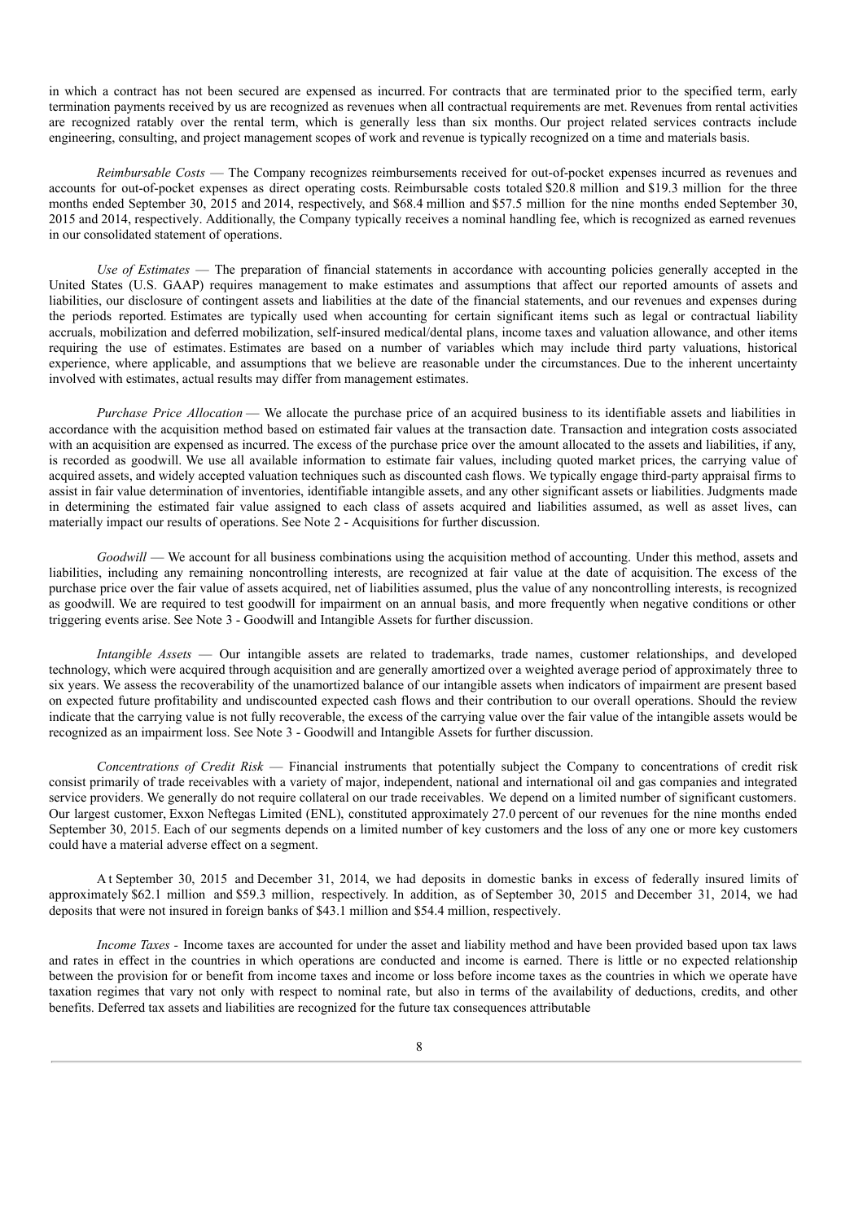in which a contract has not been secured are expensed as incurred. For contracts that are terminated prior to the specified term, early termination payments received by us are recognized as revenues when all contractual requirements are met. Revenues from rental activities are recognized ratably over the rental term, which is generally less than six months. Our project related services contracts include engineering, consulting, and project management scopes of work and revenue is typically recognized on a time and materials basis.

*Reimbursable Costs* — The Company recognizes reimbursements received for out-of-pocket expenses incurred as revenues and accounts for out-of-pocket expenses as direct operating costs. Reimbursable costs totaled $20.8 million and $19.3 million for the three months ended September 30, 2015 and 2014, respectively, and $68.4 million and $57.5 million for the nine months ended September 30, 2015 and 2014, respectively. Additionally, the Company typically receives a nominal handling fee, which is recognized as earned revenues in our consolidated statement of operations.

*Use of Estimates* — The preparation of financial statements in accordance with accounting policies generally accepted in the United States (U.S. GAAP) requires management to make estimates and assumptions that affect our reported amounts of assets and liabilities, our disclosure of contingent assets and liabilities at the date of the financial statements, and our revenues and expenses during the periods reported. Estimates are typically used when accounting for certain significant items such as legal or contractual liability accruals, mobilization and deferred mobilization, self-insured medical/dental plans, income taxes and valuation allowance, and other items requiring the use of estimates. Estimates are based on a number of variables which may include third party valuations, historical experience, where applicable, and assumptions that we believe are reasonable under the circumstances. Due to the inherent uncertainty involved with estimates, actual results may differ from management estimates.

*Purchase Price Allocation* — We allocate the purchase price of an acquired business to its identifiable assets and liabilities in accordance with the acquisition method based on estimated fair values at the transaction date. Transaction and integration costs associated with an acquisition are expensed as incurred. The excess of the purchase price over the amount allocated to the assets and liabilities, if any, is recorded as goodwill. We use all available information to estimate fair values, including quoted market prices, the carrying value of acquired assets, and widely accepted valuation techniques such as discounted cash flows. We typically engage third-party appraisal firms to assist in fair value determination of inventories, identifiable intangible assets, and any other significant assets or liabilities. Judgments made in determining the estimated fair value assigned to each class of assets acquired and liabilities assumed, as well as asset lives, can materially impact our results of operations. See Note 2 - Acquisitions for further discussion.

*Goodwill* — We account for all business combinations using the acquisition method of accounting. Under this method, assets and liabilities, including any remaining noncontrolling interests, are recognized at fair value at the date of acquisition. The excess of the purchase price over the fair value of assets acquired, net of liabilities assumed, plus the value of any noncontrolling interests, is recognized as goodwill. We are required to test goodwill for impairment on an annual basis, and more frequently when negative conditions or other triggering events arise. See Note 3 - Goodwill and Intangible Assets for further discussion.

*Intangible Assets* — Our intangible assets are related to trademarks, trade names, customer relationships, and developed technology, which were acquired through acquisition and are generally amortized over a weighted average period of approximately three to six years. We assess the recoverability of the unamortized balance of our intangible assets when indicators of impairment are present based on expected future profitability and undiscounted expected cash flows and their contribution to our overall operations. Should the review indicate that the carrying value is not fully recoverable, the excess of the carrying value over the fair value of the intangible assets would be recognized as an impairment loss. See Note 3 - Goodwill and Intangible Assets for further discussion.

*Concentrations of Credit Risk* — Financial instruments that potentially subject the Company to concentrations of credit risk consist primarily of trade receivables with a variety of major, independent, national and international oil and gas companies and integrated service providers. We generally do not require collateral on our trade receivables. We depend on a limited number of significant customers. Our largest customer, Exxon Neftegas Limited (ENL), constituted approximately 27.0 percent of our revenues for the nine months ended September 30, 2015. Each of our segments depends on a limited number of key customers and the loss of any one or more key customers could have a material adverse effect on a segment.

At September 30, 2015 and December 31, 2014, we had deposits in domestic banks in excess of federally insured limits of approximately $62.1 million and $59.3 million, respectively. In addition, as of September 30, 2015 and December 31, 2014, we had deposits that were not insured in foreign banks of $43.1 million and $54.4 million, respectively.

*Income Taxes* - Income taxes are accounted for under the asset and liability method and have been provided based upon tax laws and rates in effect in the countries in which operations are conducted and income is earned. There is little or no expected relationship between the provision for or benefit from income taxes and income or loss before income taxes as the countries in which we operate have taxation regimes that vary not only with respect to nominal rate, but also in terms of the availability of deductions, credits, and other benefits. Deferred tax assets and liabilities are recognized for the future tax consequences attributable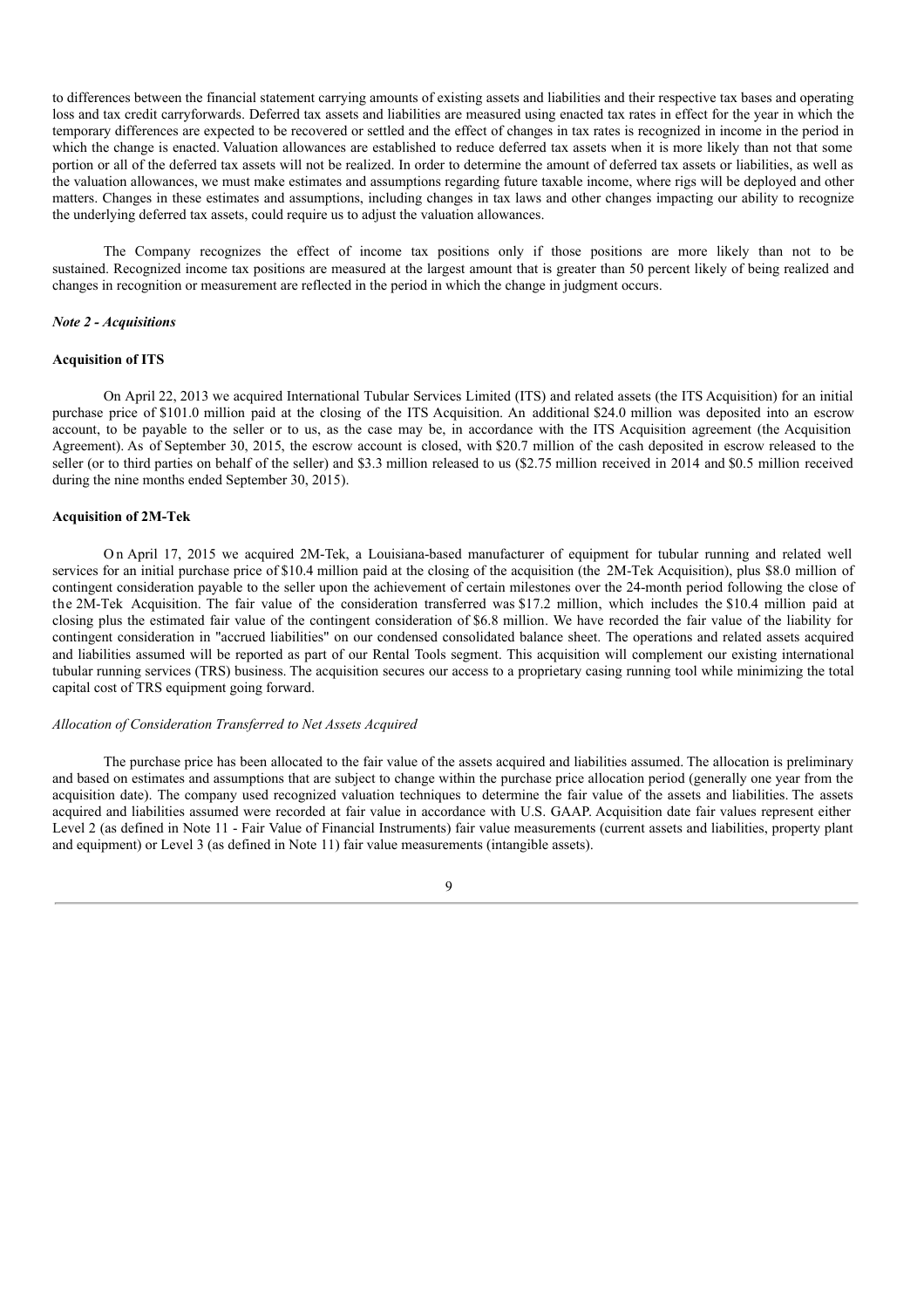to differences between the financial statement carrying amounts of existing assets and liabilities and their respective tax bases and operating loss and tax credit carryforwards. Deferred tax assets and liabilities are measured using enacted tax rates in effect for the year in which the temporary differences are expected to be recovered or settled and the effect of changes in tax rates is recognized in income in the period in which the change is enacted. Valuation allowances are established to reduce deferred tax assets when it is more likely than not that some portion or all of the deferred tax assets will not be realized. In order to determine the amount of deferred tax assets or liabilities, as well as the valuation allowances, we must make estimates and assumptions regarding future taxable income, where rigs will be deployed and other matters. Changes in these estimates and assumptions, including changes in tax laws and other changes impacting our ability to recognize the underlying deferred tax assets, could require us to adjust the valuation allowances.

The Company recognizes the effect of income tax positions only if those positions are more likely than not to be sustained. Recognized income tax positions are measured at the largest amount that is greater than 50 percent likely of being realized and changes in recognition or measurement are reflected in the period in which the change in judgment occurs.

*Note 2 - Acquisitions*

**Acquisition of ITS**

On April 22, 2013 we acquired International Tubular Services Limited (ITS) and related assets (the ITS Acquisition) for an initial purchase price of $101.0 million paid at the closing of the ITS Acquisition. An additional $24.0 million was deposited into an escrow account, to be payable to the seller or to us, as the case may be, in accordance with the ITS Acquisition agreement (the Acquisition Agreement). As of September 30, 2015, the escrow account is closed, with $20.7 million of the cash deposited in escrow released to the seller (or to third parties on behalf of the seller) and $3.3 million released to us ($2.75 million received in 2014 and $0.5 million received during the nine months ended September 30, 2015).

**Acquisition of 2M-Tek**

On April 17, 2015 we acquired 2M-Tek, a Louisiana-based manufacturer of equipment for tubular running and related well services for an initial purchase price of $10.4 million paid at the closing of the acquisition (the 2M-Tek Acquisition), plus $8.0 million of contingent consideration payable to the seller upon the achievement of certain milestones over the 24-month period following the close of the 2M-Tek Acquisition. The fair value of the consideration transferred was $17.2 million, which includes the $10.4 million paid at closing plus the estimated fair value of the contingent consideration of $6.8 million. We have recorded the fair value of the liability for contingent consideration in "accrued liabilities" on our condensed consolidated balance sheet. The operations and related assets acquired and liabilities assumed will be reported as part of our Rental Tools segment. This acquisition will complement our existing international tubular running services (TRS) business. The acquisition secures our access to a proprietary casing running tool while minimizing the total capital cost of TRS equipment going forward.

*Allocation of Consideration Transferred to Net Assets Acquired*

The purchase price has been allocated to the fair value of the assets acquired and liabilities assumed. The allocation is preliminary and based on estimates and assumptions that are subject to change within the purchase price allocation period (generally one year from the acquisition date). The company used recognized valuation techniques to determine the fair value of the assets and liabilities. The assets acquired and liabilities assumed were recorded at fair value in accordance with U.S. GAAP. Acquisition date fair values represent either Level 2 (as defined in Note 11 - Fair Value of Financial Instruments) fair value measurements (current assets and liabilities, property plant and equipment) or Level 3 (as defined in Note 11) fair value measurements (intangible assets).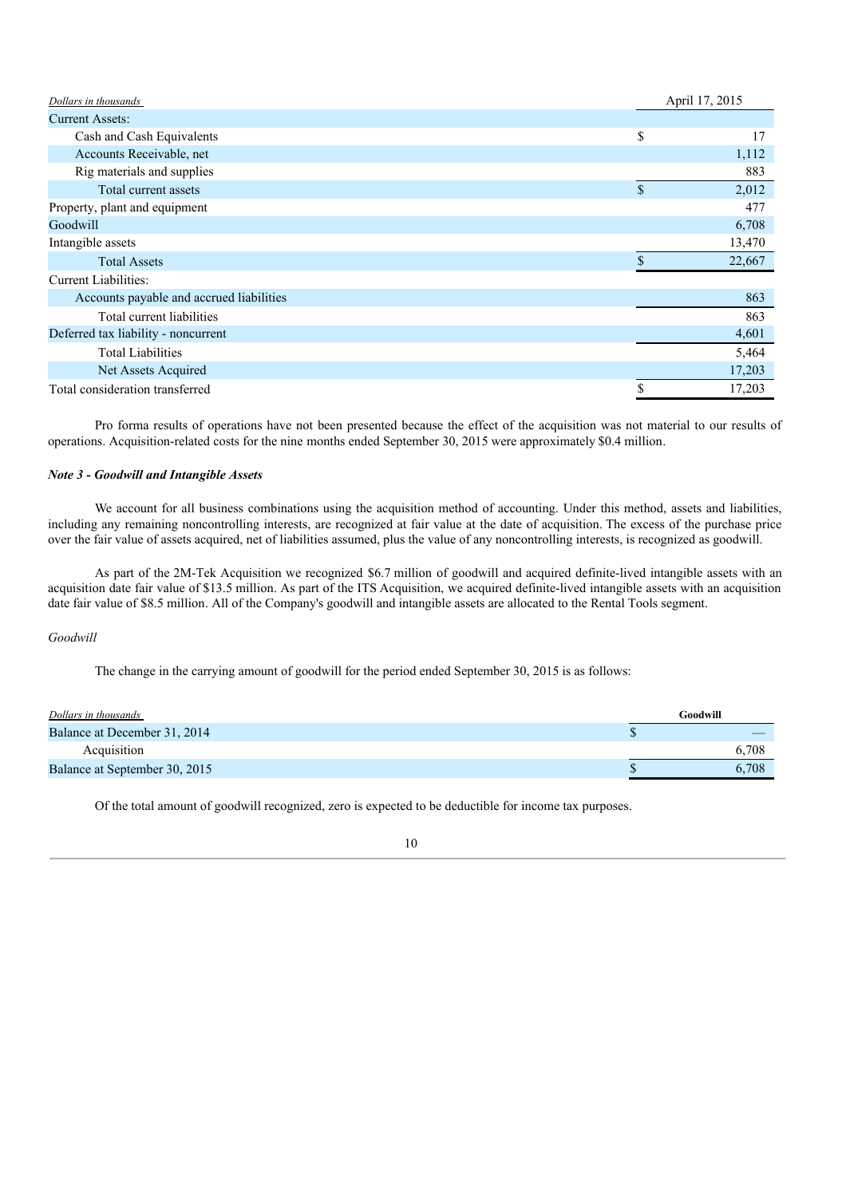| *Dollars in thousands* | April 17, 2015 |
|---|---|
| Current Assets: | |
| Cash and Cash Equivalents | $ 17 |
| Accounts Receivable, net | 1,112 |
| Rig materials and supplies | 883 |
| Total current assets | $ 2,012 |
| Property, plant and equipment | 477 |
| Goodwill | 6,708 |
| Intangible assets | 13,470 |
| Total Assets | $ 22,667 |
| Current Liabilities: | |
| Accounts payable and accrued liabilities | 863 |
| Total current liabilities | 863 |
| Deferred tax liability - noncurrent | 4,601 |
| Total Liabilities | 5,464 |
| Net Assets Acquired | 17,203 |
| Total consideration transferred | $ 17,203 |

Pro forma results of operations have not been presented because the effect of the acquisition was not material to our results of operations. Acquisition-related costs for the nine months ended September 30, 2015 were approximately $0.4 million.

***Note 3 - Goodwill and Intangible Assets***

We account for all business combinations using the acquisition method of accounting. Under this method, assets and liabilities, including any remaining noncontrolling interests, are recognized at fair value at the date of acquisition. The excess of the purchase price over the fair value of assets acquired, net of liabilities assumed, plus the value of any noncontrolling interests, is recognized as goodwill.

As part of the 2M-Tek Acquisition we recognized $6.7 million of goodwill and acquired definite-lived intangible assets with an acquisition date fair value of $13.5 million. As part of the ITS Acquisition, we acquired definite-lived intangible assets with an acquisition date fair value of $8.5 million. All of the Company's goodwill and intangible assets are allocated to the Rental Tools segment.

*Goodwill*

The change in the carrying amount of goodwill for the period ended September 30, 2015 is as follows:

| *Dollars in thousands* | **Goodwill** |
|---|---|
| Balance at December 31, 2014 | $ — |
| Acquisition | 6,708 |
| Balance at September 30, 2015 | $ 6,708 |

Of the total amount of goodwill recognized, zero is expected to be deductible for income tax purposes.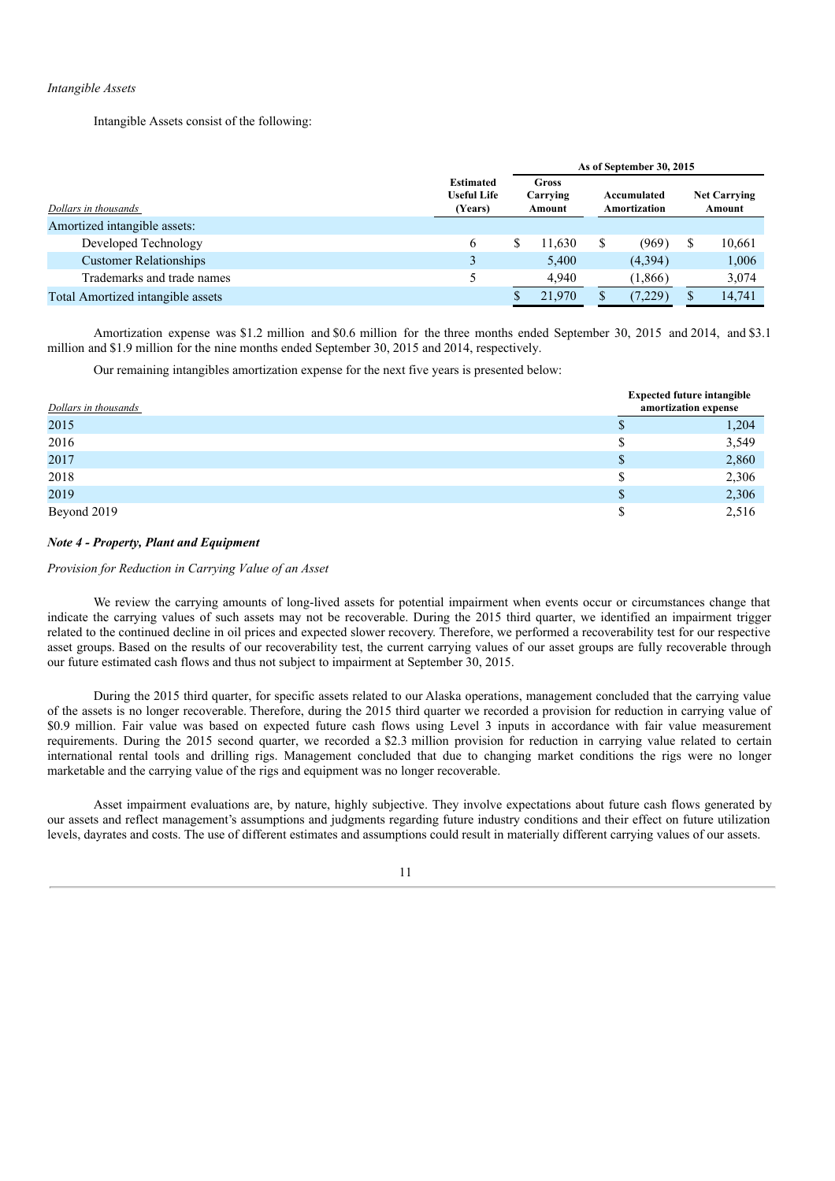*Intangible Assets*

Intangible Assets consist of the following:

| Dollars in thousands | Estimated Useful Life (Years) | As of September 30, 2015 | | |
|---|---|---|---|---|
| | | Gross Carrying Amount | Accumulated Amortization | Net Carrying Amount |
| Amortized intangible assets: | | | | |
| Developed Technology | 6 | $ 11,630 | $ (969) | $ 10,661 |
| Customer Relationships | 3 | 5,400 | (4,394) | 1,006 |
| Trademarks and trade names | 5 | 4,940 | (1,866) | 3,074 |
| Total Amortized intangible assets | | $ 21,970 | $ (7,229) | $ 14,741 |

Amortization expense was $1.2 million and $0.6 million for the three months ended September 30, 2015 and 2014, and $3.1 million and $1.9 million for the nine months ended September 30, 2015 and 2014, respectively.

Our remaining intangibles amortization expense for the next five years is presented below:

| Dollars in thousands | Expected future intangible amortization expense |
|---|---|
| 2015 | $ 1,204 |
| 2016 | $ 3,549 |
| 2017 | $ 2,860 |
| 2018 | $ 2,306 |
| 2019 | $ 2,306 |
| Beyond 2019 | $ 2,516 |

***Note 4 - Property, Plant and Equipment***

*Provision for Reduction in Carrying Value of an Asset*

We review the carrying amounts of long-lived assets for potential impairment when events occur or circumstances change that indicate the carrying values of such assets may not be recoverable. During the 2015 third quarter, we identified an impairment trigger related to the continued decline in oil prices and expected slower recovery. Therefore, we performed a recoverability test for our respective asset groups. Based on the results of our recoverability test, the current carrying values of our asset groups are fully recoverable through our future estimated cash flows and thus not subject to impairment at September 30, 2015.

During the 2015 third quarter, for specific assets related to our Alaska operations, management concluded that the carrying value of the assets is no longer recoverable. Therefore, during the 2015 third quarter we recorded a provision for reduction in carrying value of $0.9 million. Fair value was based on expected future cash flows using Level 3 inputs in accordance with fair value measurement requirements. During the 2015 second quarter, we recorded a $2.3 million provision for reduction in carrying value related to certain international rental tools and drilling rigs. Management concluded that due to changing market conditions the rigs were no longer marketable and the carrying value of the rigs and equipment was no longer recoverable.

Asset impairment evaluations are, by nature, highly subjective. They involve expectations about future cash flows generated by our assets and reflect management's assumptions and judgments regarding future industry conditions and their effect on future utilization levels, dayrates and costs. The use of different estimates and assumptions could result in materially different carrying values of our assets.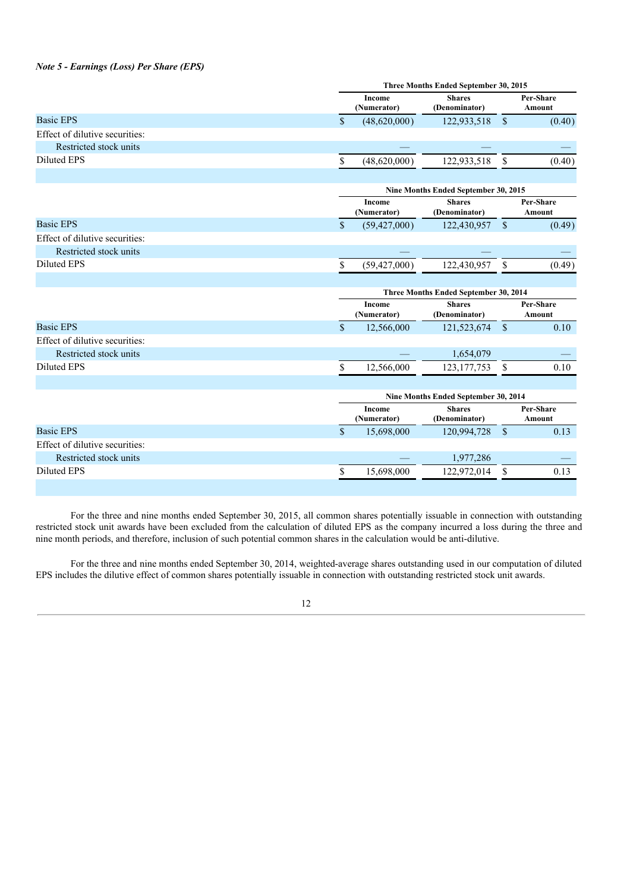*Note 5 - Earnings (Loss) Per Share (EPS)*

| | Three Months Ended September 30, 2015 | | |
|---|---|---|---|
| | Income (Numerator) | Shares (Denominator) | Per-Share Amount |
| Basic EPS | $ (48,620,000) | 122,933,518 | $ (0.40) |
| Effect of dilutive securities: | | | |
| Restricted stock units | — | — | — |
| Diluted EPS | $ (48,620,000) | 122,933,518 | $ (0.40) |

| | Nine Months Ended September 30, 2015 | | |
|---|---|---|---|
| | Income (Numerator) | Shares (Denominator) | Per-Share Amount |
| Basic EPS | $ (59,427,000) | 122,430,957 | $ (0.49) |
| Effect of dilutive securities: | | | |
| Restricted stock units | — | — | — |
| Diluted EPS | $ (59,427,000) | 122,430,957 | $ (0.49) |

| | Three Months Ended September 30, 2014 | | |
|---|---|---|---|
| | Income (Numerator) | Shares (Denominator) | Per-Share Amount |
| Basic EPS | $ 12,566,000 | 121,523,674 | $ 0.10 |
| Effect of dilutive securities: | | | |
| Restricted stock units | — | 1,654,079 | — |
| Diluted EPS | $ 12,566,000 | 123,177,753 | $ 0.10 |

| | Nine Months Ended September 30, 2014 | | |
|---|---|---|---|
| | Income (Numerator) | Shares (Denominator) | Per-Share Amount |
| Basic EPS | $ 15,698,000 | 120,994,728 | $ 0.13 |
| Effect of dilutive securities: | | | |
| Restricted stock units | — | 1,977,286 | — |
| Diluted EPS | $ 15,698,000 | 122,972,014 | $ 0.13 |

For the three and nine months ended September 30, 2015, all common shares potentially issuable in connection with outstanding restricted stock unit awards have been excluded from the calculation of diluted EPS as the company incurred a loss during the three and nine month periods, and therefore, inclusion of such potential common shares in the calculation would be anti-dilutive.

For the three and nine months ended September 30, 2014, weighted-average shares outstanding used in our computation of diluted EPS includes the dilutive effect of common shares potentially issuable in connection with outstanding restricted stock unit awards.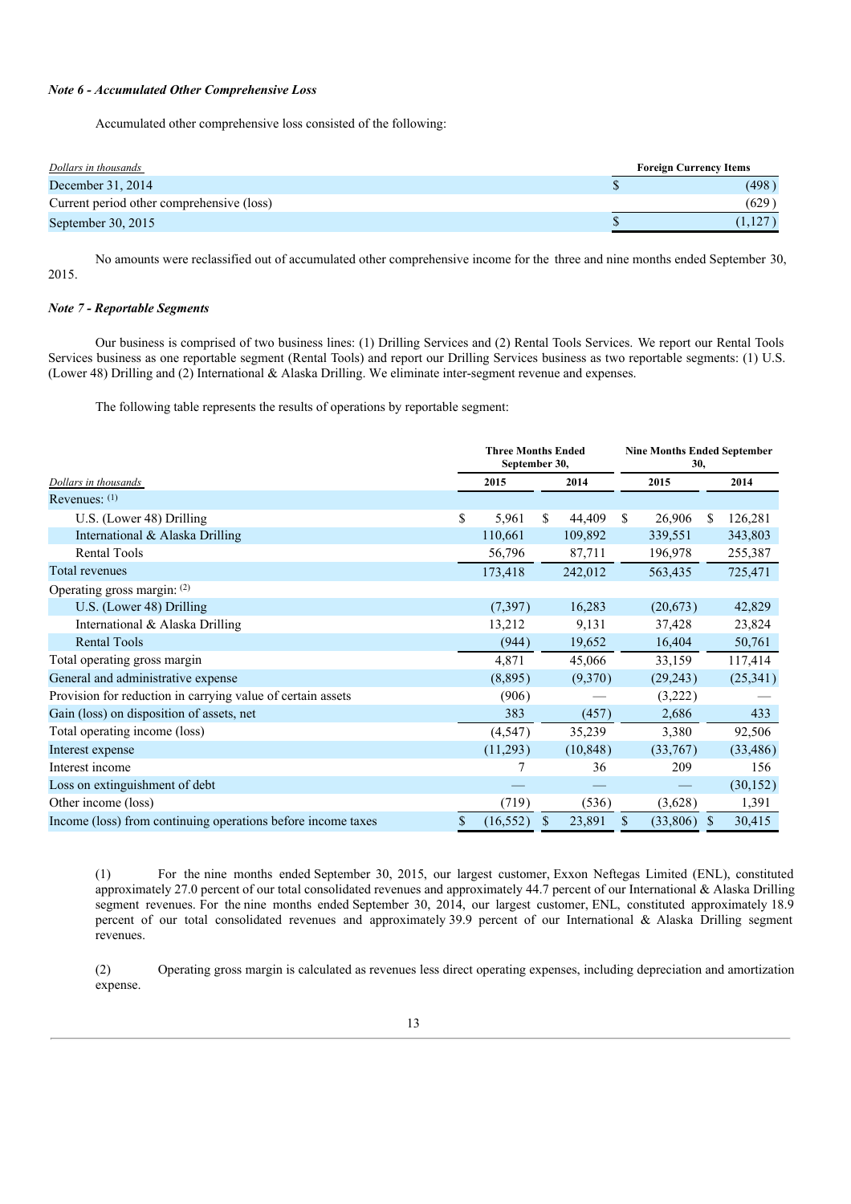*Note 6 - Accumulated Other Comprehensive Loss*

Accumulated other comprehensive loss consisted of the following:

| *Dollars in thousands* | Foreign Currency Items |
| --- | --- |
| December 31, 2014 | $ (498) |
| Current period other comprehensive (loss) | (629) |
| September 30, 2015 | $ (1,127) |

No amounts were reclassified out of accumulated other comprehensive income for the three and nine months ended September 30, 2015.

*Note 7 - Reportable Segments*

Our business is comprised of two business lines: (1) Drilling Services and (2) Rental Tools Services. We report our Rental Tools Services business as one reportable segment (Rental Tools) and report our Drilling Services business as two reportable segments: (1) U.S. (Lower 48) Drilling and (2) International & Alaska Drilling. We eliminate inter-segment revenue and expenses.

The following table represents the results of operations by reportable segment:

| | Three Months Ended September 30, | | Nine Months Ended September 30, | |
| --- | --- | --- | --- | --- |
| *Dollars in thousands* | 2015 | 2014 | 2015 | 2014 |
| Revenues: (1) | | | | |
| U.S. (Lower 48) Drilling | $ 5,961 | $ 44,409 | $ 26,906 | $ 126,281 |
| International & Alaska Drilling | 110,661 | 109,892 | 339,551 | 343,803 |
| Rental Tools | 56,796 | 87,711 | 196,978 | 255,387 |
| Total revenues | 173,418 | 242,012 | 563,435 | 725,471 |
| Operating gross margin: (2) | | | | |
| U.S. (Lower 48) Drilling | (7,397) | 16,283 | (20,673) | 42,829 |
| International & Alaska Drilling | 13,212 | 9,131 | 37,428 | 23,824 |
| Rental Tools | (944) | 19,652 | 16,404 | 50,761 |
| Total operating gross margin | 4,871 | 45,066 | 33,159 | 117,414 |
| General and administrative expense | (8,895) | (9,370) | (29,243) | (25,341) |
| Provision for reduction in carrying value of certain assets | (906) | — | (3,222) | — |
| Gain (loss) on disposition of assets, net | 383 | (457) | 2,686 | 433 |
| Total operating income (loss) | (4,547) | 35,239 | 3,380 | 92,506 |
| Interest expense | (11,293) | (10,848) | (33,767) | (33,486) |
| Interest income | 7 | 36 | 209 | 156 |
| Loss on extinguishment of debt | — | — | — | (30,152) |
| Other income (loss) | (719) | (536) | (3,628) | 1,391 |
| Income (loss) from continuing operations before income taxes | $ (16,552) | $ 23,891 | $ (33,806) | $ 30,415 |

(1) For the nine months ended September 30, 2015, our largest customer, Exxon Neftegas Limited (ENL), constituted approximately 27.0 percent of our total consolidated revenues and approximately 44.7 percent of our International & Alaska Drilling segment revenues. For the nine months ended September 30, 2014, our largest customer, ENL, constituted approximately 18.9 percent of our total consolidated revenues and approximately 39.9 percent of our International & Alaska Drilling segment revenues.

(2) Operating gross margin is calculated as revenues less direct operating expenses, including depreciation and amortization expense.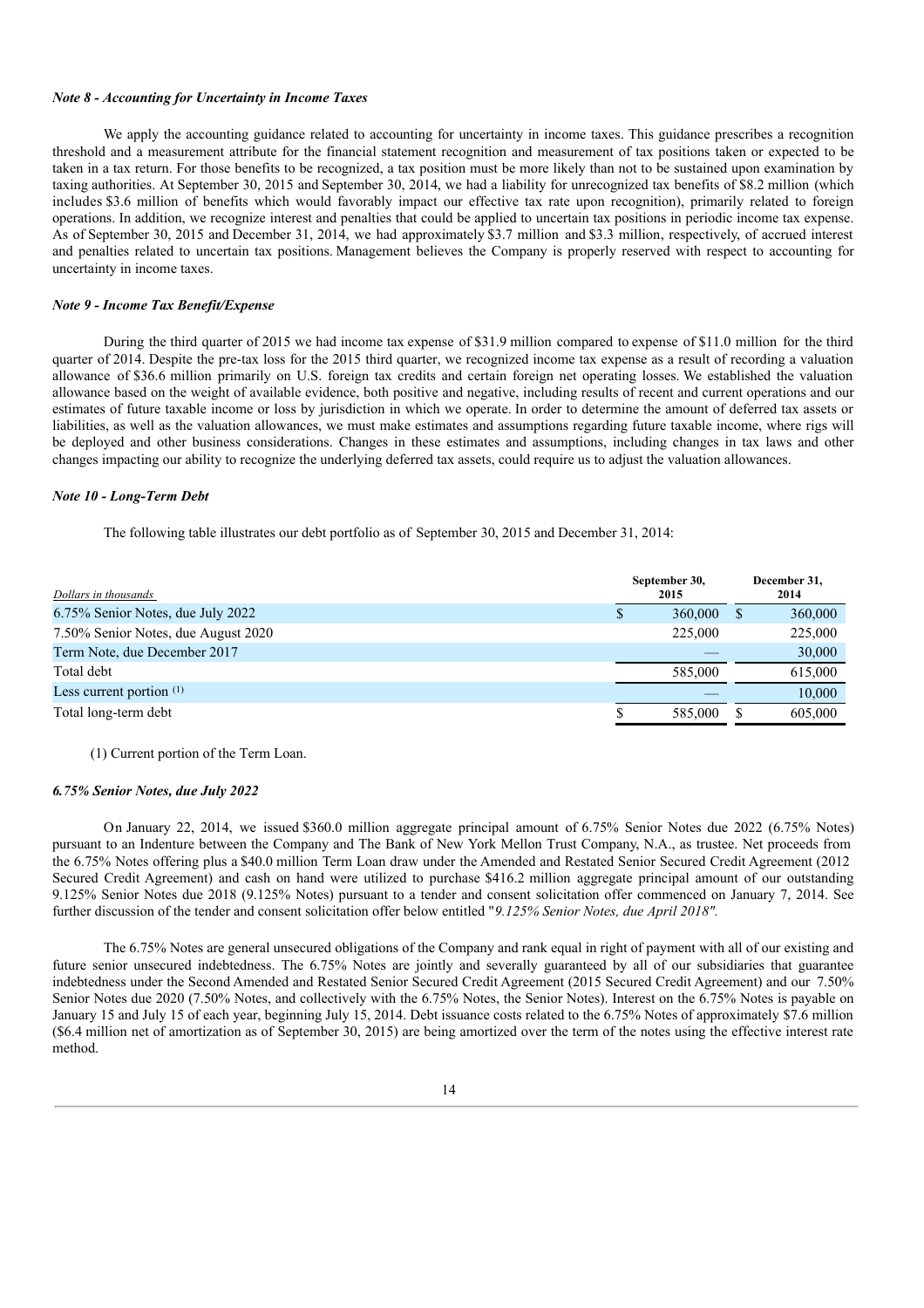*Note 8 - Accounting for Uncertainty in Income Taxes*

We apply the accounting guidance related to accounting for uncertainty in income taxes. This guidance prescribes a recognition threshold and a measurement attribute for the financial statement recognition and measurement of tax positions taken or expected to be taken in a tax return. For those benefits to be recognized, a tax position must be more likely than not to be sustained upon examination by taxing authorities. At September 30, 2015 and September 30, 2014, we had a liability for unrecognized tax benefits of $8.2 million (which includes $3.6 million of benefits which would favorably impact our effective tax rate upon recognition), primarily related to foreign operations. In addition, we recognize interest and penalties that could be applied to uncertain tax positions in periodic income tax expense. As of September 30, 2015 and December 31, 2014, we had approximately $3.7 million and $3.3 million, respectively, of accrued interest and penalties related to uncertain tax positions. Management believes the Company is properly reserved with respect to accounting for uncertainty in income taxes.

*Note 9 - Income Tax Benefit/Expense*

During the third quarter of 2015 we had income tax expense of $31.9 million compared to expense of $11.0 million for the third quarter of 2014. Despite the pre-tax loss for the 2015 third quarter, we recognized income tax expense as a result of recording a valuation allowance of $36.6 million primarily on U.S. foreign tax credits and certain foreign net operating losses. We established the valuation allowance based on the weight of available evidence, both positive and negative, including results of recent and current operations and our estimates of future taxable income or loss by jurisdiction in which we operate. In order to determine the amount of deferred tax assets or liabilities, as well as the valuation allowances, we must make estimates and assumptions regarding future taxable income, where rigs will be deployed and other business considerations. Changes in these estimates and assumptions, including changes in tax laws and other changes impacting our ability to recognize the underlying deferred tax assets, could require us to adjust the valuation allowances.

*Note 10 - Long-Term Debt*

The following table illustrates our debt portfolio as of September 30, 2015 and December 31, 2014:

| *Dollars in thousands* | September 30, 2015 | December 31, 2014 |
|---|---|---|
| 6.75% Senior Notes, due July 2022 | $ 360,000 | $ 360,000 |
| 7.50% Senior Notes, due August 2020 | 225,000 | 225,000 |
| Term Note, due December 2017 | — | 30,000 |
| Total debt | 585,000 | 615,000 |
| Less current portion (1) | — | 10,000 |
| Total long-term debt | $ 585,000 | $ 605,000 |

(1) Current portion of the Term Loan.

*6.75% Senior Notes, due July 2022*

On January 22, 2014, we issued $360.0 million aggregate principal amount of 6.75% Senior Notes due 2022 (6.75% Notes) pursuant to an Indenture between the Company and The Bank of New York Mellon Trust Company, N.A., as trustee. Net proceeds from the 6.75% Notes offering plus a $40.0 million Term Loan draw under the Amended and Restated Senior Secured Credit Agreement (2012 Secured Credit Agreement) and cash on hand were utilized to purchase $416.2 million aggregate principal amount of our outstanding 9.125% Senior Notes due 2018 (9.125% Notes) pursuant to a tender and consent solicitation offer commenced on January 7, 2014. See further discussion of the tender and consent solicitation offer below entitled "*9.125% Senior Notes, due April 2018".*

The 6.75% Notes are general unsecured obligations of the Company and rank equal in right of payment with all of our existing and future senior unsecured indebtedness. The 6.75% Notes are jointly and severally guaranteed by all of our subsidiaries that guarantee indebtedness under the Second Amended and Restated Senior Secured Credit Agreement (2015 Secured Credit Agreement) and our 7.50% Senior Notes due 2020 (7.50% Notes, and collectively with the 6.75% Notes, the Senior Notes). Interest on the 6.75% Notes is payable on January 15 and July 15 of each year, beginning July 15, 2014. Debt issuance costs related to the 6.75% Notes of approximately $7.6 million ($6.4 million net of amortization as of September 30, 2015) are being amortized over the term of the notes using the effective interest rate method.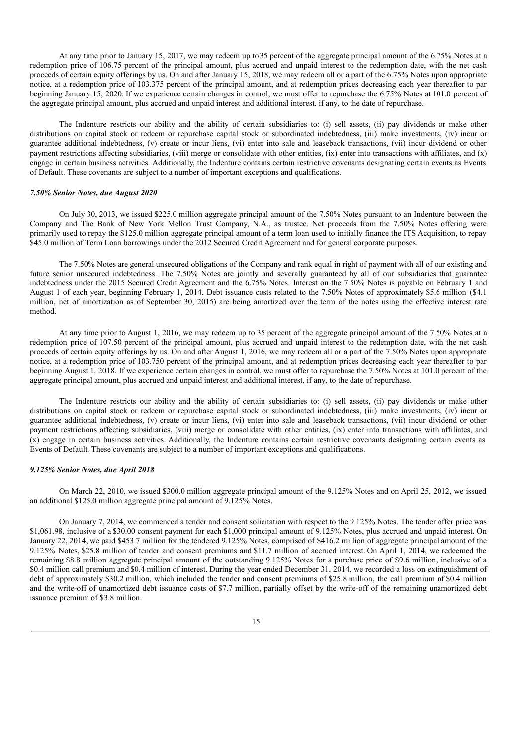At any time prior to January 15, 2017, we may redeem up to 35 percent of the aggregate principal amount of the 6.75% Notes at a redemption price of 106.75 percent of the principal amount, plus accrued and unpaid interest to the redemption date, with the net cash proceeds of certain equity offerings by us. On and after January 15, 2018, we may redeem all or a part of the 6.75% Notes upon appropriate notice, at a redemption price of 103.375 percent of the principal amount, and at redemption prices decreasing each year thereafter to par beginning January 15, 2020. If we experience certain changes in control, we must offer to repurchase the 6.75% Notes at 101.0 percent of the aggregate principal amount, plus accrued and unpaid interest and additional interest, if any, to the date of repurchase.

The Indenture restricts our ability and the ability of certain subsidiaries to: (i) sell assets, (ii) pay dividends or make other distributions on capital stock or redeem or repurchase capital stock or subordinated indebtedness, (iii) make investments, (iv) incur or guarantee additional indebtedness, (v) create or incur liens, (vi) enter into sale and leaseback transactions, (vii) incur dividend or other payment restrictions affecting subsidiaries, (viii) merge or consolidate with other entities, (ix) enter into transactions with affiliates, and (x) engage in certain business activities. Additionally, the Indenture contains certain restrictive covenants designating certain events as Events of Default. These covenants are subject to a number of important exceptions and qualifications.

***7.50% Senior Notes, due August 2020***

On July 30, 2013, we issued $225.0 million aggregate principal amount of the 7.50% Notes pursuant to an Indenture between the Company and The Bank of New York Mellon Trust Company, N.A., as trustee. Net proceeds from the 7.50% Notes offering were primarily used to repay the $125.0 million aggregate principal amount of a term loan used to initially finance the ITS Acquisition, to repay $45.0 million of Term Loan borrowings under the 2012 Secured Credit Agreement and for general corporate purposes.

The 7.50% Notes are general unsecured obligations of the Company and rank equal in right of payment with all of our existing and future senior unsecured indebtedness. The 7.50% Notes are jointly and severally guaranteed by all of our subsidiaries that guarantee indebtedness under the 2015 Secured Credit Agreement and the 6.75% Notes. Interest on the 7.50% Notes is payable on February 1 and August 1 of each year, beginning February 1, 2014. Debt issuance costs related to the 7.50% Notes of approximately $5.6 million ($4.1 million, net of amortization as of September 30, 2015) are being amortized over the term of the notes using the effective interest rate method.

At any time prior to August 1, 2016, we may redeem up to 35 percent of the aggregate principal amount of the 7.50% Notes at a redemption price of 107.50 percent of the principal amount, plus accrued and unpaid interest to the redemption date, with the net cash proceeds of certain equity offerings by us. On and after August 1, 2016, we may redeem all or a part of the 7.50% Notes upon appropriate notice, at a redemption price of 103.750 percent of the principal amount, and at redemption prices decreasing each year thereafter to par beginning August 1, 2018. If we experience certain changes in control, we must offer to repurchase the 7.50% Notes at 101.0 percent of the aggregate principal amount, plus accrued and unpaid interest and additional interest, if any, to the date of repurchase.

The Indenture restricts our ability and the ability of certain subsidiaries to: (i) sell assets, (ii) pay dividends or make other distributions on capital stock or redeem or repurchase capital stock or subordinated indebtedness, (iii) make investments, (iv) incur or guarantee additional indebtedness, (v) create or incur liens, (vi) enter into sale and leaseback transactions, (vii) incur dividend or other payment restrictions affecting subsidiaries, (viii) merge or consolidate with other entities, (ix) enter into transactions with affiliates, and (x) engage in certain business activities. Additionally, the Indenture contains certain restrictive covenants designating certain events as Events of Default. These covenants are subject to a number of important exceptions and qualifications.

***9.125% Senior Notes, due April 2018***

On March 22, 2010, we issued $300.0 million aggregate principal amount of the 9.125% Notes and on April 25, 2012, we issued an additional $125.0 million aggregate principal amount of 9.125% Notes.

On January 7, 2014, we commenced a tender and consent solicitation with respect to the 9.125% Notes. The tender offer price was $1,061.98, inclusive of a $30.00 consent payment for each $1,000 principal amount of 9.125% Notes, plus accrued and unpaid interest. On January 22, 2014, we paid $453.7 million for the tendered 9.125% Notes, comprised of $416.2 million of aggregate principal amount of the 9.125% Notes, $25.8 million of tender and consent premiums and $11.7 million of accrued interest. On April 1, 2014, we redeemed the remaining $8.8 million aggregate principal amount of the outstanding 9.125% Notes for a purchase price of $9.6 million, inclusive of a $0.4 million call premium and $0.4 million of interest. During the year ended December 31, 2014, we recorded a loss on extinguishment of debt of approximately $30.2 million, which included the tender and consent premiums of $25.8 million, the call premium of $0.4 million and the write-off of unamortized debt issuance costs of $7.7 million, partially offset by the write-off of the remaining unamortized debt issuance premium of $3.8 million.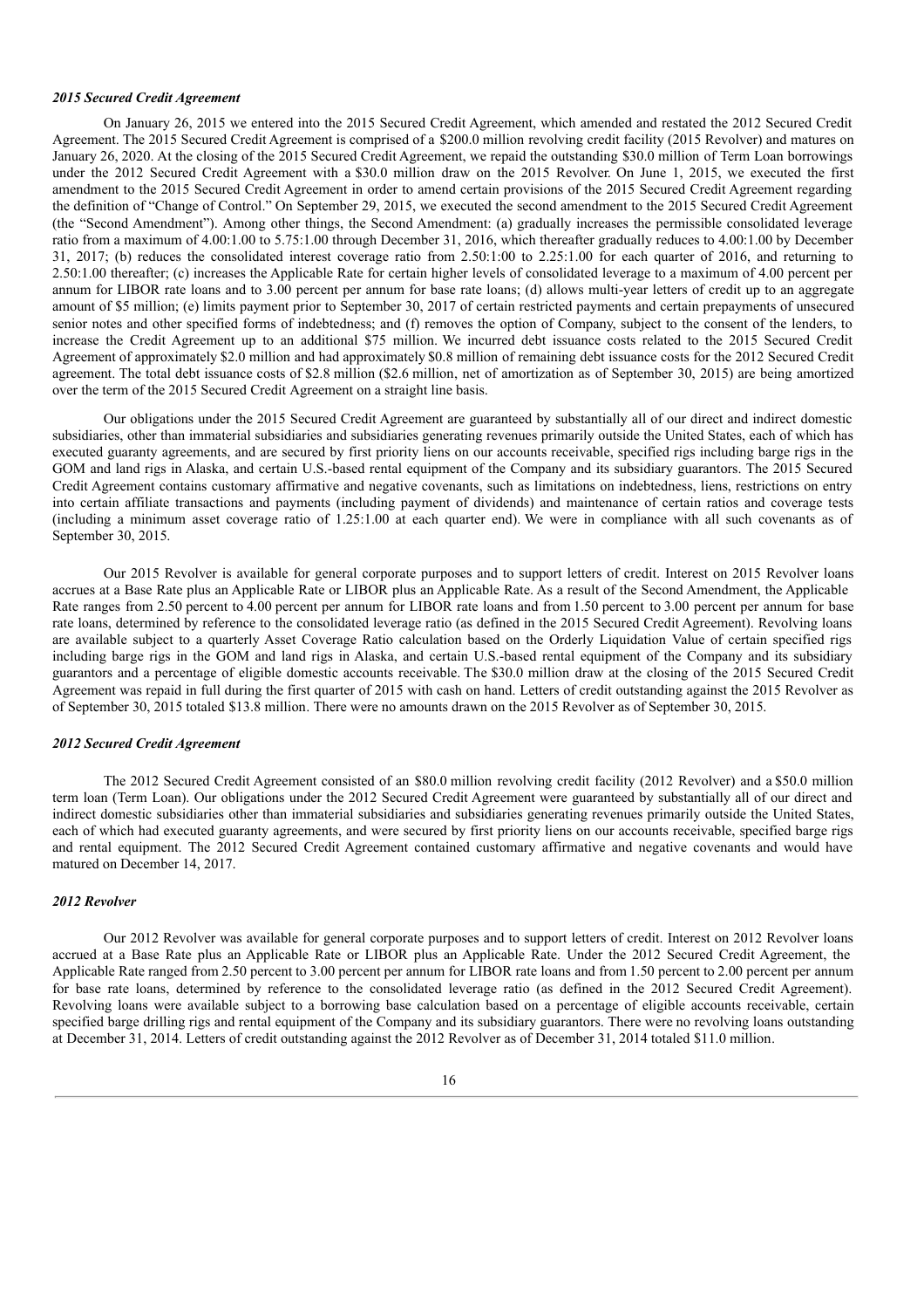### *2015 Secured Credit Agreement*

On January 26, 2015 we entered into the 2015 Secured Credit Agreement, which amended and restated the 2012 Secured Credit Agreement. The 2015 Secured Credit Agreement is comprised of a $200.0 million revolving credit facility (2015 Revolver) and matures on January 26, 2020. At the closing of the 2015 Secured Credit Agreement, we repaid the outstanding $30.0 million of Term Loan borrowings under the 2012 Secured Credit Agreement with a $30.0 million draw on the 2015 Revolver. On June 1, 2015, we executed the first amendment to the 2015 Secured Credit Agreement in order to amend certain provisions of the 2015 Secured Credit Agreement regarding the definition of "Change of Control." On September 29, 2015, we executed the second amendment to the 2015 Secured Credit Agreement (the "Second Amendment"). Among other things, the Second Amendment: (a) gradually increases the permissible consolidated leverage ratio from a maximum of 4.00:1.00 to 5.75:1.00 through December 31, 2016, which thereafter gradually reduces to 4.00:1.00 by December 31, 2017; (b) reduces the consolidated interest coverage ratio from 2.50:1:00 to 2.25:1.00 for each quarter of 2016, and returning to 2.50:1.00 thereafter; (c) increases the Applicable Rate for certain higher levels of consolidated leverage to a maximum of 4.00 percent per annum for LIBOR rate loans and to 3.00 percent per annum for base rate loans; (d) allows multi-year letters of credit up to an aggregate amount of $5 million; (e) limits payment prior to September 30, 2017 of certain restricted payments and certain prepayments of unsecured senior notes and other specified forms of indebtedness; and (f) removes the option of Company, subject to the consent of the lenders, to increase the Credit Agreement up to an additional $75 million. We incurred debt issuance costs related to the 2015 Secured Credit Agreement of approximately $2.0 million and had approximately $0.8 million of remaining debt issuance costs for the 2012 Secured Credit agreement. The total debt issuance costs of $2.8 million ($2.6 million, net of amortization as of September 30, 2015) are being amortized over the term of the 2015 Secured Credit Agreement on a straight line basis.

Our obligations under the 2015 Secured Credit Agreement are guaranteed by substantially all of our direct and indirect domestic subsidiaries, other than immaterial subsidiaries and subsidiaries generating revenues primarily outside the United States, each of which has executed guaranty agreements, and are secured by first priority liens on our accounts receivable, specified rigs including barge rigs in the GOM and land rigs in Alaska, and certain U.S.-based rental equipment of the Company and its subsidiary guarantors. The 2015 Secured Credit Agreement contains customary affirmative and negative covenants, such as limitations on indebtedness, liens, restrictions on entry into certain affiliate transactions and payments (including payment of dividends) and maintenance of certain ratios and coverage tests (including a minimum asset coverage ratio of 1.25:1.00 at each quarter end). We were in compliance with all such covenants as of September 30, 2015.

Our 2015 Revolver is available for general corporate purposes and to support letters of credit. Interest on 2015 Revolver loans accrues at a Base Rate plus an Applicable Rate or LIBOR plus an Applicable Rate. As a result of the Second Amendment, the Applicable Rate ranges from 2.50 percent to 4.00 percent per annum for LIBOR rate loans and from 1.50 percent to 3.00 percent per annum for base rate loans, determined by reference to the consolidated leverage ratio (as defined in the 2015 Secured Credit Agreement). Revolving loans are available subject to a quarterly Asset Coverage Ratio calculation based on the Orderly Liquidation Value of certain specified rigs including barge rigs in the GOM and land rigs in Alaska, and certain U.S.-based rental equipment of the Company and its subsidiary guarantors and a percentage of eligible domestic accounts receivable. The $30.0 million draw at the closing of the 2015 Secured Credit Agreement was repaid in full during the first quarter of 2015 with cash on hand. Letters of credit outstanding against the 2015 Revolver as of September 30, 2015 totaled $13.8 million. There were no amounts drawn on the 2015 Revolver as of September 30, 2015.

### *2012 Secured Credit Agreement*

The 2012 Secured Credit Agreement consisted of an $80.0 million revolving credit facility (2012 Revolver) and a $50.0 million term loan (Term Loan). Our obligations under the 2012 Secured Credit Agreement were guaranteed by substantially all of our direct and indirect domestic subsidiaries other than immaterial subsidiaries and subsidiaries generating revenues primarily outside the United States, each of which had executed guaranty agreements, and were secured by first priority liens on our accounts receivable, specified barge rigs and rental equipment. The 2012 Secured Credit Agreement contained customary affirmative and negative covenants and would have matured on December 14, 2017.

### *2012 Revolver*

Our 2012 Revolver was available for general corporate purposes and to support letters of credit. Interest on 2012 Revolver loans accrued at a Base Rate plus an Applicable Rate or LIBOR plus an Applicable Rate. Under the 2012 Secured Credit Agreement, the Applicable Rate ranged from 2.50 percent to 3.00 percent per annum for LIBOR rate loans and from 1.50 percent to 2.00 percent per annum for base rate loans, determined by reference to the consolidated leverage ratio (as defined in the 2012 Secured Credit Agreement). Revolving loans were available subject to a borrowing base calculation based on a percentage of eligible accounts receivable, certain specified barge drilling rigs and rental equipment of the Company and its subsidiary guarantors. There were no revolving loans outstanding at December 31, 2014. Letters of credit outstanding against the 2012 Revolver as of December 31, 2014 totaled $11.0 million.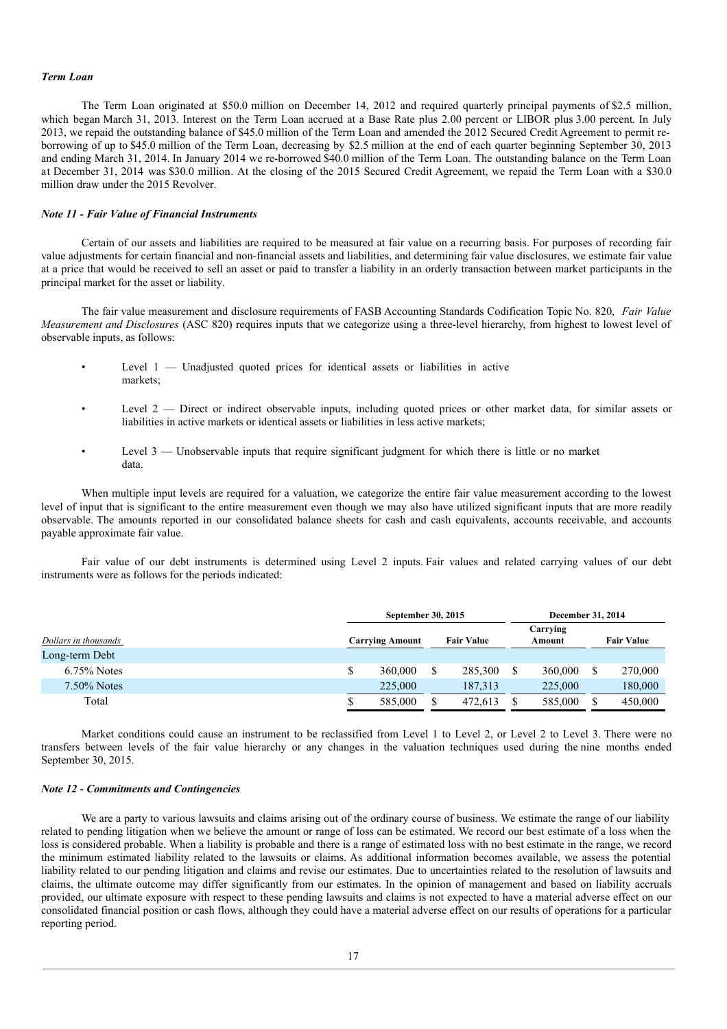*Term Loan*

The Term Loan originated at $50.0 million on December 14, 2012 and required quarterly principal payments of $2.5 million, which began March 31, 2013. Interest on the Term Loan accrued at a Base Rate plus 2.00 percent or LIBOR plus 3.00 percent. In July 2013, we repaid the outstanding balance of $45.0 million of the Term Loan and amended the 2012 Secured Credit Agreement to permit re-borrowing of up to $45.0 million of the Term Loan, decreasing by $2.5 million at the end of each quarter beginning September 30, 2013 and ending March 31, 2014. In January 2014 we re-borrowed $40.0 million of the Term Loan. The outstanding balance on the Term Loan at December 31, 2014 was $30.0 million. At the closing of the 2015 Secured Credit Agreement, we repaid the Term Loan with a $30.0 million draw under the 2015 Revolver.

*Note 11 - Fair Value of Financial Instruments*

Certain of our assets and liabilities are required to be measured at fair value on a recurring basis. For purposes of recording fair value adjustments for certain financial and non-financial assets and liabilities, and determining fair value disclosures, we estimate fair value at a price that would be received to sell an asset or paid to transfer a liability in an orderly transaction between market participants in the principal market for the asset or liability.

The fair value measurement and disclosure requirements of FASB Accounting Standards Codification Topic No. 820, *Fair Value Measurement and Disclosures* (ASC 820) requires inputs that we categorize using a three-level hierarchy, from highest to lowest level of observable inputs, as follows:

- Level 1 — Unadjusted quoted prices for identical assets or liabilities in active markets;
- Level 2 — Direct or indirect observable inputs, including quoted prices or other market data, for similar assets or liabilities in active markets or identical assets or liabilities in less active markets;
- Level 3 — Unobservable inputs that require significant judgment for which there is little or no market data.

When multiple input levels are required for a valuation, we categorize the entire fair value measurement according to the lowest level of input that is significant to the entire measurement even though we may also have utilized significant inputs that are more readily observable. The amounts reported in our consolidated balance sheets for cash and cash equivalents, accounts receivable, and accounts payable approximate fair value.

Fair value of our debt instruments is determined using Level 2 inputs. Fair values and related carrying values of our debt instruments were as follows for the periods indicated:

| | September 30, 2015 | | December 31, 2014 | |
|---|---|---|---|---|
| *Dollars in thousands* | Carrying Amount | Fair Value | Carrying Amount | Fair Value |
| Long-term Debt | | | | |
| 6.75% Notes | $ 360,000 | $ 285,300 | $ 360,000 | $ 270,000 |
| 7.50% Notes | 225,000 | 187,313 | 225,000 | 180,000 |
| Total | $ 585,000 | $ 472,613 | $ 585,000 | $ 450,000 |

Market conditions could cause an instrument to be reclassified from Level 1 to Level 2, or Level 2 to Level 3. There were no transfers between levels of the fair value hierarchy or any changes in the valuation techniques used during the nine months ended September 30, 2015.

*Note 12 - Commitments and Contingencies*

We are a party to various lawsuits and claims arising out of the ordinary course of business. We estimate the range of our liability related to pending litigation when we believe the amount or range of loss can be estimated. We record our best estimate of a loss when the loss is considered probable. When a liability is probable and there is a range of estimated loss with no best estimate in the range, we record the minimum estimated liability related to the lawsuits or claims. As additional information becomes available, we assess the potential liability related to our pending litigation and claims and revise our estimates. Due to uncertainties related to the resolution of lawsuits and claims, the ultimate outcome may differ significantly from our estimates. In the opinion of management and based on liability accruals provided, our ultimate exposure with respect to these pending lawsuits and claims is not expected to have a material adverse effect on our consolidated financial position or cash flows, although they could have a material adverse effect on our results of operations for a particular reporting period.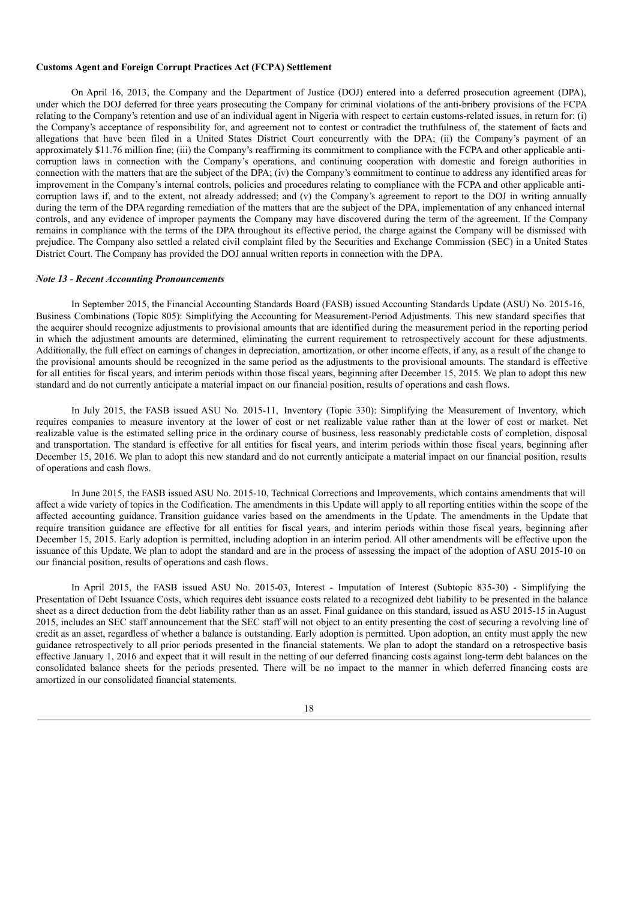**Customs Agent and Foreign Corrupt Practices Act (FCPA) Settlement**

On April 16, 2013, the Company and the Department of Justice (DOJ) entered into a deferred prosecution agreement (DPA), under which the DOJ deferred for three years prosecuting the Company for criminal violations of the anti-bribery provisions of the FCPA relating to the Company's retention and use of an individual agent in Nigeria with respect to certain customs-related issues, in return for: (i) the Company's acceptance of responsibility for, and agreement not to contest or contradict the truthfulness of, the statement of facts and allegations that have been filed in a United States District Court concurrently with the DPA; (ii) the Company's payment of an approximately $11.76 million fine; (iii) the Company's reaffirming its commitment to compliance with the FCPA and other applicable anti-corruption laws in connection with the Company's operations, and continuing cooperation with domestic and foreign authorities in connection with the matters that are the subject of the DPA; (iv) the Company's commitment to continue to address any identified areas for improvement in the Company's internal controls, policies and procedures relating to compliance with the FCPA and other applicable anti-corruption laws if, and to the extent, not already addressed; and (v) the Company's agreement to report to the DOJ in writing annually during the term of the DPA regarding remediation of the matters that are the subject of the DPA, implementation of any enhanced internal controls, and any evidence of improper payments the Company may have discovered during the term of the agreement. If the Company remains in compliance with the terms of the DPA throughout its effective period, the charge against the Company will be dismissed with prejudice. The Company also settled a related civil complaint filed by the Securities and Exchange Commission (SEC) in a United States District Court. The Company has provided the DOJ annual written reports in connection with the DPA.

***Note 13 - Recent Accounting Pronouncements***

In September 2015, the Financial Accounting Standards Board (FASB) issued Accounting Standards Update (ASU) No. 2015-16, Business Combinations (Topic 805): Simplifying the Accounting for Measurement-Period Adjustments. This new standard specifies that the acquirer should recognize adjustments to provisional amounts that are identified during the measurement period in the reporting period in which the adjustment amounts are determined, eliminating the current requirement to retrospectively account for these adjustments. Additionally, the full effect on earnings of changes in depreciation, amortization, or other income effects, if any, as a result of the change to the provisional amounts should be recognized in the same period as the adjustments to the provisional amounts. The standard is effective for all entities for fiscal years, and interim periods within those fiscal years, beginning after December 15, 2015. We plan to adopt this new standard and do not currently anticipate a material impact on our financial position, results of operations and cash flows.

In July 2015, the FASB issued ASU No. 2015-11, Inventory (Topic 330): Simplifying the Measurement of Inventory, which requires companies to measure inventory at the lower of cost or net realizable value rather than at the lower of cost or market. Net realizable value is the estimated selling price in the ordinary course of business, less reasonably predictable costs of completion, disposal and transportation. The standard is effective for all entities for fiscal years, and interim periods within those fiscal years, beginning after December 15, 2016. We plan to adopt this new standard and do not currently anticipate a material impact on our financial position, results of operations and cash flows.

In June 2015, the FASB issued ASU No. 2015-10, Technical Corrections and Improvements, which contains amendments that will affect a wide variety of topics in the Codification. The amendments in this Update will apply to all reporting entities within the scope of the affected accounting guidance. Transition guidance varies based on the amendments in the Update. The amendments in the Update that require transition guidance are effective for all entities for fiscal years, and interim periods within those fiscal years, beginning after December 15, 2015. Early adoption is permitted, including adoption in an interim period. All other amendments will be effective upon the issuance of this Update. We plan to adopt the standard and are in the process of assessing the impact of the adoption of ASU 2015-10 on our financial position, results of operations and cash flows.

In April 2015, the FASB issued ASU No. 2015-03, Interest - Imputation of Interest (Subtopic 835-30) - Simplifying the Presentation of Debt Issuance Costs, which requires debt issuance costs related to a recognized debt liability to be presented in the balance sheet as a direct deduction from the debt liability rather than as an asset. Final guidance on this standard, issued as ASU 2015-15 in August 2015, includes an SEC staff announcement that the SEC staff will not object to an entity presenting the cost of securing a revolving line of credit as an asset, regardless of whether a balance is outstanding. Early adoption is permitted. Upon adoption, an entity must apply the new guidance retrospectively to all prior periods presented in the financial statements. We plan to adopt the standard on a retrospective basis effective January 1, 2016 and expect that it will result in the netting of our deferred financing costs against long-term debt balances on the consolidated balance sheets for the periods presented. There will be no impact to the manner in which deferred financing costs are amortized in our consolidated financial statements.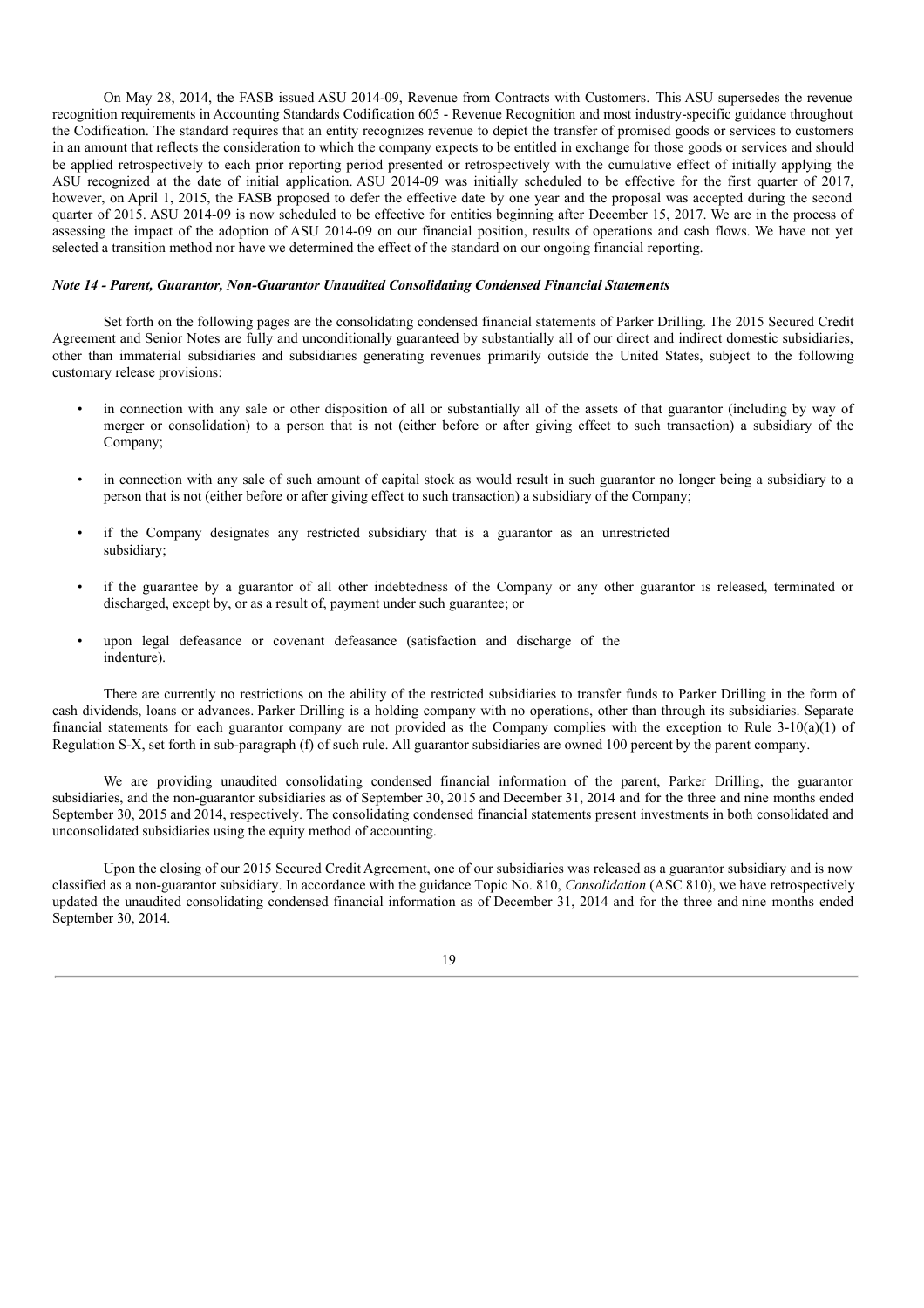On May 28, 2014, the FASB issued ASU 2014-09, Revenue from Contracts with Customers. This ASU supersedes the revenue recognition requirements in Accounting Standards Codification 605 - Revenue Recognition and most industry-specific guidance throughout the Codification. The standard requires that an entity recognizes revenue to depict the transfer of promised goods or services to customers in an amount that reflects the consideration to which the company expects to be entitled in exchange for those goods or services and should be applied retrospectively to each prior reporting period presented or retrospectively with the cumulative effect of initially applying the ASU recognized at the date of initial application. ASU 2014-09 was initially scheduled to be effective for the first quarter of 2017, however, on April 1, 2015, the FASB proposed to defer the effective date by one year and the proposal was accepted during the second quarter of 2015. ASU 2014-09 is now scheduled to be effective for entities beginning after December 15, 2017. We are in the process of assessing the impact of the adoption of ASU 2014-09 on our financial position, results of operations and cash flows. We have not yet selected a transition method nor have we determined the effect of the standard on our ongoing financial reporting.

***Note 14 - Parent, Guarantor, Non-Guarantor Unaudited Consolidating Condensed Financial Statements***

Set forth on the following pages are the consolidating condensed financial statements of Parker Drilling. The 2015 Secured Credit Agreement and Senior Notes are fully and unconditionally guaranteed by substantially all of our direct and indirect domestic subsidiaries, other than immaterial subsidiaries and subsidiaries generating revenues primarily outside the United States, subject to the following customary release provisions:

- in connection with any sale or other disposition of all or substantially all of the assets of that guarantor (including by way of merger or consolidation) to a person that is not (either before or after giving effect to such transaction) a subsidiary of the Company;
- in connection with any sale of such amount of capital stock as would result in such guarantor no longer being a subsidiary to a person that is not (either before or after giving effect to such transaction) a subsidiary of the Company;
- if the Company designates any restricted subsidiary that is a guarantor as an unrestricted subsidiary;
- if the guarantee by a guarantor of all other indebtedness of the Company or any other guarantor is released, terminated or discharged, except by, or as a result of, payment under such guarantee; or
- upon legal defeasance or covenant defeasance (satisfaction and discharge of the indenture).

There are currently no restrictions on the ability of the restricted subsidiaries to transfer funds to Parker Drilling in the form of cash dividends, loans or advances. Parker Drilling is a holding company with no operations, other than through its subsidiaries. Separate financial statements for each guarantor company are not provided as the Company complies with the exception to Rule 3-10(a)(1) of Regulation S-X, set forth in sub-paragraph (f) of such rule. All guarantor subsidiaries are owned 100 percent by the parent company.

We are providing unaudited consolidating condensed financial information of the parent, Parker Drilling, the guarantor subsidiaries, and the non-guarantor subsidiaries as of September 30, 2015 and December 31, 2014 and for the three and nine months ended September 30, 2015 and 2014, respectively. The consolidating condensed financial statements present investments in both consolidated and unconsolidated subsidiaries using the equity method of accounting.

Upon the closing of our 2015 Secured Credit Agreement, one of our subsidiaries was released as a guarantor subsidiary and is now classified as a non-guarantor subsidiary. In accordance with the guidance Topic No. 810, *Consolidation* (ASC 810), we have retrospectively updated the unaudited consolidating condensed financial information as of December 31, 2014 and for the three and nine months ended September 30, 2014.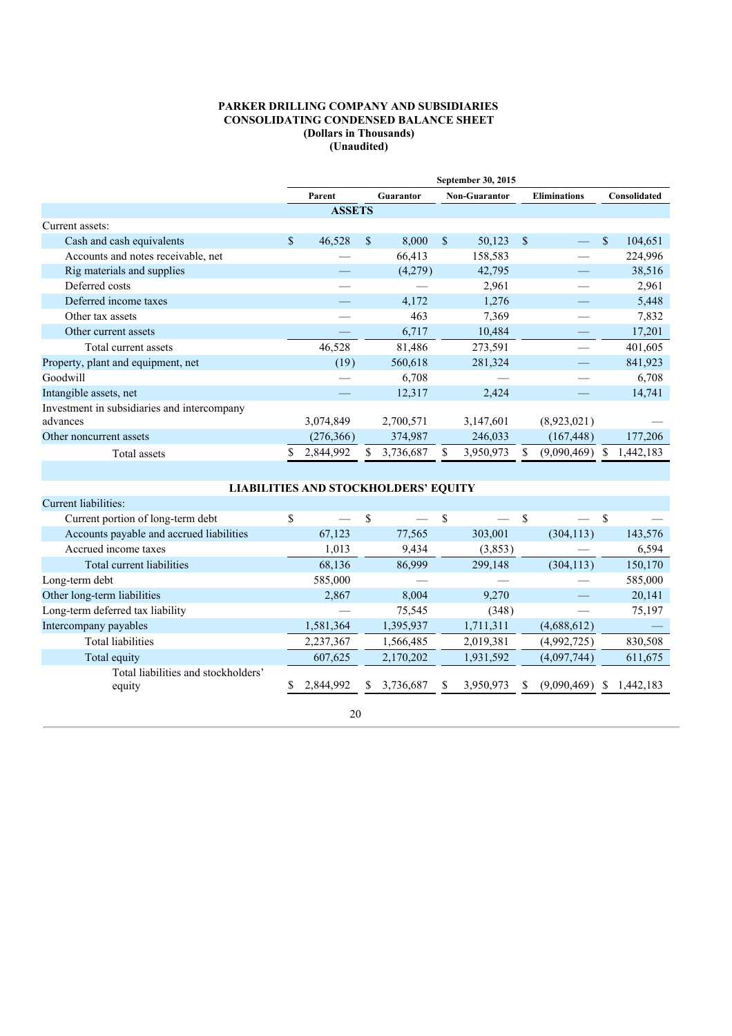**PARKER DRILLING COMPANY AND SUBSIDIARIES**
**CONSOLIDATING CONDENSED BALANCE SHEET**
**(Dollars in Thousands)**
**(Unaudited)**

| | September 30, 2015 | | | | |
|---|---|---|---|---|---|
| | Parent | Guarantor | Non-Guarantor | Eliminations | Consolidated |
| **ASSETS** | | | | | |
| Current assets: | | | | | |
| Cash and cash equivalents | $ 46,528 | $ 8,000 | $ 50,123 | $ — | $ 104,651 |
| Accounts and notes receivable, net | — | 66,413 | 158,583 | — | 224,996 |
| Rig materials and supplies | — | (4,279) | 42,795 | — | 38,516 |
| Deferred costs | — | — | 2,961 | — | 2,961 |
| Deferred income taxes | — | 4,172 | 1,276 | — | 5,448 |
| Other tax assets | — | 463 | 7,369 | — | 7,832 |
| Other current assets | — | 6,717 | 10,484 | — | 17,201 |
| Total current assets | 46,528 | 81,486 | 273,591 | — | 401,605 |
| Property, plant and equipment, net | (19) | 560,618 | 281,324 | — | 841,923 |
| Goodwill | — | 6,708 | — | — | 6,708 |
| Intangible assets, net | — | 12,317 | 2,424 | — | 14,741 |
| Investment in subsidiaries and intercompany advances | 3,074,849 | 2,700,571 | 3,147,601 | (8,923,021) | — |
| Other noncurrent assets | (276,366) | 374,987 | 246,033 | (167,448) | 177,206 |
| Total assets | $ 2,844,992 | $ 3,736,687 | $ 3,950,973 | $ (9,090,469) | $ 1,442,183 |
| **LIABILITIES AND STOCKHOLDERS' EQUITY** | | | | | |
| Current liabilities: | | | | | |
| Current portion of long-term debt | $ — | $ — | $ — | $ — | $ — |
| Accounts payable and accrued liabilities | 67,123 | 77,565 | 303,001 | (304,113) | 143,576 |
| Accrued income taxes | 1,013 | 9,434 | (3,853) | — | 6,594 |
| Total current liabilities | 68,136 | 86,999 | 299,148 | (304,113) | 150,170 |
| Long-term debt | 585,000 | — | — | — | 585,000 |
| Other long-term liabilities | 2,867 | 8,004 | 9,270 | — | 20,141 |
| Long-term deferred tax liability | — | 75,545 | (348) | — | 75,197 |
| Intercompany payables | 1,581,364 | 1,395,937 | 1,711,311 | (4,688,612) | — |
| Total liabilities | 2,237,367 | 1,566,485 | 2,019,381 | (4,992,725) | 830,508 |
| Total equity | 607,625 | 2,170,202 | 1,931,592 | (4,097,744) | 611,675 |
| Total liabilities and stockholders' equity | $ 2,844,992 | $ 3,736,687 | $ 3,950,973 | $ (9,090,469) | $ 1,442,183 |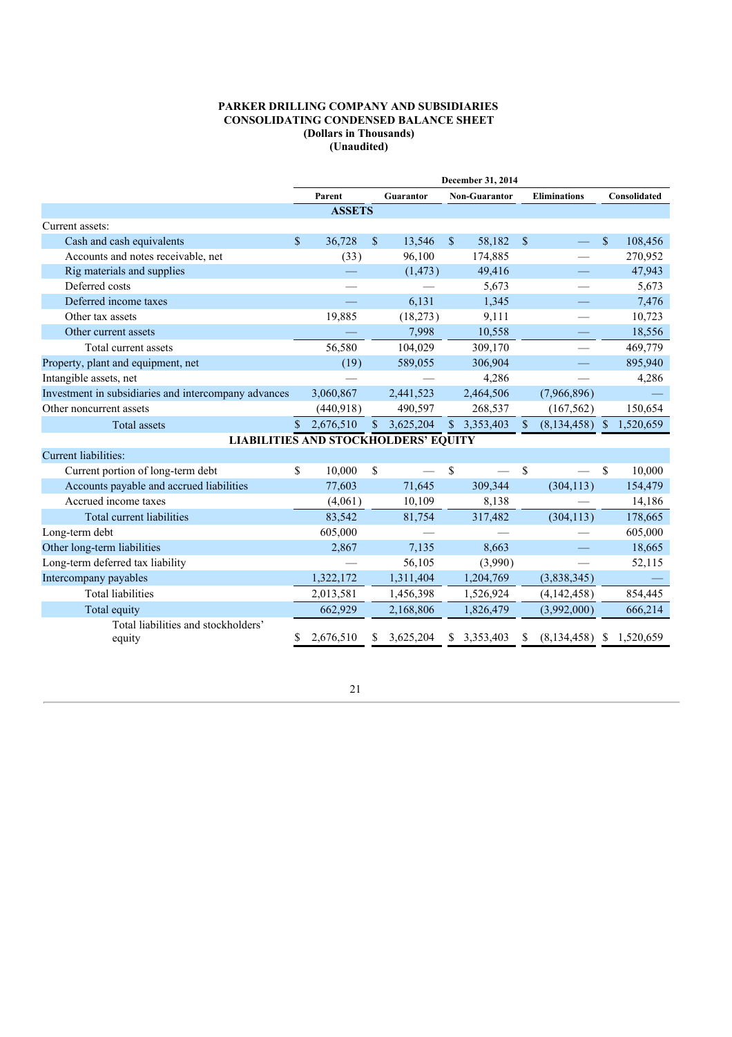**PARKER DRILLING COMPANY AND SUBSIDIARIES**
**CONSOLIDATING CONDENSED BALANCE SHEET**
**(Dollars in Thousands)**
**(Unaudited)**

| | December 31, 2014 | | | | |
|---|---|---|---|---|---|
| | Parent | Guarantor | Non-Guarantor | Eliminations | Consolidated |
| **ASSETS** | | | | | |
| Current assets: | | | | | |
| Cash and cash equivalents | $ 36,728 | $ 13,546 | $ 58,182 | $ — | $ 108,456 |
| Accounts and notes receivable, net | (33) | 96,100 | 174,885 | — | 270,952 |
| Rig materials and supplies | — | (1,473) | 49,416 | — | 47,943 |
| Deferred costs | — | — | 5,673 | — | 5,673 |
| Deferred income taxes | — | 6,131 | 1,345 | — | 7,476 |
| Other tax assets | 19,885 | (18,273) | 9,111 | — | 10,723 |
| Other current assets | — | 7,998 | 10,558 | — | 18,556 |
| Total current assets | 56,580 | 104,029 | 309,170 | — | 469,779 |
| Property, plant and equipment, net | (19) | 589,055 | 306,904 | — | 895,940 |
| Intangible assets, net | — | — | 4,286 | — | 4,286 |
| Investment in subsidiaries and intercompany advances | 3,060,867 | 2,441,523 | 2,464,506 | (7,966,896) | — |
| Other noncurrent assets | (440,918) | 490,597 | 268,537 | (167,562) | 150,654 |
| Total assets | $ 2,676,510 | $ 3,625,204 | $ 3,353,403 | $ (8,134,458) | $ 1,520,659 |
| **LIABILITIES AND STOCKHOLDERS' EQUITY** | | | | | |
| Current liabilities: | | | | | |
| Current portion of long-term debt | $ 10,000 | $ — | $ — | $ — | $ 10,000 |
| Accounts payable and accrued liabilities | 77,603 | 71,645 | 309,344 | (304,113) | 154,479 |
| Accrued income taxes | (4,061) | 10,109 | 8,138 | — | 14,186 |
| Total current liabilities | 83,542 | 81,754 | 317,482 | (304,113) | 178,665 |
| Long-term debt | 605,000 | — | — | — | 605,000 |
| Other long-term liabilities | 2,867 | 7,135 | 8,663 | — | 18,665 |
| Long-term deferred tax liability | — | 56,105 | (3,990) | — | 52,115 |
| Intercompany payables | 1,322,172 | 1,311,404 | 1,204,769 | (3,838,345) | — |
| Total liabilities | 2,013,581 | 1,456,398 | 1,526,924 | (4,142,458) | 854,445 |
| Total equity | 662,929 | 2,168,806 | 1,826,479 | (3,992,000) | 666,214 |
| Total liabilities and stockholders' equity | $ 2,676,510 | $ 3,625,204 | $ 3,353,403 | $ (8,134,458) | $ 1,520,659 |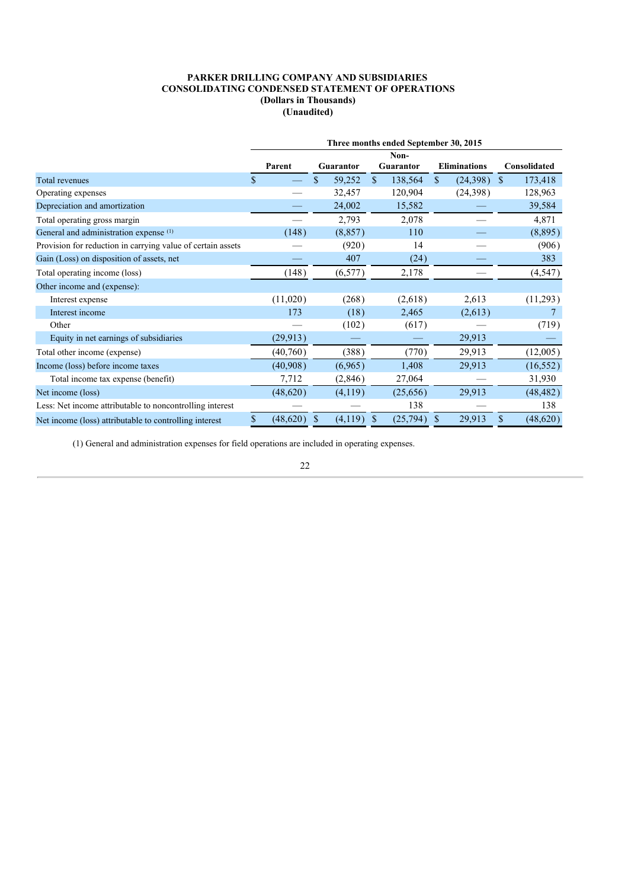**PARKER DRILLING COMPANY AND SUBSIDIARIES**
**CONSOLIDATING CONDENSED STATEMENT OF OPERATIONS**
**(Dollars in Thousands)**
**(Unaudited)**

| | Three months ended September 30, 2015 | | | | |
|---|---|---|---|---|---|
| | Parent | Guarantor | Non-Guarantor | Eliminations | Consolidated |
| Total revenues | $ — | $ 59,252 | $ 138,564 | $ (24,398) | $ 173,418 |
| Operating expenses | — | 32,457 | 120,904 | (24,398) | 128,963 |
| Depreciation and amortization | — | 24,002 | 15,582 | — | 39,584 |
| Total operating gross margin | — | 2,793 | 2,078 | — | 4,871 |
| General and administration expense [1] | (148) | (8,857) | 110 | — | (8,895) |
| Provision for reduction in carrying value of certain assets | — | (920) | 14 | — | (906) |
| Gain (Loss) on disposition of assets, net | — | 407 | (24) | — | 383 |
| Total operating income (loss) | (148) | (6,577) | 2,178 | — | (4,547) |
| Other income and (expense): | | | | | |
| Interest expense | (11,020) | (268) | (2,618) | 2,613 | (11,293) |
| Interest income | 173 | (18) | 2,465 | (2,613) | 7 |
| Other | — | (102) | (617) | — | (719) |
| Equity in net earnings of subsidiaries | (29,913) | — | — | 29,913 | — |
| Total other income (expense) | (40,760) | (388) | (770) | 29,913 | (12,005) |
| Income (loss) before income taxes | (40,908) | (6,965) | 1,408 | 29,913 | (16,552) |
| Total income tax expense (benefit) | 7,712 | (2,846) | 27,064 | — | 31,930 |
| Net income (loss) | (48,620) | (4,119) | (25,656) | 29,913 | (48,482) |
| Less: Net income attributable to noncontrolling interest | — | — | 138 | — | 138 |
| Net income (loss) attributable to controlling interest | $ (48,620) | $ (4,119) | $ (25,794) | $ 29,913 | $ (48,620) |

(1) General and administration expenses for field operations are included in operating expenses.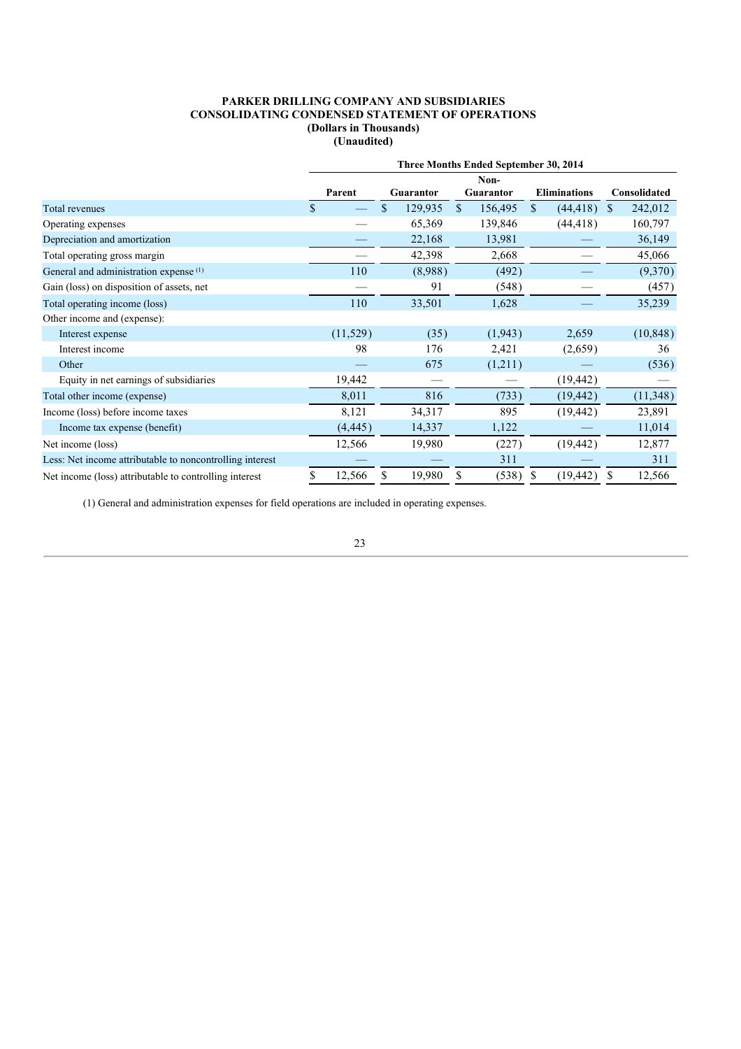**PARKER DRILLING COMPANY AND SUBSIDIARIES**
**CONSOLIDATING CONDENSED STATEMENT OF OPERATIONS**
**(Dollars in Thousands)**
**(Unaudited)**

| | Three Months Ended September 30, 2014 | | | | |
|---|---|---|---|---|---|
| | Parent | Guarantor | Non-Guarantor | Eliminations | Consolidated |
| Total revenues | $ — | $ 129,935 | $ 156,495 | $ (44,418) | $ 242,012 |
| Operating expenses | — | 65,369 | 139,846 | (44,418) | 160,797 |
| Depreciation and amortization | — | 22,168 | 13,981 | — | 36,149 |
| Total operating gross margin | — | 42,398 | 2,668 | — | 45,066 |
| General and administration expense [(1)] | 110 | (8,988) | (492) | — | (9,370) |
| Gain (loss) on disposition of assets, net | — | 91 | (548) | — | (457) |
| Total operating income (loss) | 110 | 33,501 | 1,628 | — | 35,239 |
| Other income and (expense): | | | | | |
| Interest expense | (11,529) | (35) | (1,943) | 2,659 | (10,848) |
| Interest income | 98 | 176 | 2,421 | (2,659) | 36 |
| Other | — | 675 | (1,211) | — | (536) |
| Equity in net earnings of subsidiaries | 19,442 | — | — | (19,442) | — |
| Total other income (expense) | 8,011 | 816 | (733) | (19,442) | (11,348) |
| Income (loss) before income taxes | 8,121 | 34,317 | 895 | (19,442) | 23,891 |
| Income tax expense (benefit) | (4,445) | 14,337 | 1,122 | — | 11,014 |
| Net income (loss) | 12,566 | 19,980 | (227) | (19,442) | 12,877 |
| Less: Net income attributable to noncontrolling interest | — | — | 311 | — | 311 |
| Net income (loss) attributable to controlling interest | $ 12,566 | $ 19,980 | $ (538) | $ (19,442) | $ 12,566 |

(1) General and administration expenses for field operations are included in operating expenses.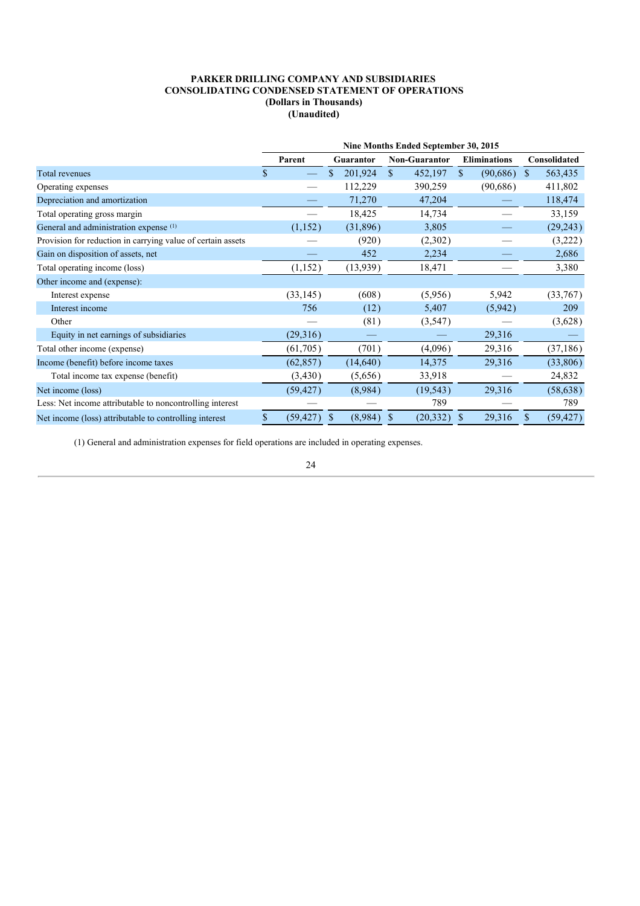**PARKER DRILLING COMPANY AND SUBSIDIARIES**
**CONSOLIDATING CONDENSED STATEMENT OF OPERATIONS**
**(Dollars in Thousands)**
**(Unaudited)**

| | Nine Months Ended September 30, 2015 | | | | |
|---|---|---|---|---|---|
| | Parent | Guarantor | Non-Guarantor | Eliminations | Consolidated |
| Total revenues | $ — | $ 201,924 | $ 452,197 | $ (90,686) | $ 563,435 |
| Operating expenses | — | 112,229 | 390,259 | (90,686) | 411,802 |
| Depreciation and amortization | — | 71,270 | 47,204 | — | 118,474 |
| Total operating gross margin | — | 18,425 | 14,734 | — | 33,159 |
| General and administration expense [(1)] | (1,152) | (31,896) | 3,805 | — | (29,243) |
| Provision for reduction in carrying value of certain assets | — | (920) | (2,302) | — | (3,222) |
| Gain on disposition of assets, net | — | 452 | 2,234 | — | 2,686 |
| Total operating income (loss) | (1,152) | (13,939) | 18,471 | — | 3,380 |
| Other income and (expense): | | | | | |
| Interest expense | (33,145) | (608) | (5,956) | 5,942 | (33,767) |
| Interest income | 756 | (12) | 5,407 | (5,942) | 209 |
| Other | — | (81) | (3,547) | — | (3,628) |
| Equity in net earnings of subsidiaries | (29,316) | — | — | 29,316 | — |
| Total other income (expense) | (61,705) | (701) | (4,096) | 29,316 | (37,186) |
| Income (benefit) before income taxes | (62,857) | (14,640) | 14,375 | 29,316 | (33,806) |
| Total income tax expense (benefit) | (3,430) | (5,656) | 33,918 | — | 24,832 |
| Net income (loss) | (59,427) | (8,984) | (19,543) | 29,316 | (58,638) |
| Less: Net income attributable to noncontrolling interest | — | — | 789 | — | 789 |
| Net income (loss) attributable to controlling interest | $ (59,427) | $ (8,984) | $ (20,332) | $ 29,316 | $ (59,427) |

(1) General and administration expenses for field operations are included in operating expenses.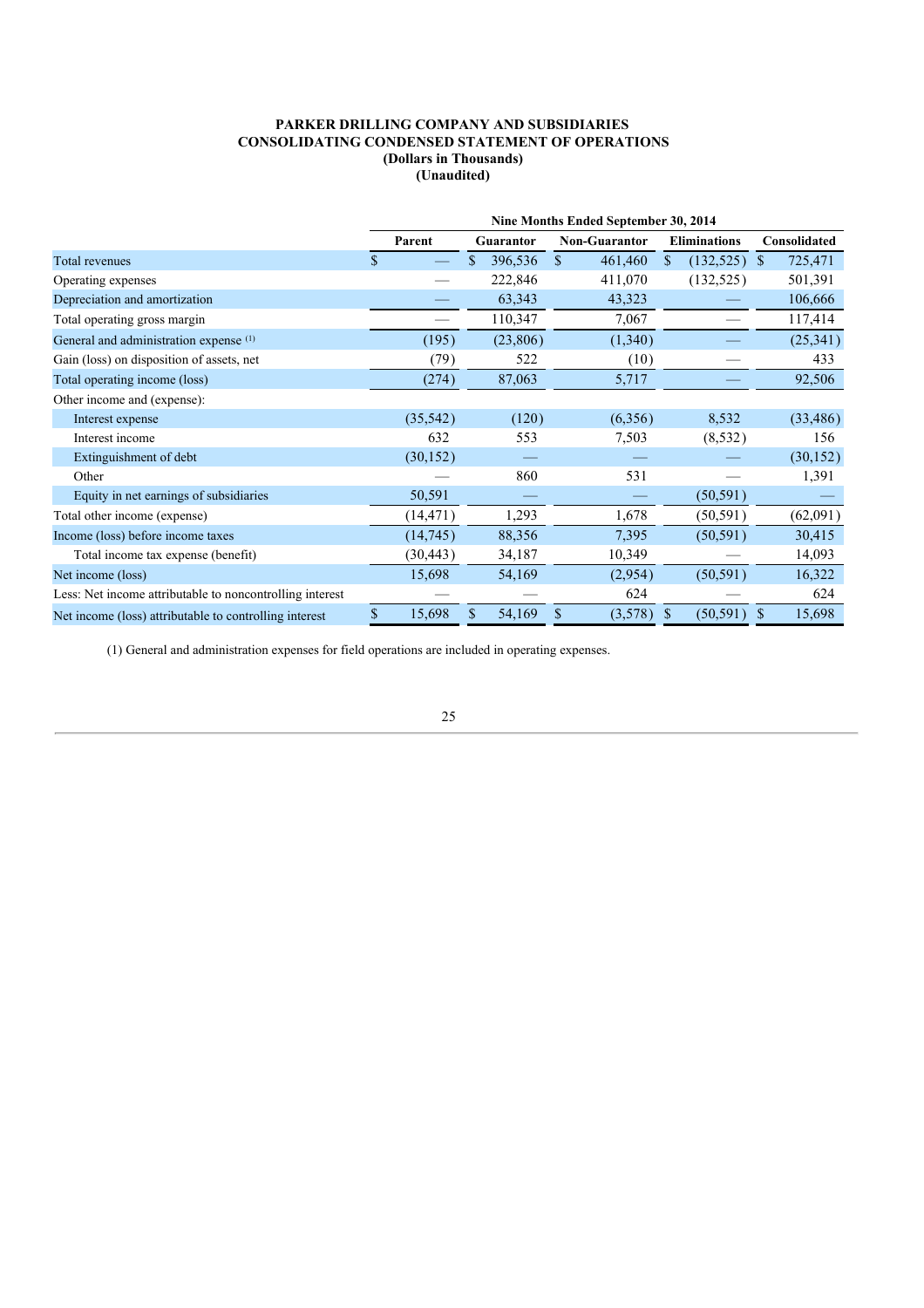**PARKER DRILLING COMPANY AND SUBSIDIARIES**
**CONSOLIDATING CONDENSED STATEMENT OF OPERATIONS**
**(Dollars in Thousands)**
**(Unaudited)**

| | Nine Months Ended September 30, 2014 | | | | |
|---|---|---|---|---|---|
| | Parent | Guarantor | Non-Guarantor | Eliminations | Consolidated |
| Total revenues | $ — | $ 396,536 | $ 461,460 | $ (132,525) | $ 725,471 |
| Operating expenses | — | 222,846 | 411,070 | (132,525) | 501,391 |
| Depreciation and amortization | — | 63,343 | 43,323 | — | 106,666 |
| Total operating gross margin | — | 110,347 | 7,067 | — | 117,414 |
| General and administration expense [(1)] | (195) | (23,806) | (1,340) | — | (25,341) |
| Gain (loss) on disposition of assets, net | (79) | 522 | (10) | — | 433 |
| Total operating income (loss) | (274) | 87,063 | 5,717 | — | 92,506 |
| Other income and (expense): | | | | | |
| Interest expense | (35,542) | (120) | (6,356) | 8,532 | (33,486) |
| Interest income | 632 | 553 | 7,503 | (8,532) | 156 |
| Extinguishment of debt | (30,152) | — | — | — | (30,152) |
| Other | — | 860 | 531 | — | 1,391 |
| Equity in net earnings of subsidiaries | 50,591 | — | — | (50,591) | — |
| Total other income (expense) | (14,471) | 1,293 | 1,678 | (50,591) | (62,091) |
| Income (loss) before income taxes | (14,745) | 88,356 | 7,395 | (50,591) | 30,415 |
| Total income tax expense (benefit) | (30,443) | 34,187 | 10,349 | — | 14,093 |
| Net income (loss) | 15,698 | 54,169 | (2,954) | (50,591) | 16,322 |
| Less: Net income attributable to noncontrolling interest | — | — | 624 | — | 624 |
| Net income (loss) attributable to controlling interest | $ 15,698 | $ 54,169 | $ (3,578) | $ (50,591) | $ 15,698 |

(1) General and administration expenses for field operations are included in operating expenses.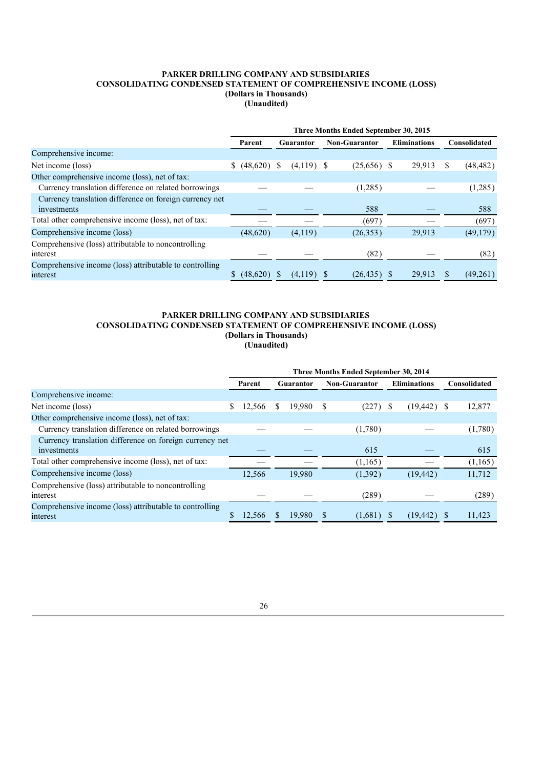**PARKER DRILLING COMPANY AND SUBSIDIARIES**
**CONSOLIDATING CONDENSED STATEMENT OF COMPREHENSIVE INCOME (LOSS)**
**(Dollars in Thousands)**
**(Unaudited)**

| | Three Months Ended September 30, 2015 | | | | |
|---|---|---|---|---|---|
| | Parent | Guarantor | Non-Guarantor | Eliminations | Consolidated |
| Comprehensive income: | | | | | |
| Net income (loss) | $ (48,620) | $ (4,119) | $ (25,656) | $ 29,913 | $ (48,482) |
| Other comprehensive income (loss), net of tax: | | | | | |
| Currency translation difference on related borrowings | — | — | (1,285) | — | (1,285) |
| Currency translation difference on foreign currency net investments | — | — | 588 | — | 588 |
| Total other comprehensive income (loss), net of tax: | — | — | (697) | — | (697) |
| Comprehensive income (loss) | (48,620) | (4,119) | (26,353) | 29,913 | (49,179) |
| Comprehensive (loss) attributable to noncontrolling interest | — | — | (82) | — | (82) |
| Comprehensive income (loss) attributable to controlling interest | $ (48,620) | $ (4,119) | $ (26,435) | $ 29,913 | $ (49,261) |

**PARKER DRILLING COMPANY AND SUBSIDIARIES**
**CONSOLIDATING CONDENSED STATEMENT OF COMPREHENSIVE INCOME (LOSS)**
**(Dollars in Thousands)**
**(Unaudited)**

| | Three Months Ended September 30, 2014 | | | | |
|---|---|---|---|---|---|
| | Parent | Guarantor | Non-Guarantor | Eliminations | Consolidated |
| Comprehensive income: | | | | | |
| Net income (loss) | $ 12,566 | $ 19,980 | $ (227) | $ (19,442) | $ 12,877 |
| Other comprehensive income (loss), net of tax: | | | | | |
| Currency translation difference on related borrowings | — | — | (1,780) | — | (1,780) |
| Currency translation difference on foreign currency net investments | — | — | 615 | — | 615 |
| Total other comprehensive income (loss), net of tax: | — | — | (1,165) | — | (1,165) |
| Comprehensive income (loss) | 12,566 | 19,980 | (1,392) | (19,442) | 11,712 |
| Comprehensive (loss) attributable to noncontrolling interest | — | — | (289) | — | (289) |
| Comprehensive income (loss) attributable to controlling interest | $ 12,566 | $ 19,980 | $ (1,681) | $ (19,442) | $ 11,423 |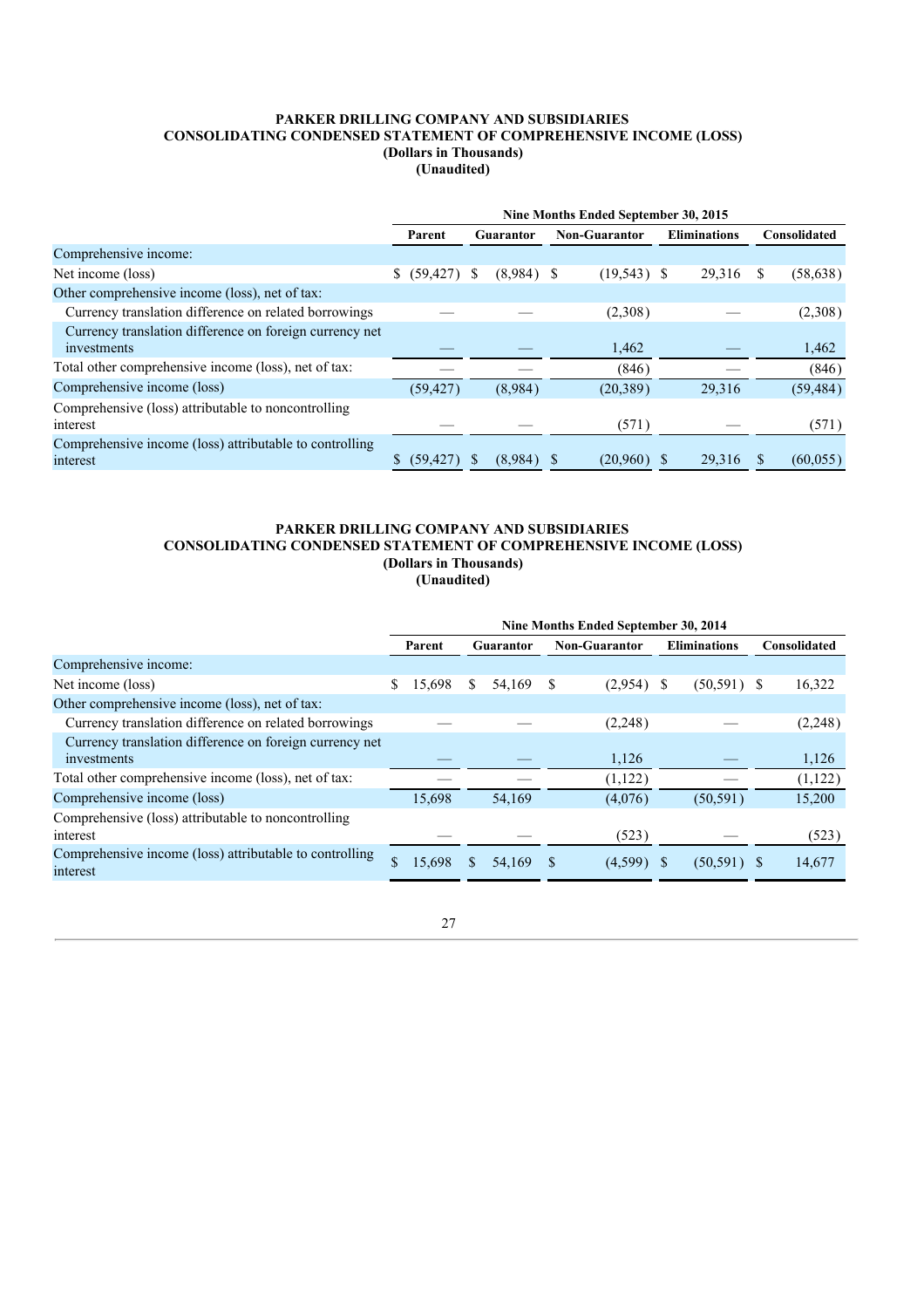**PARKER DRILLING COMPANY AND SUBSIDIARIES**
**CONSOLIDATING CONDENSED STATEMENT OF COMPREHENSIVE INCOME (LOSS)**
**(Dollars in Thousands)**
**(Unaudited)**

| | Nine Months Ended September 30, 2015 | | | | |
|---|---|---|---|---|---|
| | Parent | Guarantor | Non-Guarantor | Eliminations | Consolidated |
| Comprehensive income: | | | | | |
| Net income (loss) | $ (59,427) | $ (8,984) | $ (19,543) | $ 29,316 | $ (58,638) |
| Other comprehensive income (loss), net of tax: | | | | | |
| Currency translation difference on related borrowings | — | — | (2,308) | — | (2,308) |
| Currency translation difference on foreign currency net investments | — | — | 1,462 | — | 1,462 |
| Total other comprehensive income (loss), net of tax: | — | — | (846) | — | (846) |
| Comprehensive income (loss) | (59,427) | (8,984) | (20,389) | 29,316 | (59,484) |
| Comprehensive (loss) attributable to noncontrolling interest | — | — | (571) | — | (571) |
| Comprehensive income (loss) attributable to controlling interest | $ (59,427) | $ (8,984) | $ (20,960) | $ 29,316 | $ (60,055) |

**PARKER DRILLING COMPANY AND SUBSIDIARIES**
**CONSOLIDATING CONDENSED STATEMENT OF COMPREHENSIVE INCOME (LOSS)**
**(Dollars in Thousands)**
**(Unaudited)**

| | Nine Months Ended September 30, 2014 | | | | |
|---|---|---|---|---|---|
| | Parent | Guarantor | Non-Guarantor | Eliminations | Consolidated |
| Comprehensive income: | | | | | |
| Net income (loss) | $ 15,698 | $ 54,169 | $ (2,954) | $ (50,591) | $ 16,322 |
| Other comprehensive income (loss), net of tax: | | | | | |
| Currency translation difference on related borrowings | — | — | (2,248) | — | (2,248) |
| Currency translation difference on foreign currency net investments | — | — | 1,126 | — | 1,126 |
| Total other comprehensive income (loss), net of tax: | — | — | (1,122) | — | (1,122) |
| Comprehensive income (loss) | 15,698 | 54,169 | (4,076) | (50,591) | 15,200 |
| Comprehensive (loss) attributable to noncontrolling interest | — | — | (523) | — | (523) |
| Comprehensive income (loss) attributable to controlling interest | $ 15,698 | $ 54,169 | $ (4,599) | $ (50,591) | $ 14,677 |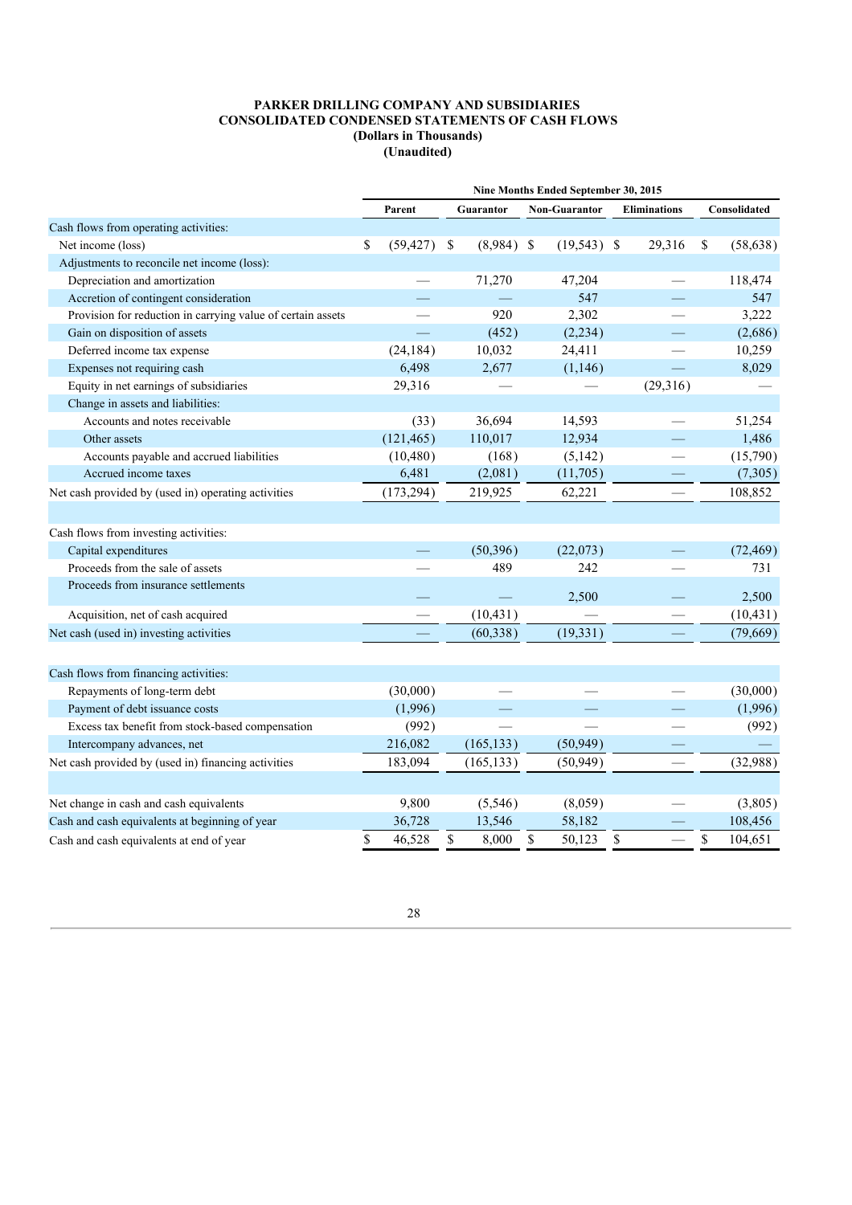**PARKER DRILLING COMPANY AND SUBSIDIARIES**
**CONSOLIDATED CONDENSED STATEMENTS OF CASH FLOWS**
**(Dollars in Thousands)**
**(Unaudited)**

| | Nine Months Ended September 30, 2015 | | | | |
|---|---|---|---|---|---|
| | Parent | Guarantor | Non-Guarantor | Eliminations | Consolidated |
| Cash flows from operating activities: | | | | | |
| Net income (loss) | $ (59,427) | $ (8,984) | $ (19,543) | $ 29,316 | $ (58,638) |
| Adjustments to reconcile net income (loss): | | | | | |
| Depreciation and amortization | — | 71,270 | 47,204 | — | 118,474 |
| Accretion of contingent consideration | — | — | 547 | — | 547 |
| Provision for reduction in carrying value of certain assets | — | 920 | 2,302 | — | 3,222 |
| Gain on disposition of assets | — | (452) | (2,234) | — | (2,686) |
| Deferred income tax expense | (24,184) | 10,032 | 24,411 | — | 10,259 |
| Expenses not requiring cash | 6,498 | 2,677 | (1,146) | — | 8,029 |
| Equity in net earnings of subsidiaries | 29,316 | — | — | (29,316) | — |
| Change in assets and liabilities: | | | | | |
| Accounts and notes receivable | (33) | 36,694 | 14,593 | — | 51,254 |
| Other assets | (121,465) | 110,017 | 12,934 | — | 1,486 |
| Accounts payable and accrued liabilities | (10,480) | (168) | (5,142) | — | (15,790) |
| Accrued income taxes | 6,481 | (2,081) | (11,705) | — | (7,305) |
| Net cash provided by (used in) operating activities | (173,294) | 219,925 | 62,221 | — | 108,852 |
| | | | | | |
| Cash flows from investing activities: | | | | | |
| Capital expenditures | — | (50,396) | (22,073) | — | (72,469) |
| Proceeds from the sale of assets | — | 489 | 242 | — | 731 |
| Proceeds from insurance settlements | — | — | 2,500 | — | 2,500 |
| Acquisition, net of cash acquired | — | (10,431) | — | — | (10,431) |
| Net cash (used in) investing activities | — | (60,338) | (19,331) | — | (79,669) |
| | | | | | |
| Cash flows from financing activities: | | | | | |
| Repayments of long-term debt | (30,000) | — | — | — | (30,000) |
| Payment of debt issuance costs | (1,996) | — | — | — | (1,996) |
| Excess tax benefit from stock-based compensation | (992) | — | — | — | (992) |
| Intercompany advances, net | 216,082 | (165,133) | (50,949) | — | — |
| Net cash provided by (used in) financing activities | 183,094 | (165,133) | (50,949) | — | (32,988) |
| | | | | | |
| Net change in cash and cash equivalents | 9,800 | (5,546) | (8,059) | — | (3,805) |
| Cash and cash equivalents at beginning of year | 36,728 | 13,546 | 58,182 | — | 108,456 |
| Cash and cash equivalents at end of year | $ 46,528 | $ 8,000 | $ 50,123 | $ — | $ 104,651 |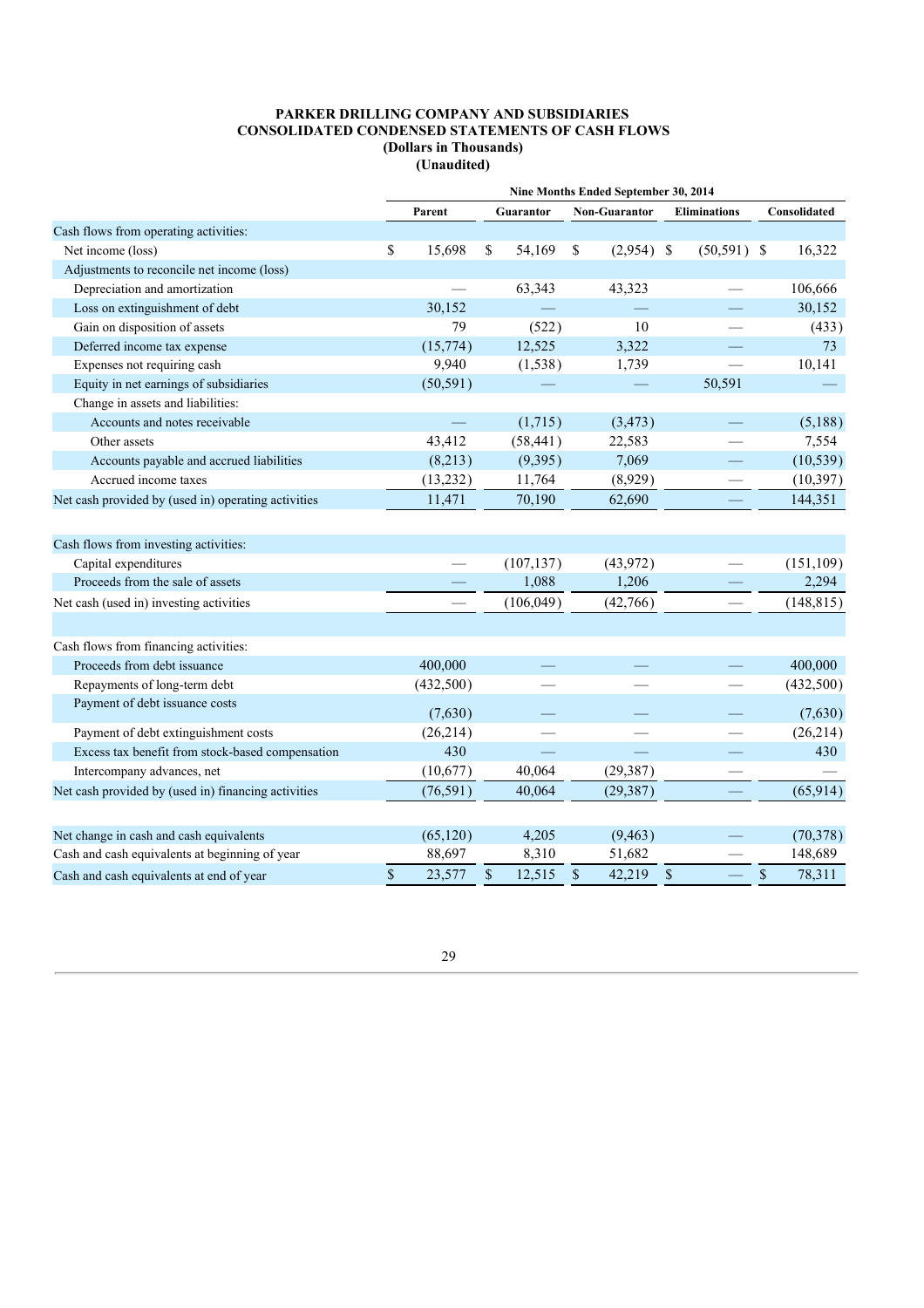**PARKER DRILLING COMPANY AND SUBSIDIARIES**
**CONSOLIDATED CONDENSED STATEMENTS OF CASH FLOWS**
**(Dollars in Thousands)**
**(Unaudited)**

| | Nine Months Ended September 30, 2014 | | | | |
|---|---|---|---|---|---|
| | Parent | Guarantor | Non-Guarantor | Eliminations | Consolidated |
| Cash flows from operating activities: | | | | | |
| Net income (loss) | $ 15,698 | $ 54,169 | $ (2,954) | $ (50,591) | $ 16,322 |
| Adjustments to reconcile net income (loss) | | | | | |
| Depreciation and amortization | — | 63,343 | 43,323 | — | 106,666 |
| Loss on extinguishment of debt | 30,152 | — | — | — | 30,152 |
| Gain on disposition of assets | 79 | (522) | 10 | — | (433) |
| Deferred income tax expense | (15,774) | 12,525 | 3,322 | — | 73 |
| Expenses not requiring cash | 9,940 | (1,538) | 1,739 | — | 10,141 |
| Equity in net earnings of subsidiaries | (50,591) | — | — | 50,591 | — |
| Change in assets and liabilities: | | | | | |
| Accounts and notes receivable | — | (1,715) | (3,473) | — | (5,188) |
| Other assets | 43,412 | (58,441) | 22,583 | — | 7,554 |
| Accounts payable and accrued liabilities | (8,213) | (9,395) | 7,069 | — | (10,539) |
| Accrued income taxes | (13,232) | 11,764 | (8,929) | — | (10,397) |
| Net cash provided by (used in) operating activities | 11,471 | 70,190 | 62,690 | — | 144,351 |
| | | | | | |
| Cash flows from investing activities: | | | | | |
| Capital expenditures | — | (107,137) | (43,972) | — | (151,109) |
| Proceeds from the sale of assets | — | 1,088 | 1,206 | — | 2,294 |
| Net cash (used in) investing activities | — | (106,049) | (42,766) | — | (148,815) |
| | | | | | |
| Cash flows from financing activities: | | | | | |
| Proceeds from debt issuance | 400,000 | — | — | — | 400,000 |
| Repayments of long-term debt | (432,500) | — | — | — | (432,500) |
| Payment of debt issuance costs | (7,630) | — | — | — | (7,630) |
| Payment of debt extinguishment costs | (26,214) | — | — | — | (26,214) |
| Excess tax benefit from stock-based compensation | 430 | — | — | — | 430 |
| Intercompany advances, net | (10,677) | 40,064 | (29,387) | — | — |
| Net cash provided by (used in) financing activities | (76,591) | 40,064 | (29,387) | — | (65,914) |
| | | | | | |
| Net change in cash and cash equivalents | (65,120) | 4,205 | (9,463) | — | (70,378) |
| Cash and cash equivalents at beginning of year | 88,697 | 8,310 | 51,682 | — | 148,689 |
| Cash and cash equivalents at end of year | $ 23,577 | $ 12,515 | $ 42,219 | $ — | $ 78,311 |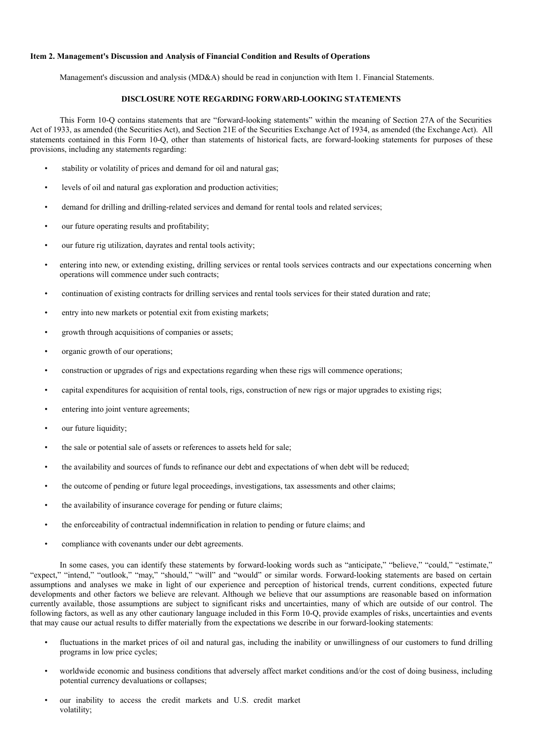**Item 2. Management's Discussion and Analysis of Financial Condition and Results of Operations**

Management's discussion and analysis (MD&A) should be read in conjunction with Item 1. Financial Statements.

**DISCLOSURE NOTE REGARDING FORWARD-LOOKING STATEMENTS**

This Form 10-Q contains statements that are "forward-looking statements" within the meaning of Section 27A of the Securities Act of 1933, as amended (the Securities Act), and Section 21E of the Securities Exchange Act of 1934, as amended (the Exchange Act). All statements contained in this Form 10-Q, other than statements of historical facts, are forward-looking statements for purposes of these provisions, including any statements regarding:

- stability or volatility of prices and demand for oil and natural gas;
- levels of oil and natural gas exploration and production activities;
- demand for drilling and drilling-related services and demand for rental tools and related services;
- our future operating results and profitability;
- our future rig utilization, dayrates and rental tools activity;
- entering into new, or extending existing, drilling services or rental tools services contracts and our expectations concerning when operations will commence under such contracts;
- continuation of existing contracts for drilling services and rental tools services for their stated duration and rate;
- entry into new markets or potential exit from existing markets;
- growth through acquisitions of companies or assets;
- organic growth of our operations;
- construction or upgrades of rigs and expectations regarding when these rigs will commence operations;
- capital expenditures for acquisition of rental tools, rigs, construction of new rigs or major upgrades to existing rigs;
- entering into joint venture agreements;
- our future liquidity;
- the sale or potential sale of assets or references to assets held for sale;
- the availability and sources of funds to refinance our debt and expectations of when debt will be reduced;
- the outcome of pending or future legal proceedings, investigations, tax assessments and other claims;
- the availability of insurance coverage for pending or future claims;
- the enforceability of contractual indemnification in relation to pending or future claims; and
- compliance with covenants under our debt agreements.

In some cases, you can identify these statements by forward-looking words such as "anticipate," "believe," "could," "estimate," "expect," "intend," "outlook," "may," "should," "will" and "would" or similar words. Forward-looking statements are based on certain assumptions and analyses we make in light of our experience and perception of historical trends, current conditions, expected future developments and other factors we believe are relevant. Although we believe that our assumptions are reasonable based on information currently available, those assumptions are subject to significant risks and uncertainties, many of which are outside of our control. The following factors, as well as any other cautionary language included in this Form 10-Q, provide examples of risks, uncertainties and events that may cause our actual results to differ materially from the expectations we describe in our forward-looking statements:

- fluctuations in the market prices of oil and natural gas, including the inability or unwillingness of our customers to fund drilling programs in low price cycles;
- worldwide economic and business conditions that adversely affect market conditions and/or the cost of doing business, including potential currency devaluations or collapses;
- our inability to access the credit markets and U.S. credit market volatility;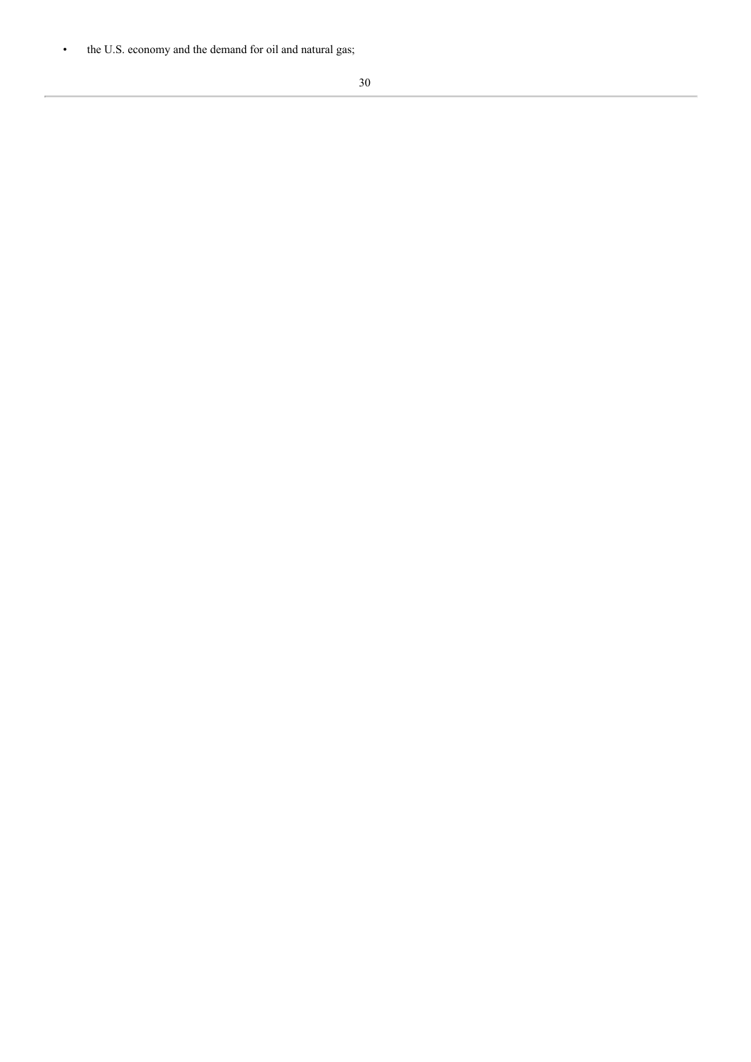- the U.S. economy and the demand for oil and natural gas;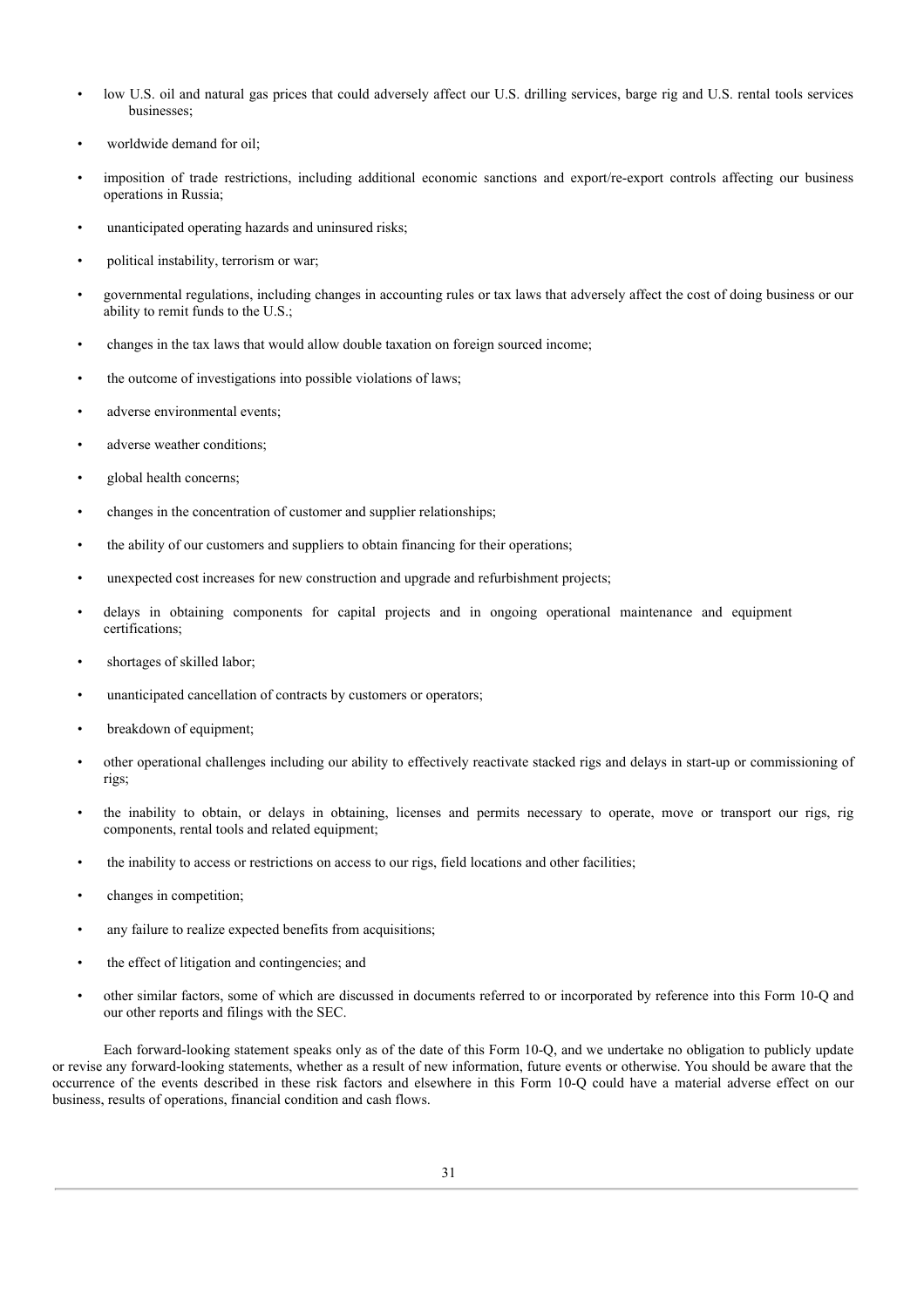- low U.S. oil and natural gas prices that could adversely affect our U.S. drilling services, barge rig and U.S. rental tools services businesses;
- worldwide demand for oil;
- imposition of trade restrictions, including additional economic sanctions and export/re-export controls affecting our business operations in Russia;
- unanticipated operating hazards and uninsured risks;
- political instability, terrorism or war;
- governmental regulations, including changes in accounting rules or tax laws that adversely affect the cost of doing business or our ability to remit funds to the U.S.;
- changes in the tax laws that would allow double taxation on foreign sourced income;
- the outcome of investigations into possible violations of laws;
- adverse environmental events;
- adverse weather conditions;
- global health concerns;
- changes in the concentration of customer and supplier relationships;
- the ability of our customers and suppliers to obtain financing for their operations;
- unexpected cost increases for new construction and upgrade and refurbishment projects;
- delays in obtaining components for capital projects and in ongoing operational maintenance and equipment certifications;
- shortages of skilled labor;
- unanticipated cancellation of contracts by customers or operators;
- breakdown of equipment;
- other operational challenges including our ability to effectively reactivate stacked rigs and delays in start-up or commissioning of rigs;
- the inability to obtain, or delays in obtaining, licenses and permits necessary to operate, move or transport our rigs, rig components, rental tools and related equipment;
- the inability to access or restrictions on access to our rigs, field locations and other facilities;
- changes in competition;
- any failure to realize expected benefits from acquisitions;
- the effect of litigation and contingencies; and
- other similar factors, some of which are discussed in documents referred to or incorporated by reference into this Form 10-Q and our other reports and filings with the SEC.

Each forward-looking statement speaks only as of the date of this Form 10-Q, and we undertake no obligation to publicly update or revise any forward-looking statements, whether as a result of new information, future events or otherwise. You should be aware that the occurrence of the events described in these risk factors and elsewhere in this Form 10-Q could have a material adverse effect on our business, results of operations, financial condition and cash flows.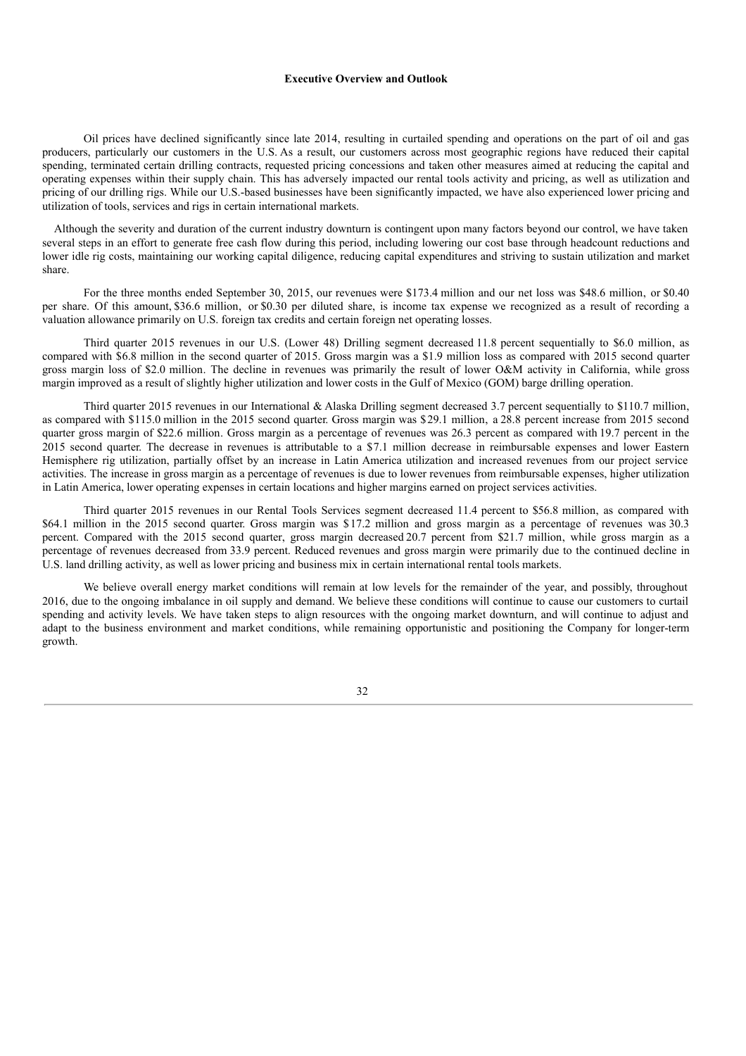### Executive Overview and Outlook

Oil prices have declined significantly since late 2014, resulting in curtailed spending and operations on the part of oil and gas producers, particularly our customers in the U.S. As a result, our customers across most geographic regions have reduced their capital spending, terminated certain drilling contracts, requested pricing concessions and taken other measures aimed at reducing the capital and operating expenses within their supply chain. This has adversely impacted our rental tools activity and pricing, as well as utilization and pricing of our drilling rigs. While our U.S.-based businesses have been significantly impacted, we have also experienced lower pricing and utilization of tools, services and rigs in certain international markets.

Although the severity and duration of the current industry downturn is contingent upon many factors beyond our control, we have taken several steps in an effort to generate free cash flow during this period, including lowering our cost base through headcount reductions and lower idle rig costs, maintaining our working capital diligence, reducing capital expenditures and striving to sustain utilization and market share.

For the three months ended September 30, 2015, our revenues were $173.4 million and our net loss was $48.6 million, or $0.40 per share. Of this amount, $36.6 million, or $0.30 per diluted share, is income tax expense we recognized as a result of recording a valuation allowance primarily on U.S. foreign tax credits and certain foreign net operating losses.

Third quarter 2015 revenues in our U.S. (Lower 48) Drilling segment decreased 11.8 percent sequentially to $6.0 million, as compared with $6.8 million in the second quarter of 2015. Gross margin was a $1.9 million loss as compared with 2015 second quarter gross margin loss of $2.0 million. The decline in revenues was primarily the result of lower O&M activity in California, while gross margin improved as a result of slightly higher utilization and lower costs in the Gulf of Mexico (GOM) barge drilling operation.

Third quarter 2015 revenues in our International & Alaska Drilling segment decreased 3.7 percent sequentially to $110.7 million, as compared with $115.0 million in the 2015 second quarter. Gross margin was $29.1 million, a 28.8 percent increase from 2015 second quarter gross margin of $22.6 million. Gross margin as a percentage of revenues was 26.3 percent as compared with 19.7 percent in the 2015 second quarter. The decrease in revenues is attributable to a $7.1 million decrease in reimbursable expenses and lower Eastern Hemisphere rig utilization, partially offset by an increase in Latin America utilization and increased revenues from our project service activities. The increase in gross margin as a percentage of revenues is due to lower revenues from reimbursable expenses, higher utilization in Latin America, lower operating expenses in certain locations and higher margins earned on project services activities.

Third quarter 2015 revenues in our Rental Tools Services segment decreased 11.4 percent to $56.8 million, as compared with $64.1 million in the 2015 second quarter. Gross margin was $17.2 million and gross margin as a percentage of revenues was 30.3 percent. Compared with the 2015 second quarter, gross margin decreased 20.7 percent from $21.7 million, while gross margin as a percentage of revenues decreased from 33.9 percent. Reduced revenues and gross margin were primarily due to the continued decline in U.S. land drilling activity, as well as lower pricing and business mix in certain international rental tools markets.

We believe overall energy market conditions will remain at low levels for the remainder of the year, and possibly, throughout 2016, due to the ongoing imbalance in oil supply and demand. We believe these conditions will continue to cause our customers to curtail spending and activity levels. We have taken steps to align resources with the ongoing market downturn, and will continue to adjust and adapt to the business environment and market conditions, while remaining opportunistic and positioning the Company for longer-term growth.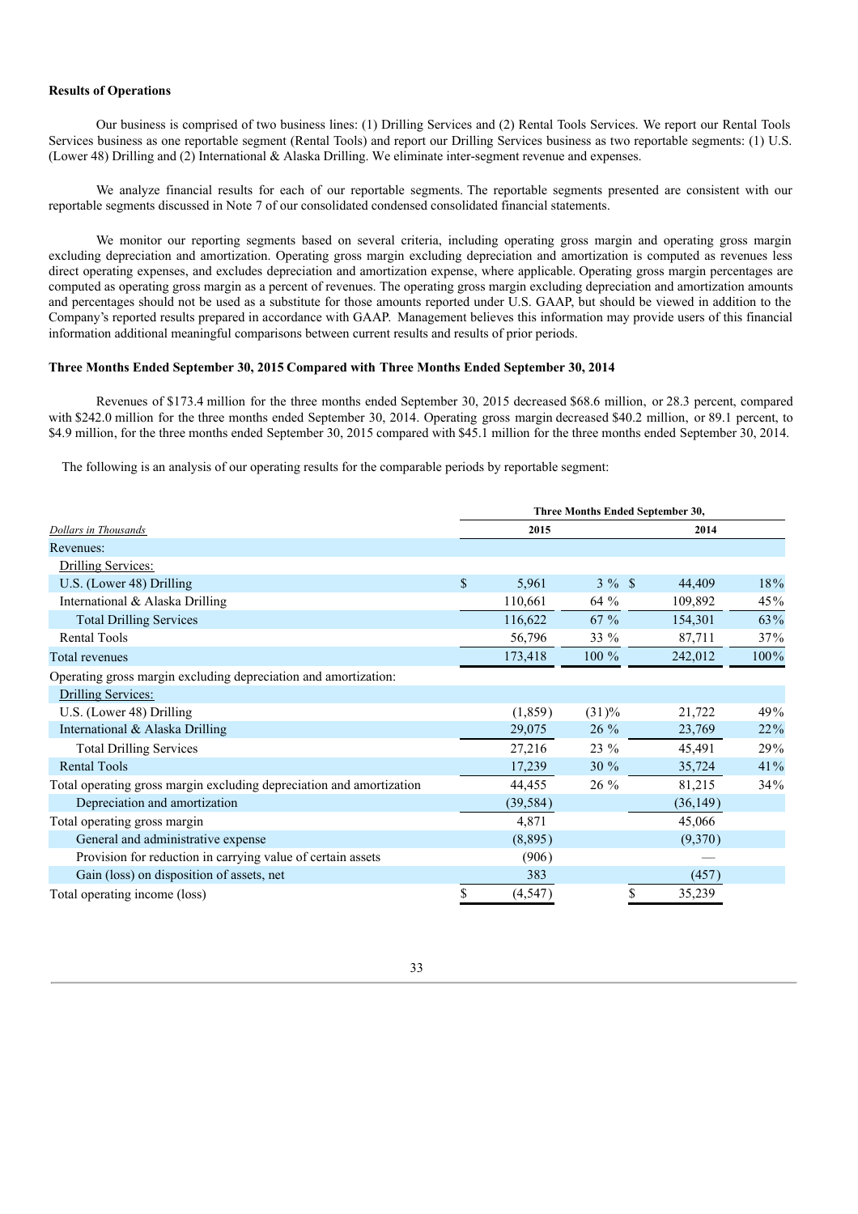**Results of Operations**

Our business is comprised of two business lines: (1) Drilling Services and (2) Rental Tools Services. We report our Rental Tools Services business as one reportable segment (Rental Tools) and report our Drilling Services business as two reportable segments: (1) U.S. (Lower 48) Drilling and (2) International & Alaska Drilling. We eliminate inter-segment revenue and expenses.

We analyze financial results for each of our reportable segments. The reportable segments presented are consistent with our reportable segments discussed in Note 7 of our consolidated condensed consolidated financial statements.

We monitor our reporting segments based on several criteria, including operating gross margin and operating gross margin excluding depreciation and amortization. Operating gross margin excluding depreciation and amortization is computed as revenues less direct operating expenses, and excludes depreciation and amortization expense, where applicable. Operating gross margin percentages are computed as operating gross margin as a percent of revenues. The operating gross margin excluding depreciation and amortization amounts and percentages should not be used as a substitute for those amounts reported under U.S. GAAP, but should be viewed in addition to the Company's reported results prepared in accordance with GAAP. Management believes this information may provide users of this financial information additional meaningful comparisons between current results and results of prior periods.

**Three Months Ended September 30, 2015 Compared with Three Months Ended September 30, 2014**

Revenues of $173.4 million for the three months ended September 30, 2015 decreased $68.6 million, or 28.3 percent, compared with $242.0 million for the three months ended September 30, 2014. Operating gross margin decreased $40.2 million, or 89.1 percent, to $4.9 million, for the three months ended September 30, 2015 compared with $45.1 million for the three months ended September 30, 2014.

The following is an analysis of our operating results for the comparable periods by reportable segment:

| *Dollars in Thousands* | Three Months Ended September 30, | | | |
|---|---|---|---|---|
| | 2015 | | 2014 | |
| Revenues: | | | | |
| Drilling Services: | | | | |
| U.S. (Lower 48) Drilling | $ 5,961 | 3 % | $ 44,409 | 18% |
| International & Alaska Drilling | 110,661 | 64 % | 109,892 | 45% |
| Total Drilling Services | 116,622 | 67 % | 154,301 | 63% |
| Rental Tools | 56,796 | 33 % | 87,711 | 37% |
| Total revenues | 173,418 | 100 % | 242,012 | 100% |
| Operating gross margin excluding depreciation and amortization: | | | | |
| Drilling Services: | | | | |
| U.S. (Lower 48) Drilling | (1,859) | (31)% | 21,722 | 49% |
| International & Alaska Drilling | 29,075 | 26 % | 23,769 | 22% |
| Total Drilling Services | 27,216 | 23 % | 45,491 | 29% |
| Rental Tools | 17,239 | 30 % | 35,724 | 41% |
| Total operating gross margin excluding depreciation and amortization | 44,455 | 26 % | 81,215 | 34% |
| Depreciation and amortization | (39,584) | | (36,149) | |
| Total operating gross margin | 4,871 | | 45,066 | |
| General and administrative expense | (8,895) | | (9,370) | |
| Provision for reduction in carrying value of certain assets | (906) | | — | |
| Gain (loss) on disposition of assets, net | 383 | | (457) | |
| Total operating income (loss) | $ (4,547) | | $ 35,239 | |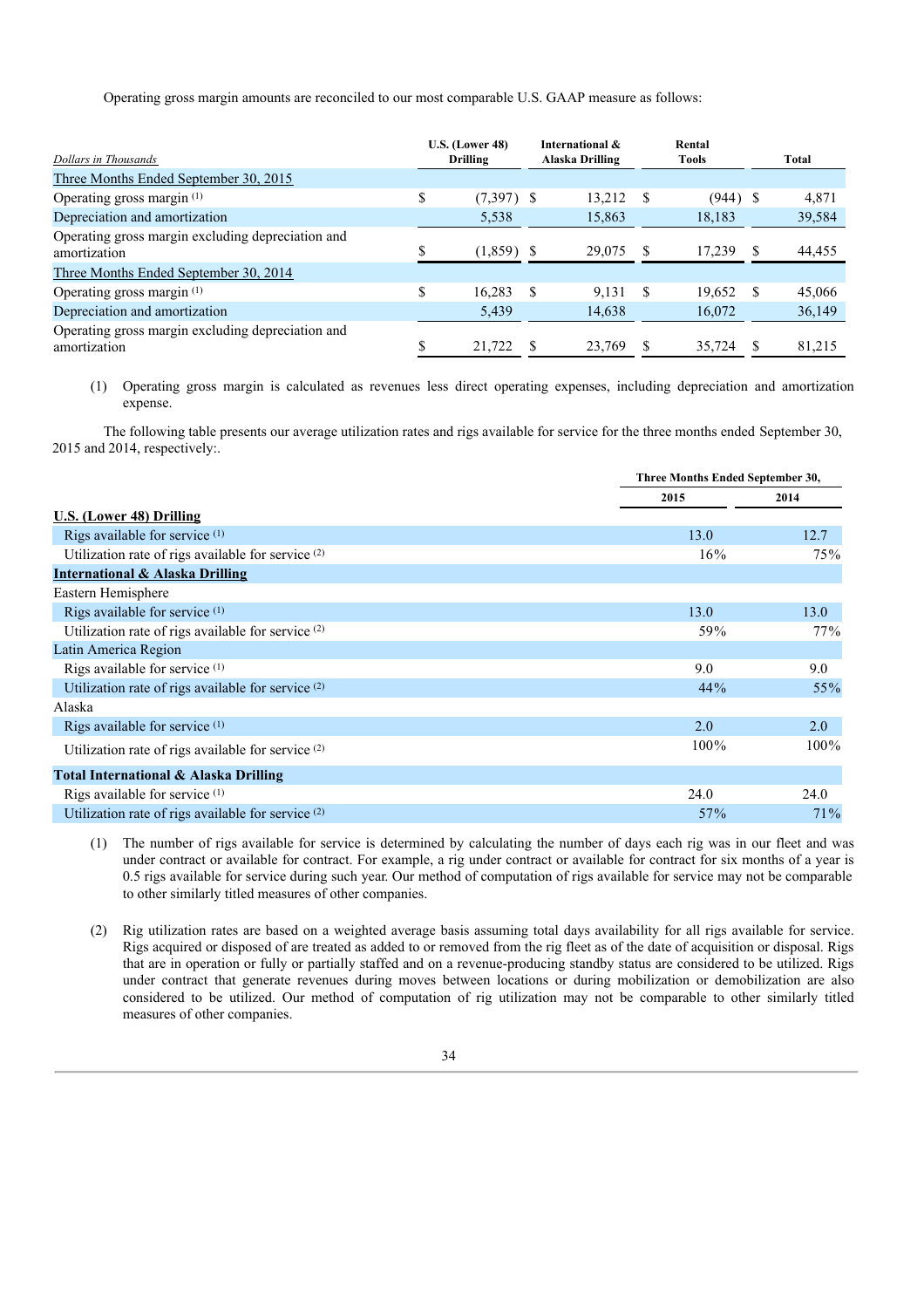Operating gross margin amounts are reconciled to our most comparable U.S. GAAP measure as follows:

| *Dollars in Thousands* | U.S. (Lower 48) Drilling | International & Alaska Drilling | Rental Tools | Total |
|---|---|---|---|---|
| Three Months Ended September 30, 2015 | | | | |
| Operating gross margin (1) | $ (7,397) | $ 13,212 | $ (944) | $ 4,871 |
| Depreciation and amortization | 5,538 | 15,863 | 18,183 | 39,584 |
| Operating gross margin excluding depreciation and amortization | $ (1,859) | $ 29,075 | $ 17,239 | $ 44,455 |
| Three Months Ended September 30, 2014 | | | | |
| Operating gross margin (1) | $ 16,283 | $ 9,131 | $ 19,652 | $ 45,066 |
| Depreciation and amortization | 5,439 | 14,638 | 16,072 | 36,149 |
| Operating gross margin excluding depreciation and amortization | $ 21,722 | $ 23,769 | $ 35,724 | $ 81,215 |

(1) Operating gross margin is calculated as revenues less direct operating expenses, including depreciation and amortization expense.

The following table presents our average utilization rates and rigs available for service for the three months ended September 30, 2015 and 2014, respectively:.

| | Three Months Ended September 30, | |
|---|---|---|
| | 2015 | 2014 |
| **U.S. (Lower 48) Drilling** | | |
| Rigs available for service (1) | 13.0 | 12.7 |
| Utilization rate of rigs available for service (2) | 16% | 75% |
| **International & Alaska Drilling** | | |
| Eastern Hemisphere | | |
| Rigs available for service (1) | 13.0 | 13.0 |
| Utilization rate of rigs available for service (2) | 59% | 77% |
| Latin America Region | | |
| Rigs available for service (1) | 9.0 | 9.0 |
| Utilization rate of rigs available for service (2) | 44% | 55% |
| Alaska | | |
| Rigs available for service (1) | 2.0 | 2.0 |
| Utilization rate of rigs available for service (2) | 100% | 100% |
| **Total International & Alaska Drilling** | | |
| Rigs available for service (1) | 24.0 | 24.0 |
| Utilization rate of rigs available for service (2) | 57% | 71% |

(1) The number of rigs available for service is determined by calculating the number of days each rig was in our fleet and was under contract or available for contract. For example, a rig under contract or available for contract for six months of a year is 0.5 rigs available for service during such year. Our method of computation of rigs available for service may not be comparable to other similarly titled measures of other companies.

(2) Rig utilization rates are based on a weighted average basis assuming total days availability for all rigs available for service. Rigs acquired or disposed of are treated as added to or removed from the rig fleet as of the date of acquisition or disposal. Rigs that are in operation or fully or partially staffed and on a revenue-producing standby status are considered to be utilized. Rigs under contract that generate revenues during moves between locations or during mobilization or demobilization are also considered to be utilized. Our method of computation of rig utilization may not be comparable to other similarly titled measures of other companies.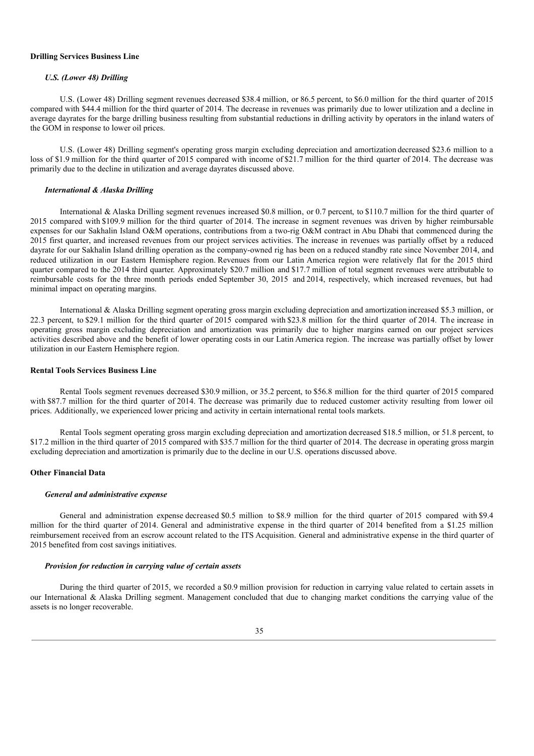### Drilling Services Business Line

#### *U.S. (Lower 48) Drilling*

U.S. (Lower 48) Drilling segment revenues decreased $38.4 million, or 86.5 percent, to $6.0 million for the third quarter of 2015 compared with $44.4 million for the third quarter of 2014. The decrease in revenues was primarily due to lower utilization and a decline in average dayrates for the barge drilling business resulting from substantial reductions in drilling activity by operators in the inland waters of the GOM in response to lower oil prices.

U.S. (Lower 48) Drilling segment's operating gross margin excluding depreciation and amortization decreased $23.6 million to a loss of $1.9 million for the third quarter of 2015 compared with income of $21.7 million for the third quarter of 2014. The decrease was primarily due to the decline in utilization and average dayrates discussed above.

#### *International & Alaska Drilling*

International & Alaska Drilling segment revenues increased $0.8 million, or 0.7 percent, to $110.7 million for the third quarter of 2015 compared with $109.9 million for the third quarter of 2014. The increase in segment revenues was driven by higher reimbursable expenses for our Sakhalin Island O&M operations, contributions from a two-rig O&M contract in Abu Dhabi that commenced during the 2015 first quarter, and increased revenues from our project services activities. The increase in revenues was partially offset by a reduced dayrate for our Sakhalin Island drilling operation as the company-owned rig has been on a reduced standby rate since November 2014, and reduced utilization in our Eastern Hemisphere region. Revenues from our Latin America region were relatively flat for the 2015 third quarter compared to the 2014 third quarter. Approximately $20.7 million and $17.7 million of total segment revenues were attributable to reimbursable costs for the three month periods ended September 30, 2015 and 2014, respectively, which increased revenues, but had minimal impact on operating margins.

International & Alaska Drilling segment operating gross margin excluding depreciation and amortization increased $5.3 million, or 22.3 percent, to $29.1 million for the third quarter of 2015 compared with $23.8 million for the third quarter of 2014. The increase in operating gross margin excluding depreciation and amortization was primarily due to higher margins earned on our project services activities described above and the benefit of lower operating costs in our Latin America region. The increase was partially offset by lower utilization in our Eastern Hemisphere region.

### Rental Tools Services Business Line

Rental Tools segment revenues decreased $30.9 million, or 35.2 percent, to $56.8 million for the third quarter of 2015 compared with $87.7 million for the third quarter of 2014. The decrease was primarily due to reduced customer activity resulting from lower oil prices. Additionally, we experienced lower pricing and activity in certain international rental tools markets.

Rental Tools segment operating gross margin excluding depreciation and amortization decreased $18.5 million, or 51.8 percent, to $17.2 million in the third quarter of 2015 compared with $35.7 million for the third quarter of 2014. The decrease in operating gross margin excluding depreciation and amortization is primarily due to the decline in our U.S. operations discussed above.

### Other Financial Data

#### *General and administrative expense*

General and administration expense decreased $0.5 million to $8.9 million for the third quarter of 2015 compared with $9.4 million for the third quarter of 2014. General and administrative expense in the third quarter of 2014 benefited from a $1.25 million reimbursement received from an escrow account related to the ITS Acquisition. General and administrative expense in the third quarter of 2015 benefited from cost savings initiatives.

#### *Provision for reduction in carrying value of certain assets*

During the third quarter of 2015, we recorded a $0.9 million provision for reduction in carrying value related to certain assets in our International & Alaska Drilling segment. Management concluded that due to changing market conditions the carrying value of the assets is no longer recoverable.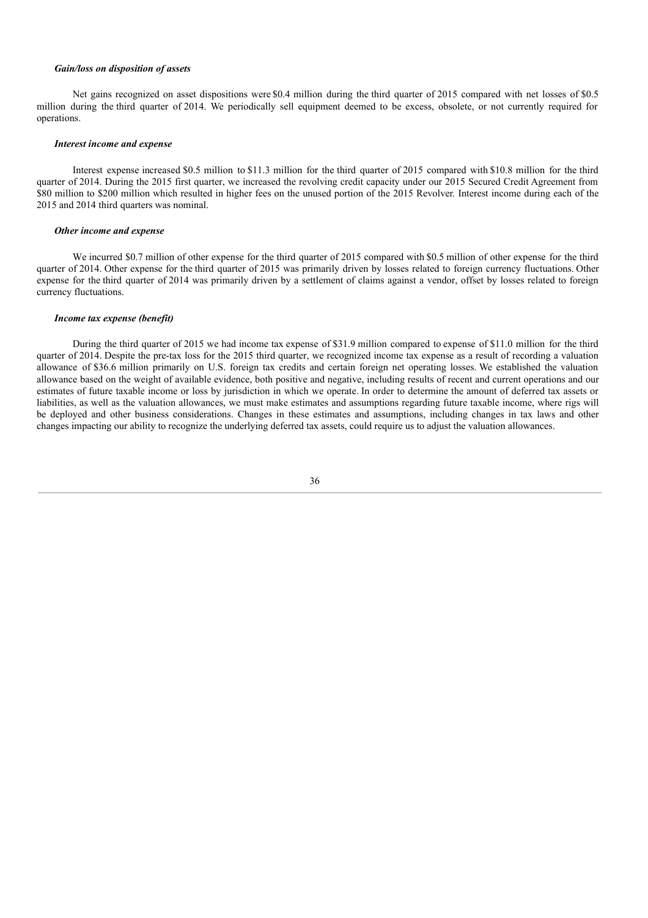***Gain/loss on disposition of assets***

Net gains recognized on asset dispositions were $0.4 million during the third quarter of 2015 compared with net losses of $0.5 million during the third quarter of 2014. We periodically sell equipment deemed to be excess, obsolete, or not currently required for operations.

***Interest income and expense***

Interest expense increased $0.5 million to $11.3 million for the third quarter of 2015 compared with $10.8 million for the third quarter of 2014. During the 2015 first quarter, we increased the revolving credit capacity under our 2015 Secured Credit Agreement from $80 million to $200 million which resulted in higher fees on the unused portion of the 2015 Revolver. Interest income during each of the 2015 and 2014 third quarters was nominal.

***Other income and expense***

We incurred $0.7 million of other expense for the third quarter of 2015 compared with $0.5 million of other expense for the third quarter of 2014. Other expense for the third quarter of 2015 was primarily driven by losses related to foreign currency fluctuations. Other expense for the third quarter of 2014 was primarily driven by a settlement of claims against a vendor, offset by losses related to foreign currency fluctuations.

***Income tax expense (benefit)***

During the third quarter of 2015 we had income tax expense of $31.9 million compared to expense of $11.0 million for the third quarter of 2014. Despite the pre-tax loss for the 2015 third quarter, we recognized income tax expense as a result of recording a valuation allowance of $36.6 million primarily on U.S. foreign tax credits and certain foreign net operating losses. We established the valuation allowance based on the weight of available evidence, both positive and negative, including results of recent and current operations and our estimates of future taxable income or loss by jurisdiction in which we operate. In order to determine the amount of deferred tax assets or liabilities, as well as the valuation allowances, we must make estimates and assumptions regarding future taxable income, where rigs will be deployed and other business considerations. Changes in these estimates and assumptions, including changes in tax laws and other changes impacting our ability to recognize the underlying deferred tax assets, could require us to adjust the valuation allowances.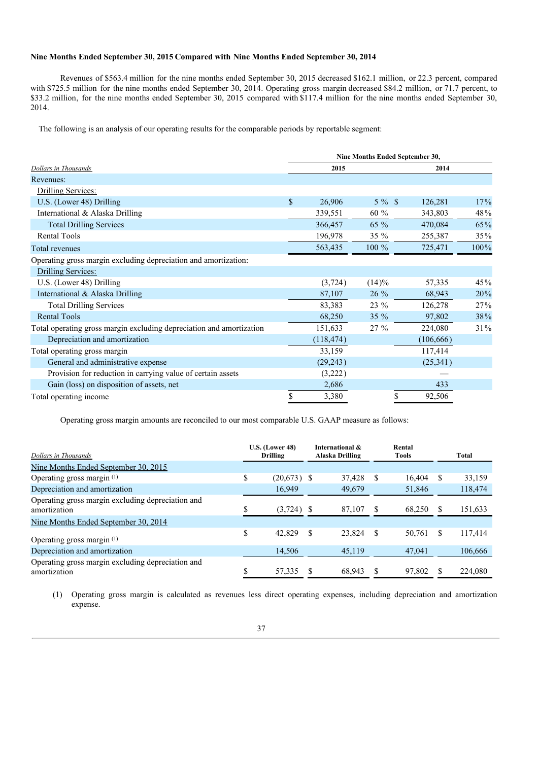**Nine Months Ended September 30, 2015 Compared with Nine Months Ended September 30, 2014**

Revenues of $563.4 million for the nine months ended September 30, 2015 decreased $162.1 million, or 22.3 percent, compared with $725.5 million for the nine months ended September 30, 2014. Operating gross margin decreased $84.2 million, or 71.7 percent, to $33.2 million, for the nine months ended September 30, 2015 compared with $117.4 million for the nine months ended September 30, 2014.

The following is an analysis of our operating results for the comparable periods by reportable segment:

| *Dollars in Thousands* | Nine Months Ended September 30, | | | |
|---|---|---|---|---|
| | 2015 | | 2014 | |
| Revenues: | | | | |
| Drilling Services: | | | | |
| U.S. (Lower 48) Drilling | $ 26,906 | 5 % | $ 126,281 | 17% |
| International & Alaska Drilling | 339,551 | 60 % | 343,803 | 48% |
| Total Drilling Services | 366,457 | 65 % | 470,084 | 65% |
| Rental Tools | 196,978 | 35 % | 255,387 | 35% |
| Total revenues | 563,435 | 100 % | 725,471 | 100% |
| Operating gross margin excluding depreciation and amortization: | | | | |
| Drilling Services: | | | | |
| U.S. (Lower 48) Drilling | (3,724) | (14)% | 57,335 | 45% |
| International & Alaska Drilling | 87,107 | 26 % | 68,943 | 20% |
| Total Drilling Services | 83,383 | 23 % | 126,278 | 27% |
| Rental Tools | 68,250 | 35 % | 97,802 | 38% |
| Total operating gross margin excluding depreciation and amortization | 151,633 | 27 % | 224,080 | 31% |
| Depreciation and amortization | (118,474) | | (106,666) | |
| Total operating gross margin | 33,159 | | 117,414 | |
| General and administrative expense | (29,243) | | (25,341) | |
| Provision for reduction in carrying value of certain assets | (3,222) | | — | |
| Gain (loss) on disposition of assets, net | 2,686 | | 433 | |
| Total operating income | $ 3,380 | | $ 92,506 | |

Operating gross margin amounts are reconciled to our most comparable U.S. GAAP measure as follows:

| *Dollars in Thousands* | U.S. (Lower 48) Drilling | International & Alaska Drilling | Rental Tools | Total |
|---|---|---|---|---|
| Nine Months Ended September 30, 2015 | | | | |
| Operating gross margin (1) | $ (20,673) | $ 37,428 | $ 16,404 | $ 33,159 |
| Depreciation and amortization | 16,949 | 49,679 | 51,846 | 118,474 |
| Operating gross margin excluding depreciation and amortization | $ (3,724) | $ 87,107 | $ 68,250 | $ 151,633 |
| Nine Months Ended September 30, 2014 | | | | |
| Operating gross margin (1) | $ 42,829 | $ 23,824 | $ 50,761 | $ 117,414 |
| Depreciation and amortization | 14,506 | 45,119 | 47,041 | 106,666 |
| Operating gross margin excluding depreciation and amortization | $ 57,335 | $ 68,943 | $ 97,802 | $ 224,080 |

(1) Operating gross margin is calculated as revenues less direct operating expenses, including depreciation and amortization expense.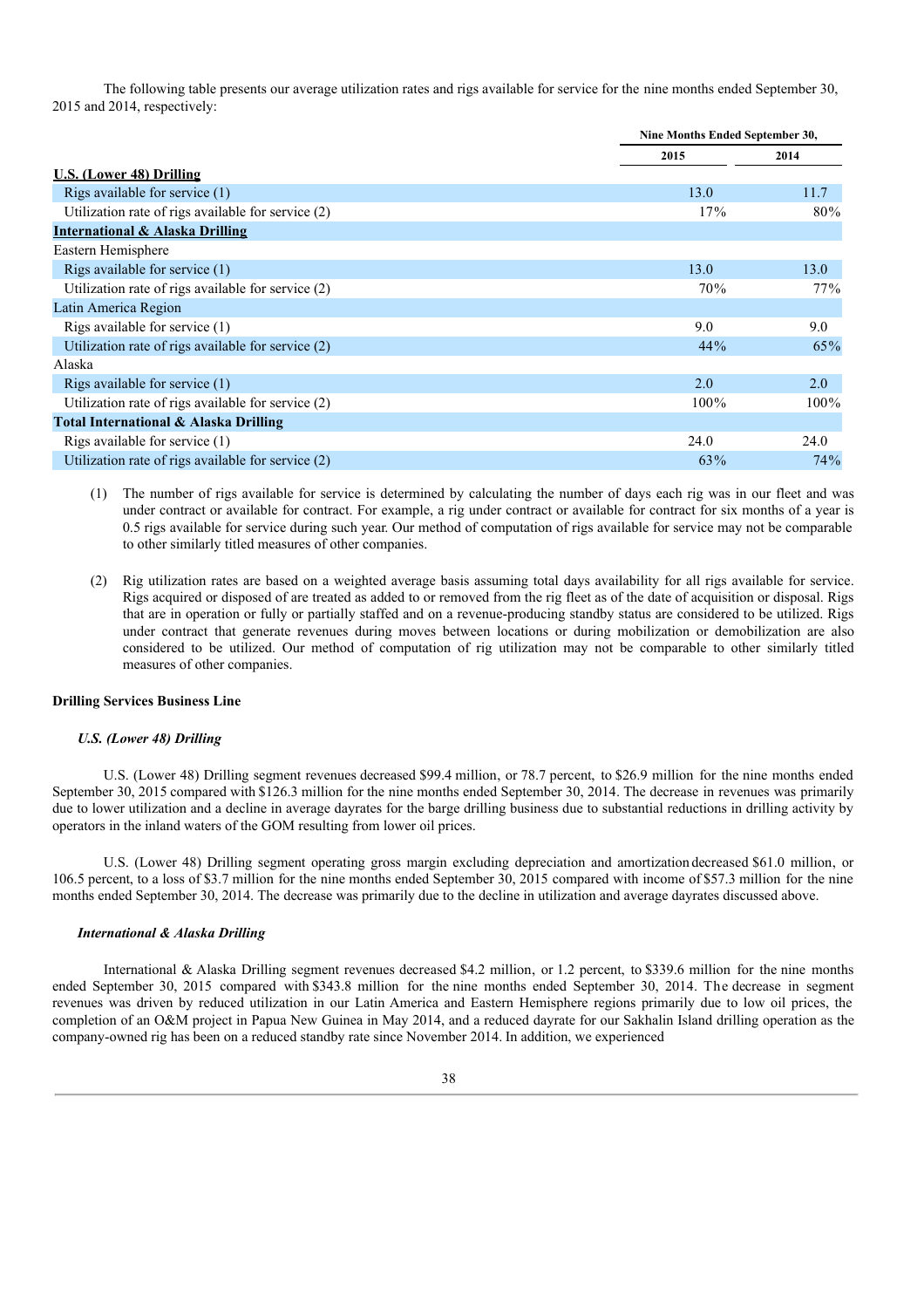The following table presents our average utilization rates and rigs available for service for the nine months ended September 30, 2015 and 2014, respectively:

| | Nine Months Ended September 30, | |
|---|---|---|
| | 2015 | 2014 |
| **U.S. (Lower 48) Drilling** | | |
| Rigs available for service (1) | 13.0 | 11.7 |
| Utilization rate of rigs available for service (2) | 17% | 80% |
| **International & Alaska Drilling** | | |
| Eastern Hemisphere | | |
| Rigs available for service (1) | 13.0 | 13.0 |
| Utilization rate of rigs available for service (2) | 70% | 77% |
| Latin America Region | | |
| Rigs available for service (1) | 9.0 | 9.0 |
| Utilization rate of rigs available for service (2) | 44% | 65% |
| Alaska | | |
| Rigs available for service (1) | 2.0 | 2.0 |
| Utilization rate of rigs available for service (2) | 100% | 100% |
| **Total International & Alaska Drilling** | | |
| Rigs available for service (1) | 24.0 | 24.0 |
| Utilization rate of rigs available for service (2) | 63% | 74% |

(1) The number of rigs available for service is determined by calculating the number of days each rig was in our fleet and was under contract or available for contract. For example, a rig under contract or available for contract for six months of a year is 0.5 rigs available for service during such year. Our method of computation of rigs available for service may not be comparable to other similarly titled measures of other companies.

(2) Rig utilization rates are based on a weighted average basis assuming total days availability for all rigs available for service. Rigs acquired or disposed of are treated as added to or removed from the rig fleet as of the date of acquisition or disposal. Rigs that are in operation or fully or partially staffed and on a revenue-producing standby status are considered to be utilized. Rigs under contract that generate revenues during moves between locations or during mobilization or demobilization are also considered to be utilized. Our method of computation of rig utilization may not be comparable to other similarly titled measures of other companies.

**Drilling Services Business Line**

***U.S. (Lower 48) Drilling***

U.S. (Lower 48) Drilling segment revenues decreased $99.4 million, or 78.7 percent, to $26.9 million for the nine months ended September 30, 2015 compared with $126.3 million for the nine months ended September 30, 2014. The decrease in revenues was primarily due to lower utilization and a decline in average dayrates for the barge drilling business due to substantial reductions in drilling activity by operators in the inland waters of the GOM resulting from lower oil prices.

U.S. (Lower 48) Drilling segment operating gross margin excluding depreciation and amortization decreased $61.0 million, or 106.5 percent, to a loss of $3.7 million for the nine months ended September 30, 2015 compared with income of $57.3 million for the nine months ended September 30, 2014. The decrease was primarily due to the decline in utilization and average dayrates discussed above.

***International & Alaska Drilling***

International & Alaska Drilling segment revenues decreased $4.2 million, or 1.2 percent, to $339.6 million for the nine months ended September 30, 2015 compared with $343.8 million for the nine months ended September 30, 2014. The decrease in segment revenues was driven by reduced utilization in our Latin America and Eastern Hemisphere regions primarily due to low oil prices, the completion of an O&M project in Papua New Guinea in May 2014, and a reduced dayrate for our Sakhalin Island drilling operation as the company-owned rig has been on a reduced standby rate since November 2014. In addition, we experienced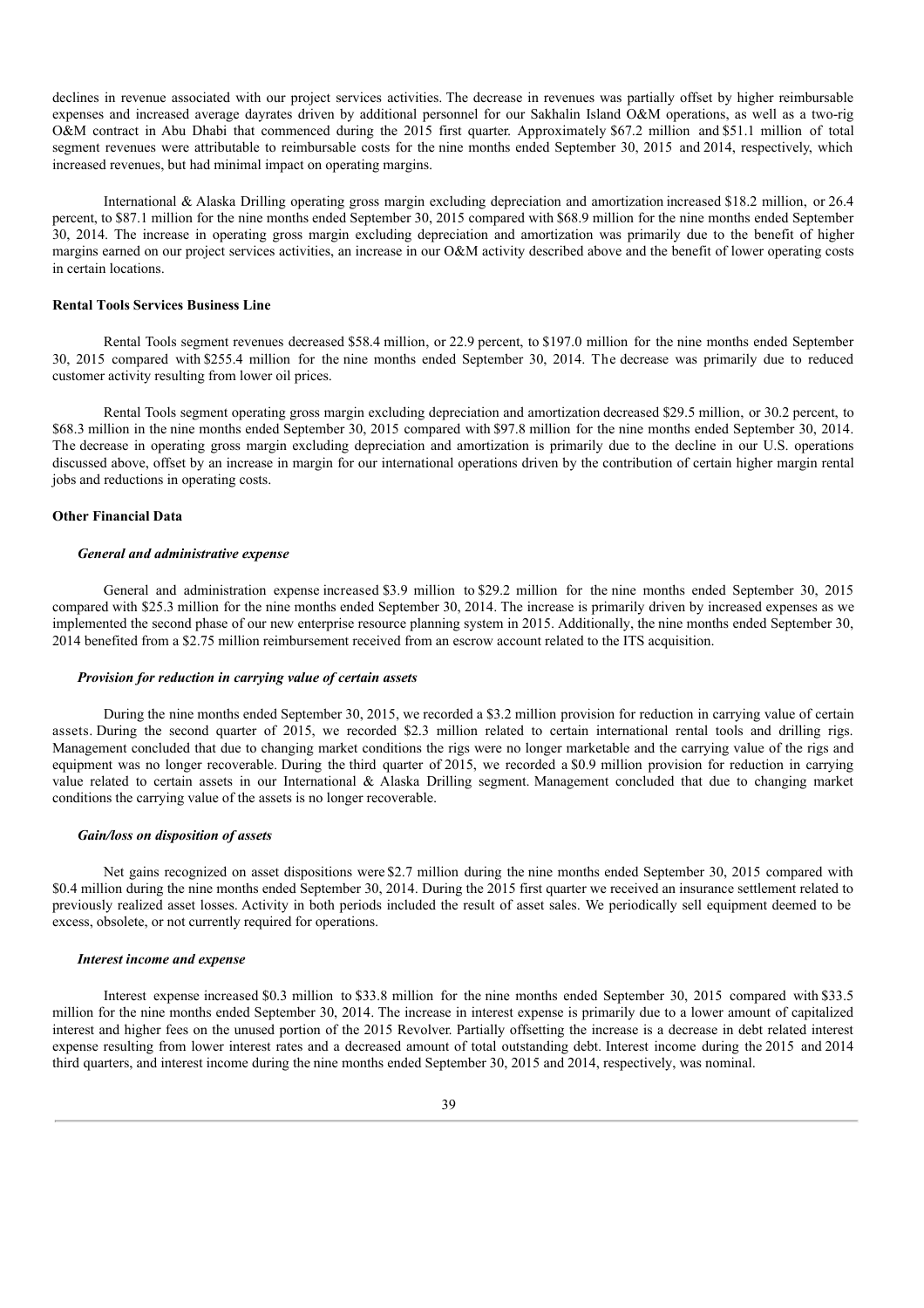declines in revenue associated with our project services activities. The decrease in revenues was partially offset by higher reimbursable expenses and increased average dayrates driven by additional personnel for our Sakhalin Island O&M operations, as well as a two-rig O&M contract in Abu Dhabi that commenced during the 2015 first quarter. Approximately $67.2 million and $51.1 million of total segment revenues were attributable to reimbursable costs for the nine months ended September 30, 2015 and 2014, respectively, which increased revenues, but had minimal impact on operating margins.

International & Alaska Drilling operating gross margin excluding depreciation and amortization increased $18.2 million, or 26.4 percent, to $87.1 million for the nine months ended September 30, 2015 compared with $68.9 million for the nine months ended September 30, 2014. The increase in operating gross margin excluding depreciation and amortization was primarily due to the benefit of higher margins earned on our project services activities, an increase in our O&M activity described above and the benefit of lower operating costs in certain locations.

**Rental Tools Services Business Line**

Rental Tools segment revenues decreased $58.4 million, or 22.9 percent, to $197.0 million for the nine months ended September 30, 2015 compared with $255.4 million for the nine months ended September 30, 2014. The decrease was primarily due to reduced customer activity resulting from lower oil prices.

Rental Tools segment operating gross margin excluding depreciation and amortization decreased $29.5 million, or 30.2 percent, to $68.3 million in the nine months ended September 30, 2015 compared with $97.8 million for the nine months ended September 30, 2014. The decrease in operating gross margin excluding depreciation and amortization is primarily due to the decline in our U.S. operations discussed above, offset by an increase in margin for our international operations driven by the contribution of certain higher margin rental jobs and reductions in operating costs.

**Other Financial Data**

***General and administrative expense***

General and administration expense increased $3.9 million to $29.2 million for the nine months ended September 30, 2015 compared with $25.3 million for the nine months ended September 30, 2014. The increase is primarily driven by increased expenses as we implemented the second phase of our new enterprise resource planning system in 2015. Additionally, the nine months ended September 30, 2014 benefited from a $2.75 million reimbursement received from an escrow account related to the ITS acquisition.

***Provision for reduction in carrying value of certain assets***

During the nine months ended September 30, 2015, we recorded a $3.2 million provision for reduction in carrying value of certain assets. During the second quarter of 2015, we recorded $2.3 million related to certain international rental tools and drilling rigs. Management concluded that due to changing market conditions the rigs were no longer marketable and the carrying value of the rigs and equipment was no longer recoverable. During the third quarter of 2015, we recorded a $0.9 million provision for reduction in carrying value related to certain assets in our International & Alaska Drilling segment. Management concluded that due to changing market conditions the carrying value of the assets is no longer recoverable.

***Gain/loss on disposition of assets***

Net gains recognized on asset dispositions were $2.7 million during the nine months ended September 30, 2015 compared with $0.4 million during the nine months ended September 30, 2014. During the 2015 first quarter we received an insurance settlement related to previously realized asset losses. Activity in both periods included the result of asset sales. We periodically sell equipment deemed to be excess, obsolete, or not currently required for operations.

***Interest income and expense***

Interest expense increased $0.3 million to $33.8 million for the nine months ended September 30, 2015 compared with $33.5 million for the nine months ended September 30, 2014. The increase in interest expense is primarily due to a lower amount of capitalized interest and higher fees on the unused portion of the 2015 Revolver. Partially offsetting the increase is a decrease in debt related interest expense resulting from lower interest rates and a decreased amount of total outstanding debt. Interest income during the 2015 and 2014 third quarters, and interest income during the nine months ended September 30, 2015 and 2014, respectively, was nominal.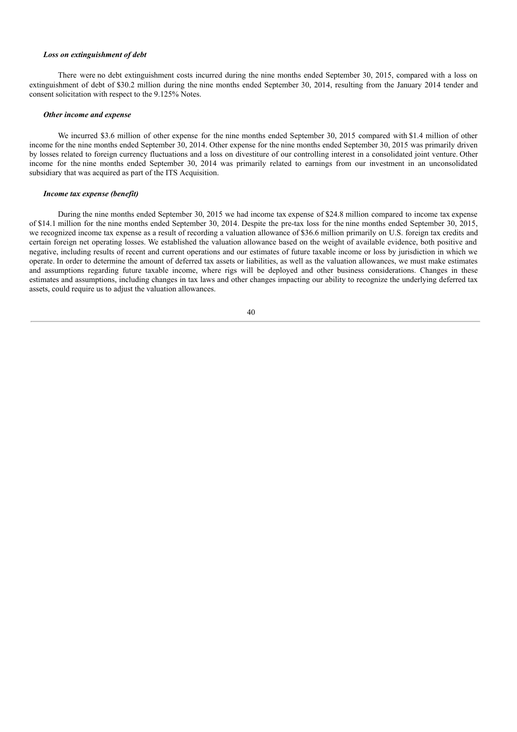***Loss on extinguishment of debt***

There were no debt extinguishment costs incurred during the nine months ended September 30, 2015, compared with a loss on extinguishment of debt of $30.2 million during the nine months ended September 30, 2014, resulting from the January 2014 tender and consent solicitation with respect to the 9.125% Notes.

***Other income and expense***

We incurred $3.6 million of other expense for the nine months ended September 30, 2015 compared with $1.4 million of other income for the nine months ended September 30, 2014. Other expense for the nine months ended September 30, 2015 was primarily driven by losses related to foreign currency fluctuations and a loss on divestiture of our controlling interest in a consolidated joint venture. Other income for the nine months ended September 30, 2014 was primarily related to earnings from our investment in an unconsolidated subsidiary that was acquired as part of the ITS Acquisition.

***Income tax expense (benefit)***

During the nine months ended September 30, 2015 we had income tax expense of $24.8 million compared to income tax expense of $14.1 million for the nine months ended September 30, 2014. Despite the pre-tax loss for the nine months ended September 30, 2015, we recognized income tax expense as a result of recording a valuation allowance of $36.6 million primarily on U.S. foreign tax credits and certain foreign net operating losses. We established the valuation allowance based on the weight of available evidence, both positive and negative, including results of recent and current operations and our estimates of future taxable income or loss by jurisdiction in which we operate. In order to determine the amount of deferred tax assets or liabilities, as well as the valuation allowances, we must make estimates and assumptions regarding future taxable income, where rigs will be deployed and other business considerations. Changes in these estimates and assumptions, including changes in tax laws and other changes impacting our ability to recognize the underlying deferred tax assets, could require us to adjust the valuation allowances.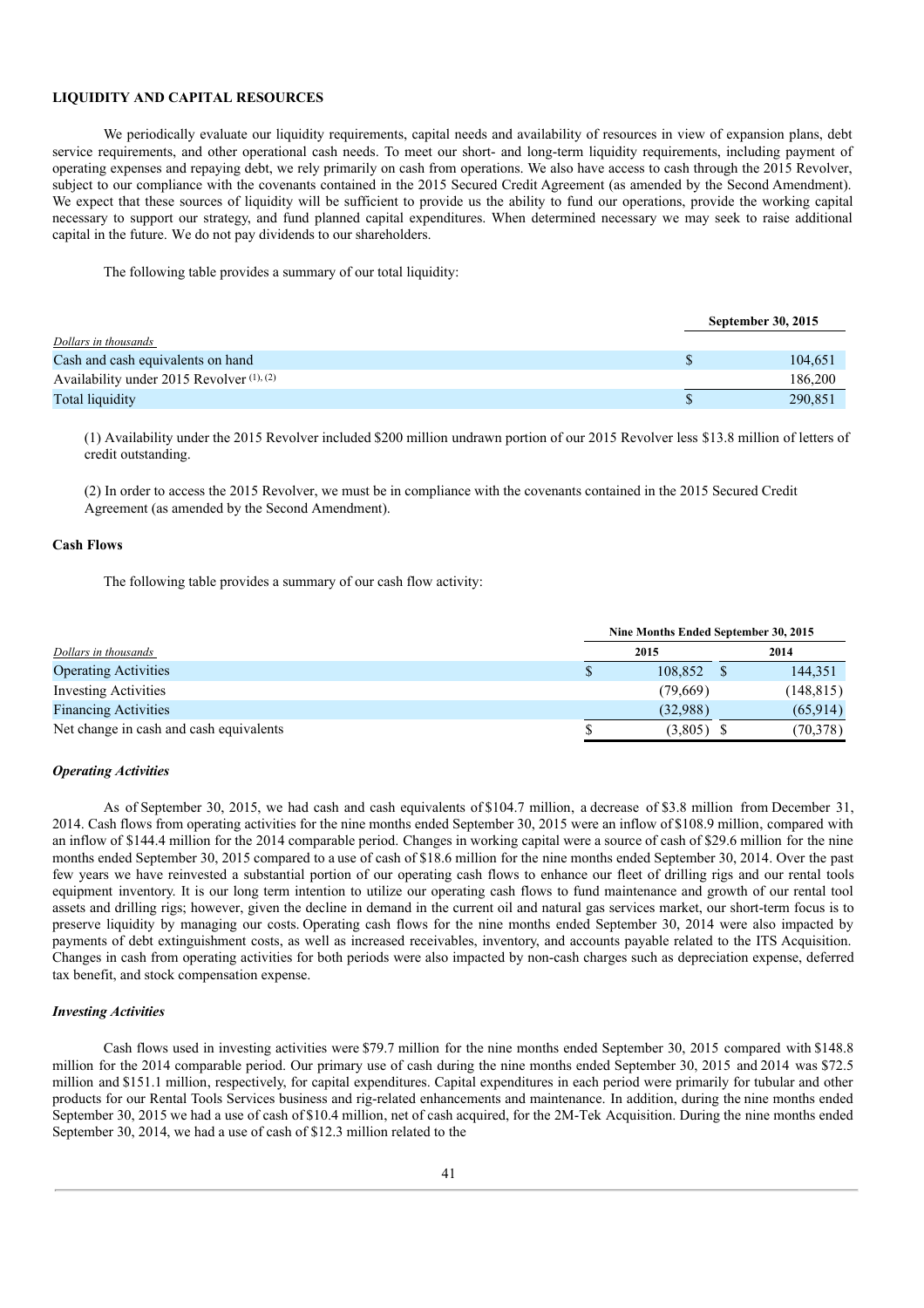**LIQUIDITY AND CAPITAL RESOURCES**

We periodically evaluate our liquidity requirements, capital needs and availability of resources in view of expansion plans, debt service requirements, and other operational cash needs. To meet our short- and long-term liquidity requirements, including payment of operating expenses and repaying debt, we rely primarily on cash from operations. We also have access to cash through the 2015 Revolver, subject to our compliance with the covenants contained in the 2015 Secured Credit Agreement (as amended by the Second Amendment). We expect that these sources of liquidity will be sufficient to provide us the ability to fund our operations, provide the working capital necessary to support our strategy, and fund planned capital expenditures. When determined necessary we may seek to raise additional capital in the future. We do not pay dividends to our shareholders.

The following table provides a summary of our total liquidity:

| *Dollars in thousands* | | September 30, 2015 |
|---|---|---|
| Cash and cash equivalents on hand | $ | 104,651 |
| Availability under 2015 Revolver (1), (2) | | 186,200 |
| Total liquidity | $ | 290,851 |

(1) Availability under the 2015 Revolver included $200 million undrawn portion of our 2015 Revolver less $13.8 million of letters of credit outstanding.

(2) In order to access the 2015 Revolver, we must be in compliance with the covenants contained in the 2015 Secured Credit Agreement (as amended by the Second Amendment).

**Cash Flows**

The following table provides a summary of our cash flow activity:

| | Nine Months Ended September 30, 2015 | | | |
|---|---|---|---|---|
| *Dollars in thousands* | | 2015 | | 2014 |
| Operating Activities | $ | 108,852 | $ | 144,351 |
| Investing Activities | | (79,669) | | (148,815) |
| Financing Activities | | (32,988) | | (65,914) |
| Net change in cash and cash equivalents | $ | (3,805) | $ | (70,378) |

***Operating Activities***

As of September 30, 2015, we had cash and cash equivalents of $104.7 million, a decrease of $3.8 million from December 31, 2014. Cash flows from operating activities for the nine months ended September 30, 2015 were an inflow of $108.9 million, compared with an inflow of $144.4 million for the 2014 comparable period. Changes in working capital were a source of cash of $29.6 million for the nine months ended September 30, 2015 compared to a use of cash of $18.6 million for the nine months ended September 30, 2014. Over the past few years we have reinvested a substantial portion of our operating cash flows to enhance our fleet of drilling rigs and our rental tools equipment inventory. It is our long term intention to utilize our operating cash flows to fund maintenance and growth of our rental tool assets and drilling rigs; however, given the decline in demand in the current oil and natural gas services market, our short-term focus is to preserve liquidity by managing our costs. Operating cash flows for the nine months ended September 30, 2014 were also impacted by payments of debt extinguishment costs, as well as increased receivables, inventory, and accounts payable related to the ITS Acquisition. Changes in cash from operating activities for both periods were also impacted by non-cash charges such as depreciation expense, deferred tax benefit, and stock compensation expense.

***Investing Activities***

Cash flows used in investing activities were $79.7 million for the nine months ended September 30, 2015 compared with $148.8 million for the 2014 comparable period. Our primary use of cash during the nine months ended September 30, 2015 and 2014 was $72.5 million and $151.1 million, respectively, for capital expenditures. Capital expenditures in each period were primarily for tubular and other products for our Rental Tools Services business and rig-related enhancements and maintenance. In addition, during the nine months ended September 30, 2015 we had a use of cash of $10.4 million, net of cash acquired, for the 2M-Tek Acquisition. During the nine months ended September 30, 2014, we had a use of cash of $12.3 million related to the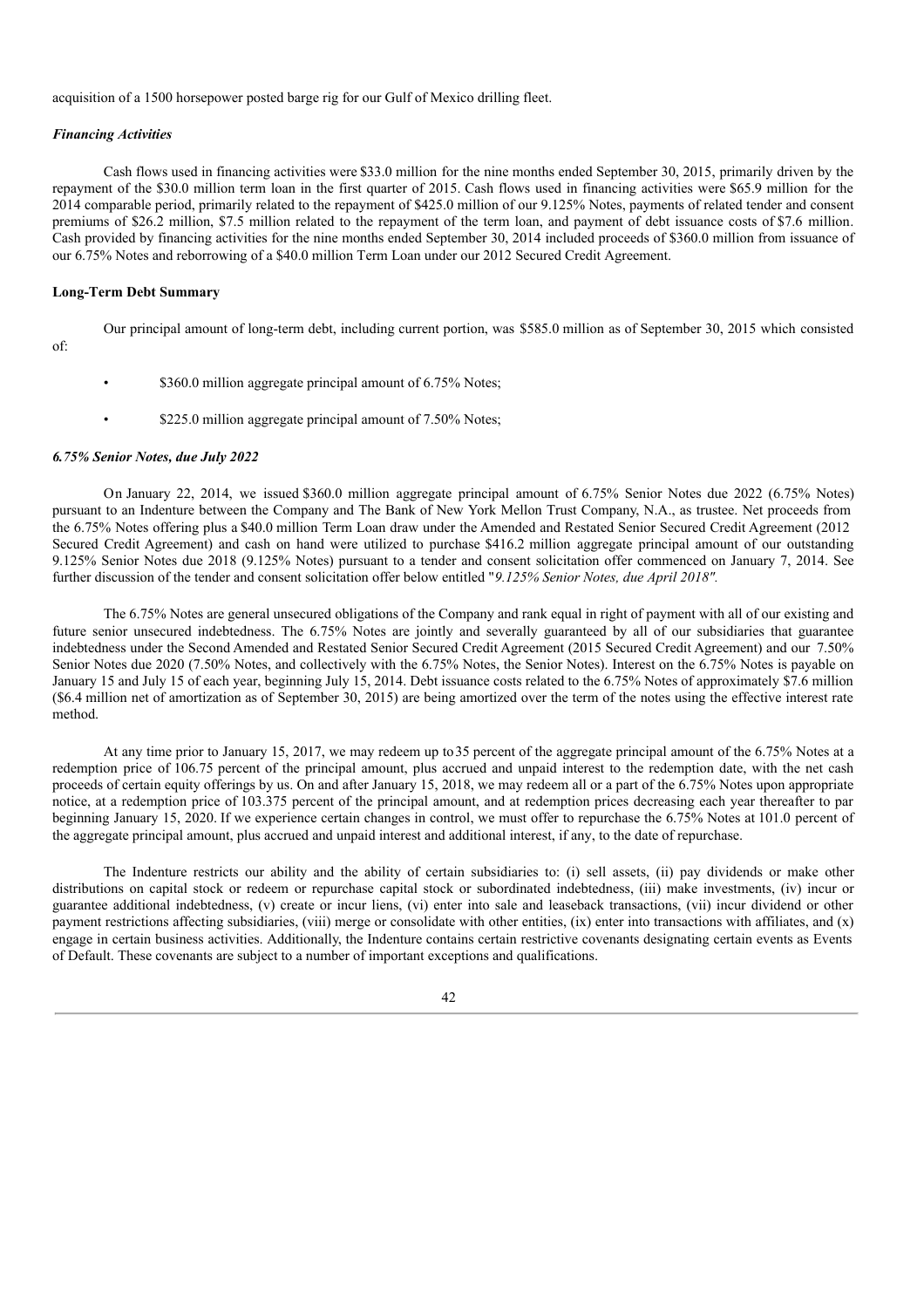acquisition of a 1500 horsepower posted barge rig for our Gulf of Mexico drilling fleet.

### *Financing Activities*

Cash flows used in financing activities were $33.0 million for the nine months ended September 30, 2015, primarily driven by the repayment of the $30.0 million term loan in the first quarter of 2015. Cash flows used in financing activities were $65.9 million for the 2014 comparable period, primarily related to the repayment of $425.0 million of our 9.125% Notes, payments of related tender and consent premiums of $26.2 million, $7.5 million related to the repayment of the term loan, and payment of debt issuance costs of $7.6 million. Cash provided by financing activities for the nine months ended September 30, 2014 included proceeds of $360.0 million from issuance of our 6.75% Notes and reborrowing of a $40.0 million Term Loan under our 2012 Secured Credit Agreement.

## **Long-Term Debt Summary**

Our principal amount of long-term debt, including current portion, was $585.0 million as of September 30, 2015 which consisted of:

- $360.0 million aggregate principal amount of 6.75% Notes;
- $225.0 million aggregate principal amount of 7.50% Notes;

### *6.75% Senior Notes, due July 2022*

On January 22, 2014, we issued $360.0 million aggregate principal amount of 6.75% Senior Notes due 2022 (6.75% Notes) pursuant to an Indenture between the Company and The Bank of New York Mellon Trust Company, N.A., as trustee. Net proceeds from the 6.75% Notes offering plus a $40.0 million Term Loan draw under the Amended and Restated Senior Secured Credit Agreement (2012 Secured Credit Agreement) and cash on hand were utilized to purchase $416.2 million aggregate principal amount of our outstanding 9.125% Senior Notes due 2018 (9.125% Notes) pursuant to a tender and consent solicitation offer commenced on January 7, 2014. See further discussion of the tender and consent solicitation offer below entitled "*9.125% Senior Notes, due April 2018".*

The 6.75% Notes are general unsecured obligations of the Company and rank equal in right of payment with all of our existing and future senior unsecured indebtedness. The 6.75% Notes are jointly and severally guaranteed by all of our subsidiaries that guarantee indebtedness under the Second Amended and Restated Senior Secured Credit Agreement (2015 Secured Credit Agreement) and our 7.50% Senior Notes due 2020 (7.50% Notes, and collectively with the 6.75% Notes, the Senior Notes). Interest on the 6.75% Notes is payable on January 15 and July 15 of each year, beginning July 15, 2014. Debt issuance costs related to the 6.75% Notes of approximately $7.6 million ($6.4 million net of amortization as of September 30, 2015) are being amortized over the term of the notes using the effective interest rate method.

At any time prior to January 15, 2017, we may redeem up to 35 percent of the aggregate principal amount of the 6.75% Notes at a redemption price of 106.75 percent of the principal amount, plus accrued and unpaid interest to the redemption date, with the net cash proceeds of certain equity offerings by us. On and after January 15, 2018, we may redeem all or a part of the 6.75% Notes upon appropriate notice, at a redemption price of 103.375 percent of the principal amount, and at redemption prices decreasing each year thereafter to par beginning January 15, 2020. If we experience certain changes in control, we must offer to repurchase the 6.75% Notes at 101.0 percent of the aggregate principal amount, plus accrued and unpaid interest and additional interest, if any, to the date of repurchase.

The Indenture restricts our ability and the ability of certain subsidiaries to: (i) sell assets, (ii) pay dividends or make other distributions on capital stock or redeem or repurchase capital stock or subordinated indebtedness, (iii) make investments, (iv) incur or guarantee additional indebtedness, (v) create or incur liens, (vi) enter into sale and leaseback transactions, (vii) incur dividend or other payment restrictions affecting subsidiaries, (viii) merge or consolidate with other entities, (ix) enter into transactions with affiliates, and (x) engage in certain business activities. Additionally, the Indenture contains certain restrictive covenants designating certain events as Events of Default. These covenants are subject to a number of important exceptions and qualifications.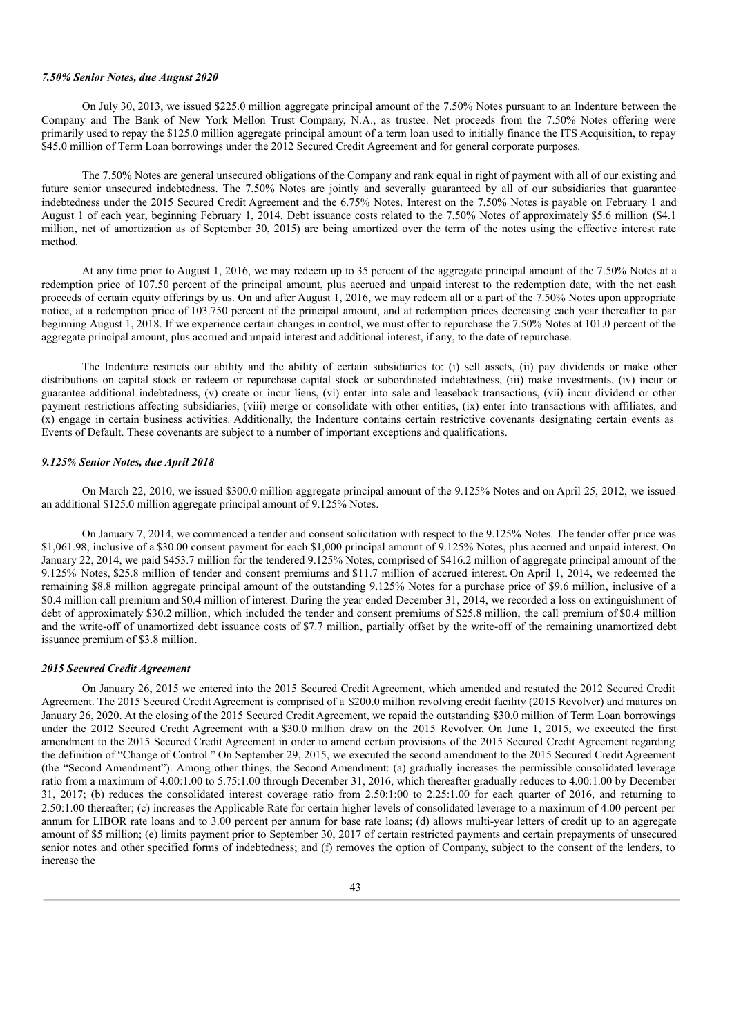### *7.50% Senior Notes, due August 2020*

On July 30, 2013, we issued \$225.0 million aggregate principal amount of the 7.50% Notes pursuant to an Indenture between the Company and The Bank of New York Mellon Trust Company, N.A., as trustee. Net proceeds from the 7.50% Notes offering were primarily used to repay the \$125.0 million aggregate principal amount of a term loan used to initially finance the ITS Acquisition, to repay \$45.0 million of Term Loan borrowings under the 2012 Secured Credit Agreement and for general corporate purposes.

The 7.50% Notes are general unsecured obligations of the Company and rank equal in right of payment with all of our existing and future senior unsecured indebtedness. The 7.50% Notes are jointly and severally guaranteed by all of our subsidiaries that guarantee indebtedness under the 2015 Secured Credit Agreement and the 6.75% Notes. Interest on the 7.50% Notes is payable on February 1 and August 1 of each year, beginning February 1, 2014. Debt issuance costs related to the 7.50% Notes of approximately \$5.6 million (\$4.1 million, net of amortization as of September 30, 2015) are being amortized over the term of the notes using the effective interest rate method.

At any time prior to August 1, 2016, we may redeem up to 35 percent of the aggregate principal amount of the 7.50% Notes at a redemption price of 107.50 percent of the principal amount, plus accrued and unpaid interest to the redemption date, with the net cash proceeds of certain equity offerings by us. On and after August 1, 2016, we may redeem all or a part of the 7.50% Notes upon appropriate notice, at a redemption price of 103.750 percent of the principal amount, and at redemption prices decreasing each year thereafter to par beginning August 1, 2018. If we experience certain changes in control, we must offer to repurchase the 7.50% Notes at 101.0 percent of the aggregate principal amount, plus accrued and unpaid interest and additional interest, if any, to the date of repurchase.

The Indenture restricts our ability and the ability of certain subsidiaries to: (i) sell assets, (ii) pay dividends or make other distributions on capital stock or redeem or repurchase capital stock or subordinated indebtedness, (iii) make investments, (iv) incur or guarantee additional indebtedness, (v) create or incur liens, (vi) enter into sale and leaseback transactions, (vii) incur dividend or other payment restrictions affecting subsidiaries, (viii) merge or consolidate with other entities, (ix) enter into transactions with affiliates, and (x) engage in certain business activities. Additionally, the Indenture contains certain restrictive covenants designating certain events as Events of Default. These covenants are subject to a number of important exceptions and qualifications.

### *9.125% Senior Notes, due April 2018*

On March 22, 2010, we issued \$300.0 million aggregate principal amount of the 9.125% Notes and on April 25, 2012, we issued an additional \$125.0 million aggregate principal amount of 9.125% Notes.

On January 7, 2014, we commenced a tender and consent solicitation with respect to the 9.125% Notes. The tender offer price was \$1,061.98, inclusive of a \$30.00 consent payment for each \$1,000 principal amount of 9.125% Notes, plus accrued and unpaid interest. On January 22, 2014, we paid \$453.7 million for the tendered 9.125% Notes, comprised of \$416.2 million of aggregate principal amount of the 9.125% Notes, \$25.8 million of tender and consent premiums and \$11.7 million of accrued interest. On April 1, 2014, we redeemed the remaining \$8.8 million aggregate principal amount of the outstanding 9.125% Notes for a purchase price of \$9.6 million, inclusive of a \$0.4 million call premium and \$0.4 million of interest. During the year ended December 31, 2014, we recorded a loss on extinguishment of debt of approximately \$30.2 million, which included the tender and consent premiums of \$25.8 million, the call premium of \$0.4 million and the write-off of unamortized debt issuance costs of \$7.7 million, partially offset by the write-off of the remaining unamortized debt issuance premium of \$3.8 million.

### *2015 Secured Credit Agreement*

On January 26, 2015 we entered into the 2015 Secured Credit Agreement, which amended and restated the 2012 Secured Credit Agreement. The 2015 Secured Credit Agreement is comprised of a \$200.0 million revolving credit facility (2015 Revolver) and matures on January 26, 2020. At the closing of the 2015 Secured Credit Agreement, we repaid the outstanding \$30.0 million of Term Loan borrowings under the 2012 Secured Credit Agreement with a \$30.0 million draw on the 2015 Revolver. On June 1, 2015, we executed the first amendment to the 2015 Secured Credit Agreement in order to amend certain provisions of the 2015 Secured Credit Agreement regarding the definition of "Change of Control." On September 29, 2015, we executed the second amendment to the 2015 Secured Credit Agreement (the "Second Amendment"). Among other things, the Second Amendment: (a) gradually increases the permissible consolidated leverage ratio from a maximum of 4.00:1.00 to 5.75:1.00 through December 31, 2016, which thereafter gradually reduces to 4.00:1.00 by December 31, 2017; (b) reduces the consolidated interest coverage ratio from 2.50:1:00 to 2.25:1.00 for each quarter of 2016, and returning to 2.50:1.00 thereafter; (c) increases the Applicable Rate for certain higher levels of consolidated leverage to a maximum of 4.00 percent per annum for LIBOR rate loans and to 3.00 percent per annum for base rate loans; (d) allows multi-year letters of credit up to an aggregate amount of \$5 million; (e) limits payment prior to September 30, 2017 of certain restricted payments and certain prepayments of unsecured senior notes and other specified forms of indebtedness; and (f) removes the option of Company, subject to the consent of the lenders, to increase the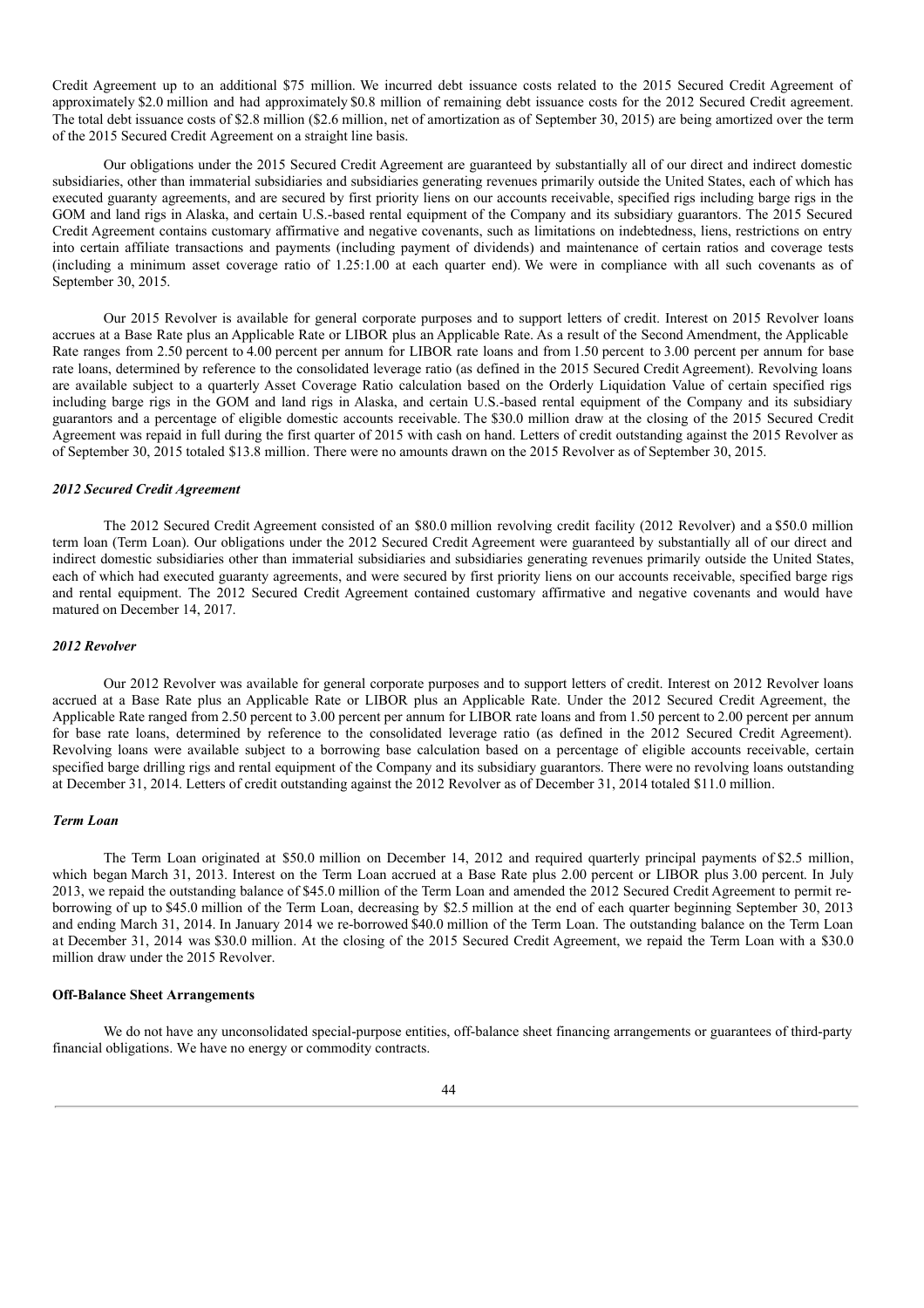Credit Agreement up to an additional $75 million. We incurred debt issuance costs related to the 2015 Secured Credit Agreement of approximately $2.0 million and had approximately $0.8 million of remaining debt issuance costs for the 2012 Secured Credit agreement. The total debt issuance costs of $2.8 million ($2.6 million, net of amortization as of September 30, 2015) are being amortized over the term of the 2015 Secured Credit Agreement on a straight line basis.

Our obligations under the 2015 Secured Credit Agreement are guaranteed by substantially all of our direct and indirect domestic subsidiaries, other than immaterial subsidiaries and subsidiaries generating revenues primarily outside the United States, each of which has executed guaranty agreements, and are secured by first priority liens on our accounts receivable, specified rigs including barge rigs in the GOM and land rigs in Alaska, and certain U.S.-based rental equipment of the Company and its subsidiary guarantors. The 2015 Secured Credit Agreement contains customary affirmative and negative covenants, such as limitations on indebtedness, liens, restrictions on entry into certain affiliate transactions and payments (including payment of dividends) and maintenance of certain ratios and coverage tests (including a minimum asset coverage ratio of 1.25:1.00 at each quarter end). We were in compliance with all such covenants as of September 30, 2015.

Our 2015 Revolver is available for general corporate purposes and to support letters of credit. Interest on 2015 Revolver loans accrues at a Base Rate plus an Applicable Rate or LIBOR plus an Applicable Rate. As a result of the Second Amendment, the Applicable Rate ranges from 2.50 percent to 4.00 percent per annum for LIBOR rate loans and from 1.50 percent to 3.00 percent per annum for base rate loans, determined by reference to the consolidated leverage ratio (as defined in the 2015 Secured Credit Agreement). Revolving loans are available subject to a quarterly Asset Coverage Ratio calculation based on the Orderly Liquidation Value of certain specified rigs including barge rigs in the GOM and land rigs in Alaska, and certain U.S.-based rental equipment of the Company and its subsidiary guarantors and a percentage of eligible domestic accounts receivable. The $30.0 million draw at the closing of the 2015 Secured Credit Agreement was repaid in full during the first quarter of 2015 with cash on hand. Letters of credit outstanding against the 2015 Revolver as of September 30, 2015 totaled $13.8 million. There were no amounts drawn on the 2015 Revolver as of September 30, 2015.

### *2012 Secured Credit Agreement*

The 2012 Secured Credit Agreement consisted of an $80.0 million revolving credit facility (2012 Revolver) and a $50.0 million term loan (Term Loan). Our obligations under the 2012 Secured Credit Agreement were guaranteed by substantially all of our direct and indirect domestic subsidiaries other than immaterial subsidiaries and subsidiaries generating revenues primarily outside the United States, each of which had executed guaranty agreements, and were secured by first priority liens on our accounts receivable, specified barge rigs and rental equipment. The 2012 Secured Credit Agreement contained customary affirmative and negative covenants and would have matured on December 14, 2017.

### *2012 Revolver*

Our 2012 Revolver was available for general corporate purposes and to support letters of credit. Interest on 2012 Revolver loans accrued at a Base Rate plus an Applicable Rate or LIBOR plus an Applicable Rate. Under the 2012 Secured Credit Agreement, the Applicable Rate ranged from 2.50 percent to 3.00 percent per annum for LIBOR rate loans and from 1.50 percent to 2.00 percent per annum for base rate loans, determined by reference to the consolidated leverage ratio (as defined in the 2012 Secured Credit Agreement). Revolving loans were available subject to a borrowing base calculation based on a percentage of eligible accounts receivable, certain specified barge drilling rigs and rental equipment of the Company and its subsidiary guarantors. There were no revolving loans outstanding at December 31, 2014. Letters of credit outstanding against the 2012 Revolver as of December 31, 2014 totaled $11.0 million.

### *Term Loan*

The Term Loan originated at $50.0 million on December 14, 2012 and required quarterly principal payments of $2.5 million, which began March 31, 2013. Interest on the Term Loan accrued at a Base Rate plus 2.00 percent or LIBOR plus 3.00 percent. In July 2013, we repaid the outstanding balance of $45.0 million of the Term Loan and amended the 2012 Secured Credit Agreement to permit re-borrowing of up to $45.0 million of the Term Loan, decreasing by $2.5 million at the end of each quarter beginning September 30, 2013 and ending March 31, 2014. In January 2014 we re-borrowed $40.0 million of the Term Loan. The outstanding balance on the Term Loan at December 31, 2014 was $30.0 million. At the closing of the 2015 Secured Credit Agreement, we repaid the Term Loan with a $30.0 million draw under the 2015 Revolver.

## **Off-Balance Sheet Arrangements**

We do not have any unconsolidated special-purpose entities, off-balance sheet financing arrangements or guarantees of third-party financial obligations. We have no energy or commodity contracts.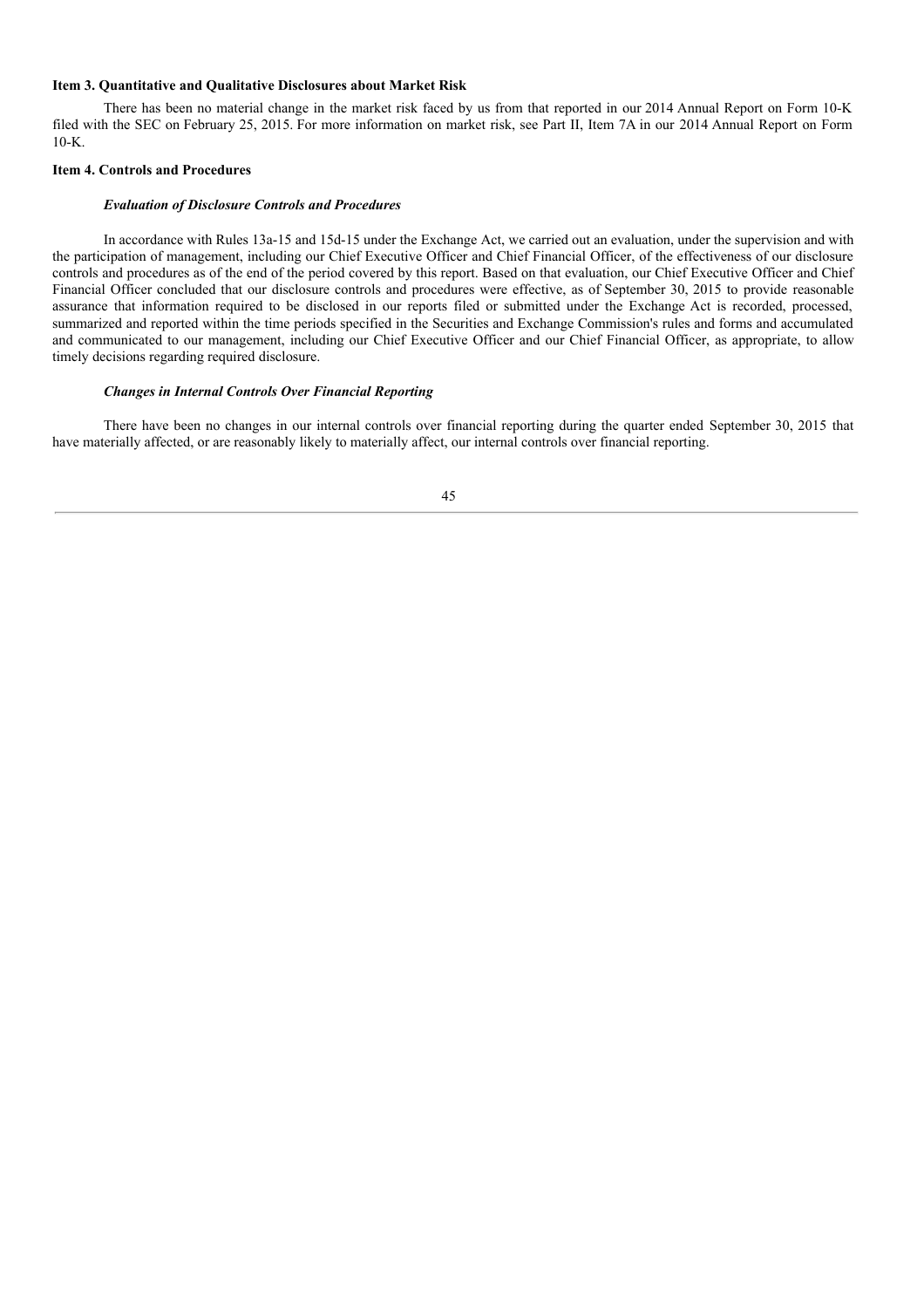### Item 3. Quantitative and Qualitative Disclosures about Market Risk

There has been no material change in the market risk faced by us from that reported in our 2014 Annual Report on Form 10-K filed with the SEC on February 25, 2015. For more information on market risk, see Part II, Item 7A in our 2014 Annual Report on Form 10-K.

### Item 4. Controls and Procedures

***Evaluation of Disclosure Controls and Procedures***

In accordance with Rules 13a-15 and 15d-15 under the Exchange Act, we carried out an evaluation, under the supervision and with the participation of management, including our Chief Executive Officer and Chief Financial Officer, of the effectiveness of our disclosure controls and procedures as of the end of the period covered by this report. Based on that evaluation, our Chief Executive Officer and Chief Financial Officer concluded that our disclosure controls and procedures were effective, as of September 30, 2015 to provide reasonable assurance that information required to be disclosed in our reports filed or submitted under the Exchange Act is recorded, processed, summarized and reported within the time periods specified in the Securities and Exchange Commission's rules and forms and accumulated and communicated to our management, including our Chief Executive Officer and our Chief Financial Officer, as appropriate, to allow timely decisions regarding required disclosure.

***Changes in Internal Controls Over Financial Reporting***

There have been no changes in our internal controls over financial reporting during the quarter ended September 30, 2015 that have materially affected, or are reasonably likely to materially affect, our internal controls over financial reporting.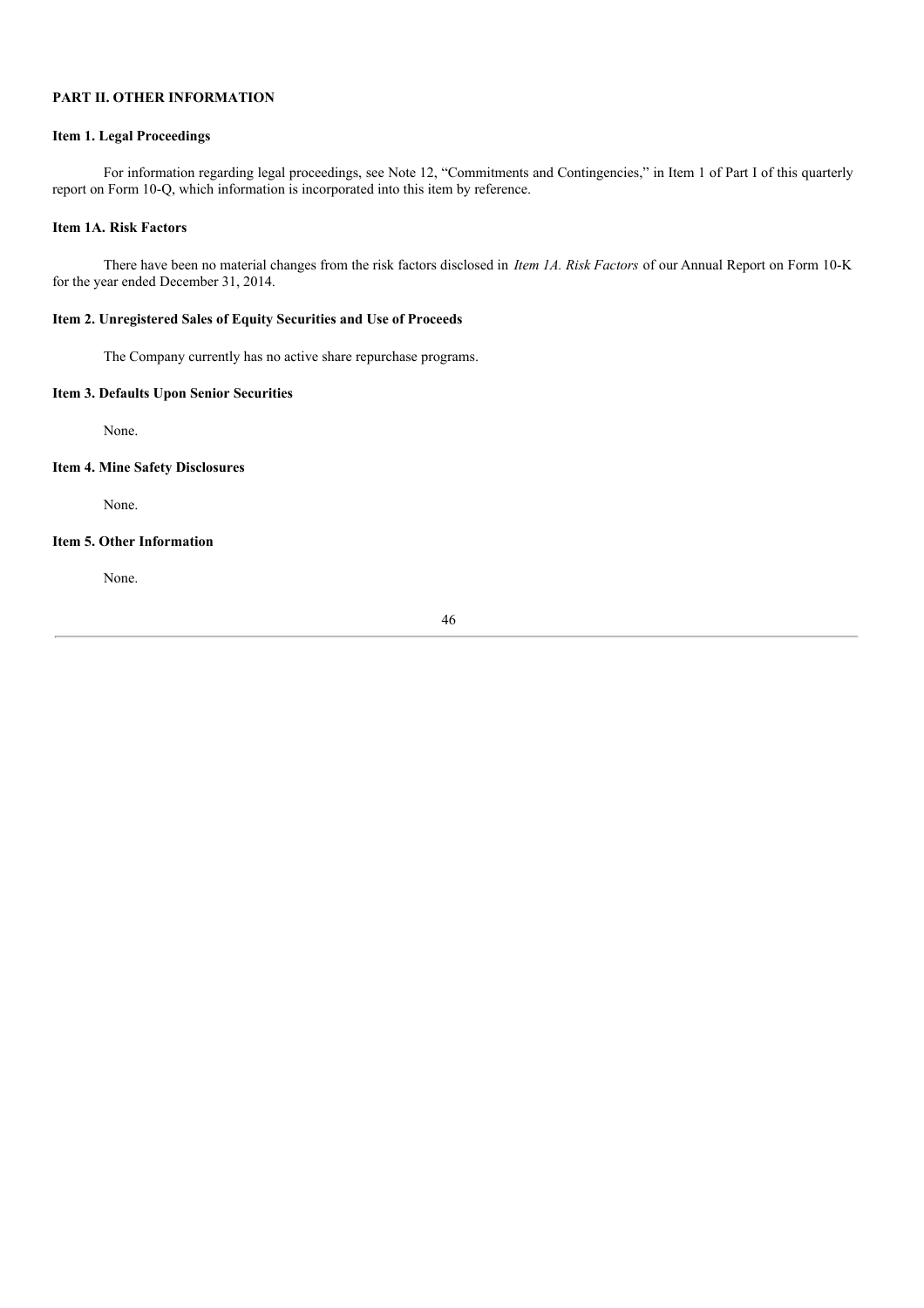## PART II. OTHER INFORMATION

### Item 1. Legal Proceedings

For information regarding legal proceedings, see Note 12, "Commitments and Contingencies," in Item 1 of Part I of this quarterly report on Form 10-Q, which information is incorporated into this item by reference.

### Item 1A. Risk Factors

There have been no material changes from the risk factors disclosed in *Item 1A. Risk Factors* of our Annual Report on Form 10-K for the year ended December 31, 2014.

### Item 2. Unregistered Sales of Equity Securities and Use of Proceeds

The Company currently has no active share repurchase programs.

### Item 3. Defaults Upon Senior Securities

None.

### Item 4. Mine Safety Disclosures

None.

### Item 5. Other Information

None.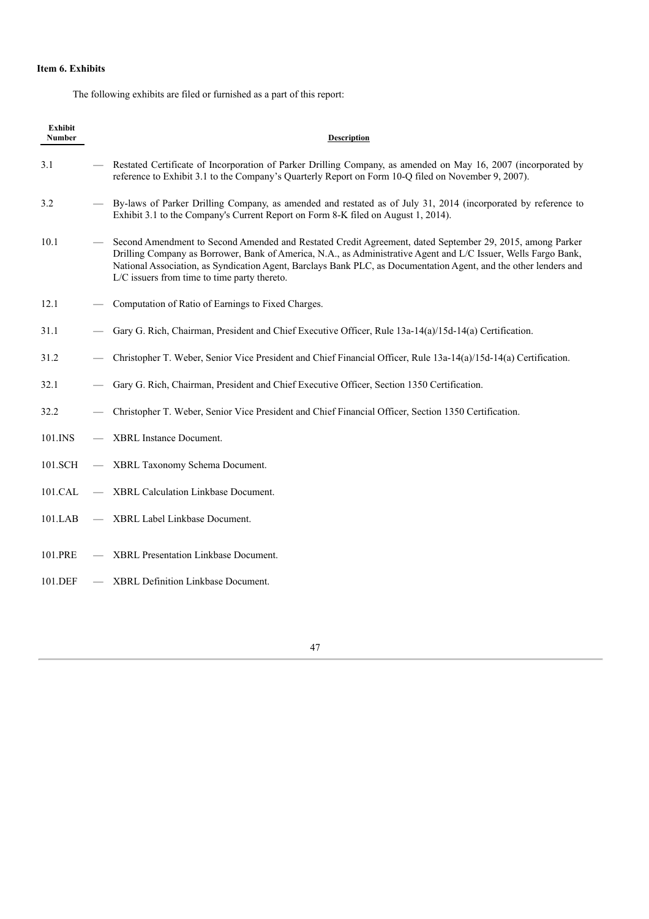### Item 6. Exhibits

The following exhibits are filed or furnished as a part of this report:

| Exhibit Number | | Description |
| --- | --- | --- |
| 3.1 | — | Restated Certificate of Incorporation of Parker Drilling Company, as amended on May 16, 2007 (incorporated by reference to Exhibit 3.1 to the Company's Quarterly Report on Form 10-Q filed on November 9, 2007). |
| 3.2 | — | By-laws of Parker Drilling Company, as amended and restated as of July 31, 2014 (incorporated by reference to Exhibit 3.1 to the Company's Current Report on Form 8-K filed on August 1, 2014). |
| 10.1 | — | Second Amendment to Second Amended and Restated Credit Agreement, dated September 29, 2015, among Parker Drilling Company as Borrower, Bank of America, N.A., as Administrative Agent and L/C Issuer, Wells Fargo Bank, National Association, as Syndication Agent, Barclays Bank PLC, as Documentation Agent, and the other lenders and L/C issuers from time to time party thereto. |
| 12.1 | — | Computation of Ratio of Earnings to Fixed Charges. |
| 31.1 | — | Gary G. Rich, Chairman, President and Chief Executive Officer, Rule 13a-14(a)/15d-14(a) Certification. |
| 31.2 | — | Christopher T. Weber, Senior Vice President and Chief Financial Officer, Rule 13a-14(a)/15d-14(a) Certification. |
| 32.1 | — | Gary G. Rich, Chairman, President and Chief Executive Officer, Section 1350 Certification. |
| 32.2 | — | Christopher T. Weber, Senior Vice President and Chief Financial Officer, Section 1350 Certification. |
| 101.INS | — | XBRL Instance Document. |
| 101.SCH | — | XBRL Taxonomy Schema Document. |
| 101.CAL | — | XBRL Calculation Linkbase Document. |
| 101.LAB | — | XBRL Label Linkbase Document. |
| 101.PRE | — | XBRL Presentation Linkbase Document. |
| 101.DEF | — | XBRL Definition Linkbase Document. |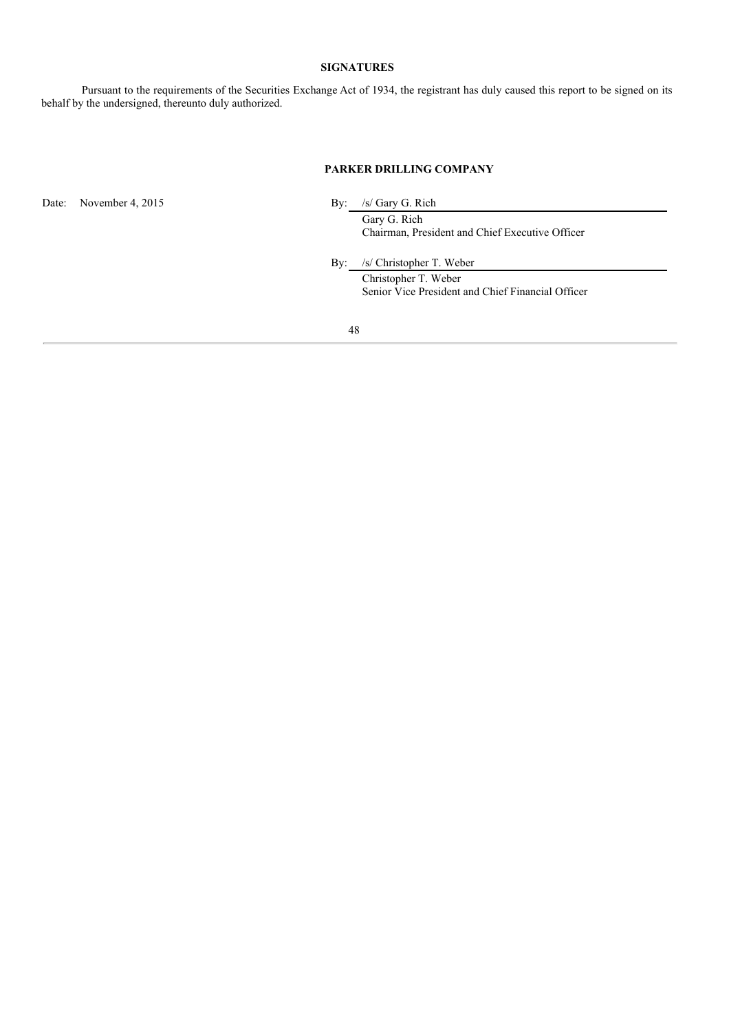## SIGNATURES

Pursuant to the requirements of the Securities Exchange Act of 1934, the registrant has duly caused this report to be signed on its behalf by the undersigned, thereunto duly authorized.

**PARKER DRILLING COMPANY**

Date: November 4, 2015

By: /s/ Gary G. Rich
Gary G. Rich
Chairman, President and Chief Executive Officer

By: /s/ Christopher T. Weber
Christopher T. Weber
Senior Vice President and Chief Financial Officer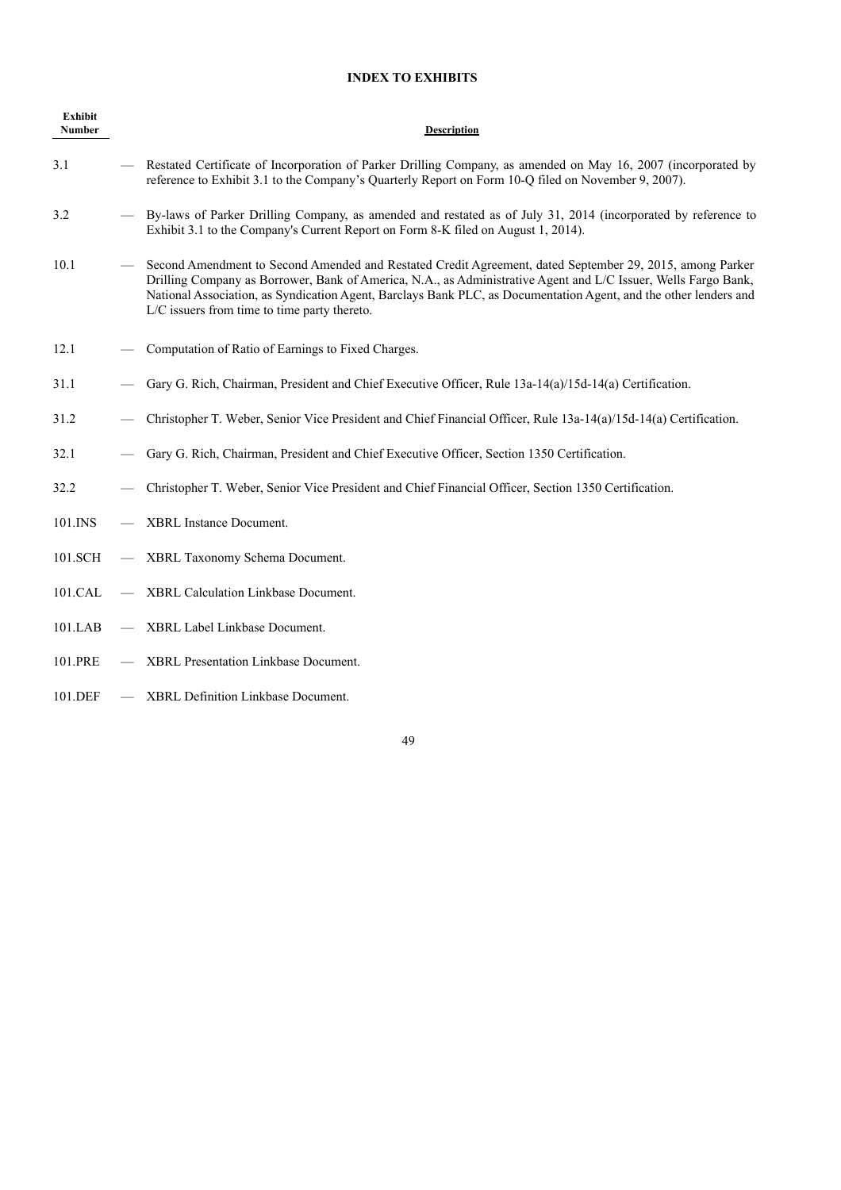# INDEX TO EXHIBITS

| Exhibit Number | | Description |
|---|---|---|
| 3.1 | — | Restated Certificate of Incorporation of Parker Drilling Company, as amended on May 16, 2007 (incorporated by reference to Exhibit 3.1 to the Company's Quarterly Report on Form 10-Q filed on November 9, 2007). |
| 3.2 | — | By-laws of Parker Drilling Company, as amended and restated as of July 31, 2014 (incorporated by reference to Exhibit 3.1 to the Company's Current Report on Form 8-K filed on August 1, 2014). |
| 10.1 | — | Second Amendment to Second Amended and Restated Credit Agreement, dated September 29, 2015, among Parker Drilling Company as Borrower, Bank of America, N.A., as Administrative Agent and L/C Issuer, Wells Fargo Bank, National Association, as Syndication Agent, Barclays Bank PLC, as Documentation Agent, and the other lenders and L/C issuers from time to time party thereto. |
| 12.1 | — | Computation of Ratio of Earnings to Fixed Charges. |
| 31.1 | — | Gary G. Rich, Chairman, President and Chief Executive Officer, Rule 13a-14(a)/15d-14(a) Certification. |
| 31.2 | — | Christopher T. Weber, Senior Vice President and Chief Financial Officer, Rule 13a-14(a)/15d-14(a) Certification. |
| 32.1 | — | Gary G. Rich, Chairman, President and Chief Executive Officer, Section 1350 Certification. |
| 32.2 | — | Christopher T. Weber, Senior Vice President and Chief Financial Officer, Section 1350 Certification. |
| 101.INS | — | XBRL Instance Document. |
| 101.SCH | — | XBRL Taxonomy Schema Document. |
| 101.CAL | — | XBRL Calculation Linkbase Document. |
| 101.LAB | — | XBRL Label Linkbase Document. |
| 101.PRE | — | XBRL Presentation Linkbase Document. |
| 101.DEF | — | XBRL Definition Linkbase Document. |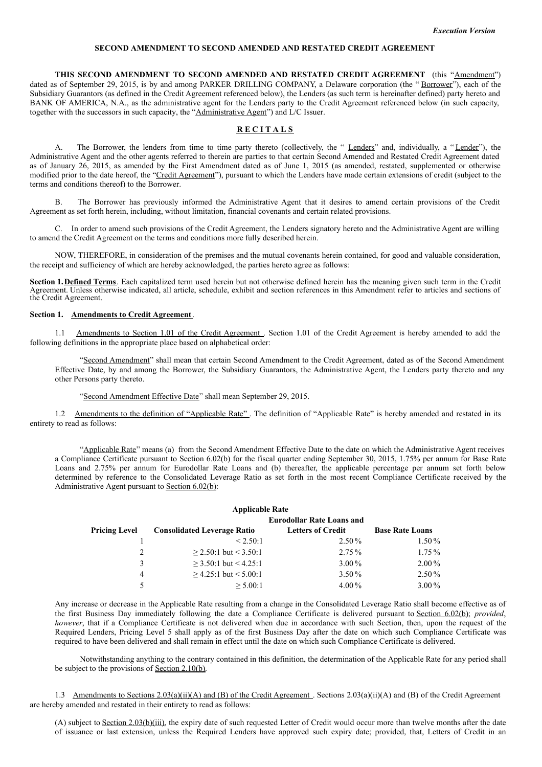*Execution Version*

**SECOND AMENDMENT TO SECOND AMENDED AND RESTATED CREDIT AGREEMENT**

**THIS SECOND AMENDMENT TO SECOND AMENDED AND RESTATED CREDIT AGREEMENT** (this "Amendment") dated as of September 29, 2015, is by and among PARKER DRILLING COMPANY, a Delaware corporation (the " Borrower"), each of the Subsidiary Guarantors (as defined in the Credit Agreement referenced below), the Lenders (as such term is hereinafter defined) party hereto and BANK OF AMERICA, N.A., as the administrative agent for the Lenders party to the Credit Agreement referenced below (in such capacity, together with the successors in such capacity, the "Administrative Agent") and L/C Issuer.

**R E C I T A L S**

A. The Borrower, the lenders from time to time party thereto (collectively, the " Lenders" and, individually, a " Lender"), the Administrative Agent and the other agents referred to therein are parties to that certain Second Amended and Restated Credit Agreement dated as of January 26, 2015, as amended by the First Amendment dated as of June 1, 2015 (as amended, restated, supplemented or otherwise modified prior to the date hereof, the "Credit Agreement"), pursuant to which the Lenders have made certain extensions of credit (subject to the terms and conditions thereof) to the Borrower.

B. The Borrower has previously informed the Administrative Agent that it desires to amend certain provisions of the Credit Agreement as set forth herein, including, without limitation, financial covenants and certain related provisions.

C. In order to amend such provisions of the Credit Agreement, the Lenders signatory hereto and the Administrative Agent are willing to amend the Credit Agreement on the terms and conditions more fully described herein.

NOW, THEREFORE, in consideration of the premises and the mutual covenants herein contained, for good and valuable consideration, the receipt and sufficiency of which are hereby acknowledged, the parties hereto agree as follows:

**Section 1. Defined Terms**. Each capitalized term used herein but not otherwise defined herein has the meaning given such term in the Credit Agreement. Unless otherwise indicated, all article, schedule, exhibit and section references in this Amendment refer to articles and sections of the Credit Agreement.

**Section 1. Amendments to Credit Agreement**.

1.1 Amendments to Section 1.01 of the Credit Agreement . Section 1.01 of the Credit Agreement is hereby amended to add the following definitions in the appropriate place based on alphabetical order:

"Second Amendment" shall mean that certain Second Amendment to the Credit Agreement, dated as of the Second Amendment Effective Date, by and among the Borrower, the Subsidiary Guarantors, the Administrative Agent, the Lenders party thereto and any other Persons party thereto.

"Second Amendment Effective Date" shall mean September 29, 2015.

1.2 Amendments to the definition of "Applicable Rate" . The definition of "Applicable Rate" is hereby amended and restated in its entirety to read as follows:

"Applicable Rate" means (a) from the Second Amendment Effective Date to the date on which the Administrative Agent receives a Compliance Certificate pursuant to Section 6.02(b) for the fiscal quarter ending September 30, 2015, 1.75% per annum for Base Rate Loans and 2.75% per annum for Eurodollar Rate Loans and (b) thereafter, the applicable percentage per annum set forth below determined by reference to the Consolidated Leverage Ratio as set forth in the most recent Compliance Certificate received by the Administrative Agent pursuant to Section 6.02(b):

**Applicable Rate**

| Pricing Level | Consolidated Leverage Ratio | Eurodollar Rate Loans and Letters of Credit | Base Rate Loans |
|---|---|---|---|
| 1 | < 2.50:1 | 2.50% | 1.50% |
| 2 | ≥ 2.50:1 but < 3.50:1 | 2.75% | 1.75% |
| 3 | ≥ 3.50:1 but < 4.25:1 | 3.00% | 2.00% |
| 4 | ≥ 4.25:1 but < 5.00:1 | 3.50% | 2.50% |
| 5 | ≥ 5.00:1 | 4.00% | 3.00% |

Any increase or decrease in the Applicable Rate resulting from a change in the Consolidated Leverage Ratio shall become effective as of the first Business Day immediately following the date a Compliance Certificate is delivered pursuant to Section 6.02(b); *provided*, *however*, that if a Compliance Certificate is not delivered when due in accordance with such Section, then, upon the request of the Required Lenders, Pricing Level 5 shall apply as of the first Business Day after the date on which such Compliance Certificate was required to have been delivered and shall remain in effect until the date on which such Compliance Certificate is delivered.

Notwithstanding anything to the contrary contained in this definition, the determination of the Applicable Rate for any period shall be subject to the provisions of Section 2.10(b).

1.3 Amendments to Sections 2.03(a)(ii)(A) and (B) of the Credit Agreement . Sections 2.03(a)(ii)(A) and (B) of the Credit Agreement are hereby amended and restated in their entirety to read as follows:

(A) subject to Section 2.03(b)(iii), the expiry date of such requested Letter of Credit would occur more than twelve months after the date of issuance or last extension, unless the Required Lenders have approved such expiry date; provided, that, Letters of Credit in an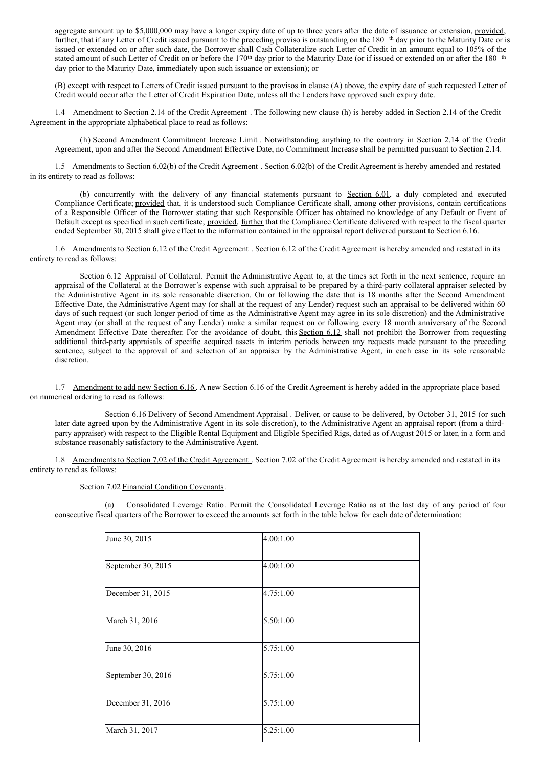aggregate amount up to $5,000,000 may have a longer expiry date of up to three years after the date of issuance or extension, provided, further, that if any Letter of Credit issued pursuant to the preceding proviso is outstanding on the 180th day prior to the Maturity Date or is issued or extended on or after such date, the Borrower shall Cash Collateralize such Letter of Credit in an amount equal to 105% of the stated amount of such Letter of Credit on or before the 170th day prior to the Maturity Date (or if issued or extended on or after the 180th day prior to the Maturity Date, immediately upon such issuance or extension); or

(B) except with respect to Letters of Credit issued pursuant to the provisos in clause (A) above, the expiry date of such requested Letter of Credit would occur after the Letter of Credit Expiration Date, unless all the Lenders have approved such expiry date.

1.4 Amendment to Section 2.14 of the Credit Agreement. The following new clause (h) is hereby added in Section 2.14 of the Credit Agreement in the appropriate alphabetical place to read as follows:

(h) Second Amendment Commitment Increase Limit. Notwithstanding anything to the contrary in Section 2.14 of the Credit Agreement, upon and after the Second Amendment Effective Date, no Commitment Increase shall be permitted pursuant to Section 2.14.

1.5 Amendments to Section 6.02(b) of the Credit Agreement. Section 6.02(b) of the Credit Agreement is hereby amended and restated in its entirety to read as follows:

(b) concurrently with the delivery of any financial statements pursuant to Section 6.01, a duly completed and executed Compliance Certificate; provided that, it is understood such Compliance Certificate shall, among other provisions, contain certifications of a Responsible Officer of the Borrower stating that such Responsible Officer has obtained no knowledge of any Default or Event of Default except as specified in such certificate; provided, further that the Compliance Certificate delivered with respect to the fiscal quarter ended September 30, 2015 shall give effect to the information contained in the appraisal report delivered pursuant to Section 6.16.

1.6 Amendments to Section 6.12 of the Credit Agreement. Section 6.12 of the Credit Agreement is hereby amended and restated in its entirety to read as follows:

Section 6.12 Appraisal of Collateral. Permit the Administrative Agent to, at the times set forth in the next sentence, require an appraisal of the Collateral at the Borrower's expense with such appraisal to be prepared by a third-party collateral appraiser selected by the Administrative Agent in its sole reasonable discretion. On or following the date that is 18 months after the Second Amendment Effective Date, the Administrative Agent may (or shall at the request of any Lender) request such an appraisal to be delivered within 60 days of such request (or such longer period of time as the Administrative Agent may agree in its sole discretion) and the Administrative Agent may (or shall at the request of any Lender) make a similar request on or following every 18 month anniversary of the Second Amendment Effective Date thereafter. For the avoidance of doubt, this Section 6.12 shall not prohibit the Borrower from requesting additional third-party appraisals of specific acquired assets in interim periods between any requests made pursuant to the preceding sentence, subject to the approval of and selection of an appraiser by the Administrative Agent, in each case in its sole reasonable discretion.

1.7 Amendment to add new Section 6.16. A new Section 6.16 of the Credit Agreement is hereby added in the appropriate place based on numerical ordering to read as follows:

Section 6.16 Delivery of Second Amendment Appraisal. Deliver, or cause to be delivered, by October 31, 2015 (or such later date agreed upon by the Administrative Agent in its sole discretion), to the Administrative Agent an appraisal report (from a third-party appraiser) with respect to the Eligible Rental Equipment and Eligible Specified Rigs, dated as of August 2015 or later, in a form and substance reasonably satisfactory to the Administrative Agent.

1.8 Amendments to Section 7.02 of the Credit Agreement. Section 7.02 of the Credit Agreement is hereby amended and restated in its entirety to read as follows:

Section 7.02 Financial Condition Covenants.

(a) Consolidated Leverage Ratio. Permit the Consolidated Leverage Ratio as at the last day of any period of four consecutive fiscal quarters of the Borrower to exceed the amounts set forth in the table below for each date of determination:

| | |
|---|---|
| June 30, 2015 | 4.00:1.00 |
| September 30, 2015 | 4.00:1.00 |
| December 31, 2015 | 4.75:1.00 |
| March 31, 2016 | 5.50:1.00 |
| June 30, 2016 | 5.75:1.00 |
| September 30, 2016 | 5.75:1.00 |
| December 31, 2016 | 5.75:1.00 |
| March 31, 2017 | 5.25:1.00 |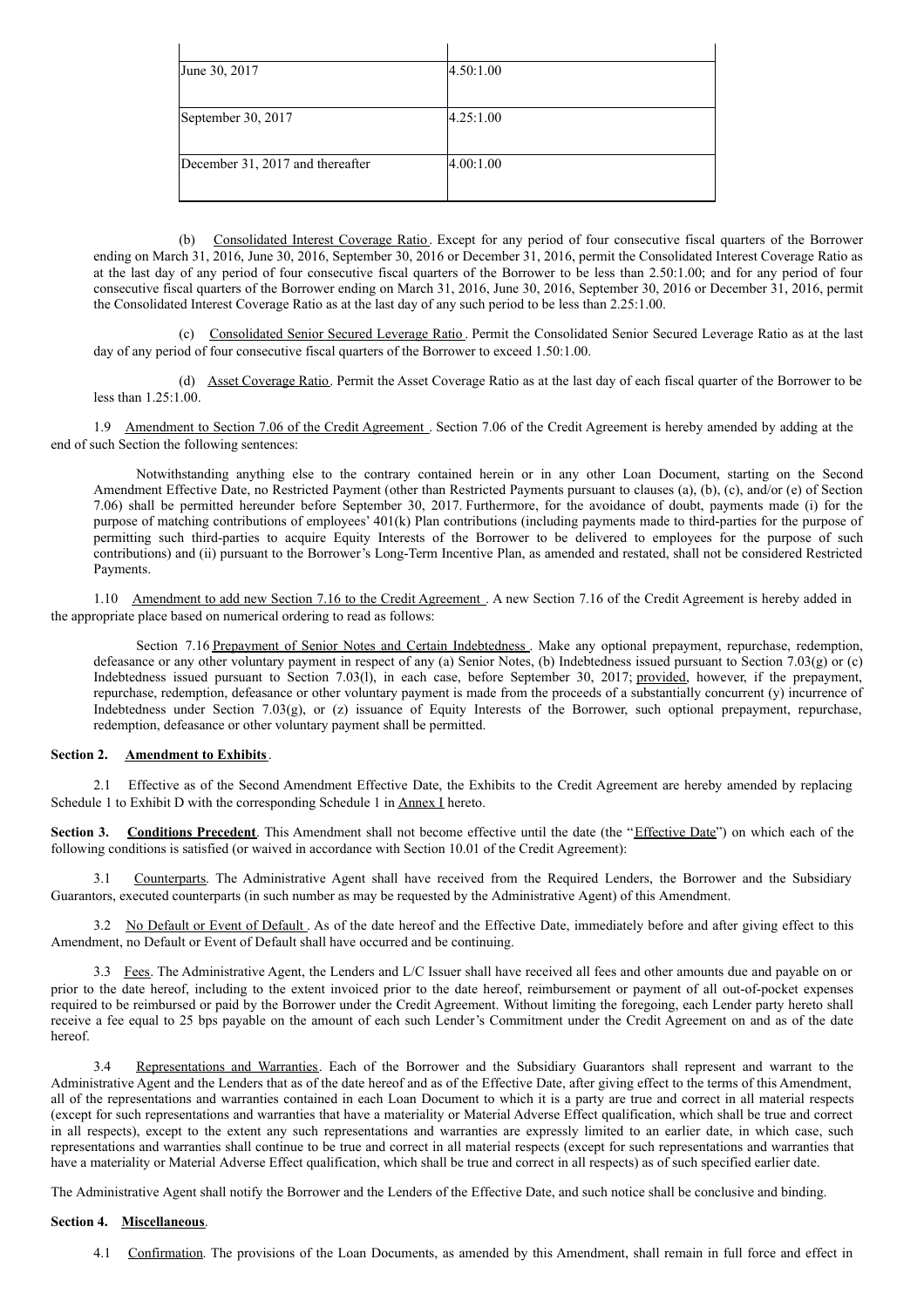| | |
|---|---|
| June 30, 2017 | 4.50:1.00 |
| September 30, 2017 | 4.25:1.00 |
| December 31, 2017 and thereafter | 4.00:1.00 |

(b) Consolidated Interest Coverage Ratio. Except for any period of four consecutive fiscal quarters of the Borrower ending on March 31, 2016, June 30, 2016, September 30, 2016 or December 31, 2016, permit the Consolidated Interest Coverage Ratio as at the last day of any period of four consecutive fiscal quarters of the Borrower to be less than 2.50:1.00; and for any period of four consecutive fiscal quarters of the Borrower ending on March 31, 2016, June 30, 2016, September 30, 2016 or December 31, 2016, permit the Consolidated Interest Coverage Ratio as at the last day of any such period to be less than 2.25:1.00.

(c) Consolidated Senior Secured Leverage Ratio. Permit the Consolidated Senior Secured Leverage Ratio as at the last day of any period of four consecutive fiscal quarters of the Borrower to exceed 1.50:1.00.

(d) Asset Coverage Ratio. Permit the Asset Coverage Ratio as at the last day of each fiscal quarter of the Borrower to be less than 1.25:1.00.

1.9 Amendment to Section 7.06 of the Credit Agreement. Section 7.06 of the Credit Agreement is hereby amended by adding at the end of such Section the following sentences:

Notwithstanding anything else to the contrary contained herein or in any other Loan Document, starting on the Second Amendment Effective Date, no Restricted Payment (other than Restricted Payments pursuant to clauses (a), (b), (c), and/or (e) of Section 7.06) shall be permitted hereunder before September 30, 2017. Furthermore, for the avoidance of doubt, payments made (i) for the purpose of matching contributions of employees' 401(k) Plan contributions (including payments made to third-parties for the purpose of permitting such third-parties to acquire Equity Interests of the Borrower to be delivered to employees for the purpose of such contributions) and (ii) pursuant to the Borrower's Long-Term Incentive Plan, as amended and restated, shall not be considered Restricted Payments.

1.10 Amendment to add new Section 7.16 to the Credit Agreement. A new Section 7.16 of the Credit Agreement is hereby added in the appropriate place based on numerical ordering to read as follows:

Section 7.16 Prepayment of Senior Notes and Certain Indebtedness. Make any optional prepayment, repurchase, redemption, defeasance or any other voluntary payment in respect of any (a) Senior Notes, (b) Indebtedness issued pursuant to Section 7.03(g) or (c) Indebtedness issued pursuant to Section 7.03(l), in each case, before September 30, 2017; provided, however, if the prepayment, repurchase, redemption, defeasance or other voluntary payment is made from the proceeds of a substantially concurrent (y) incurrence of Indebtedness under Section 7.03(g), or (z) issuance of Equity Interests of the Borrower, such optional prepayment, repurchase, redemption, defeasance or other voluntary payment shall be permitted.

**Section 2. Amendment to Exhibits**.

2.1 Effective as of the Second Amendment Effective Date, the Exhibits to the Credit Agreement are hereby amended by replacing Schedule 1 to Exhibit D with the corresponding Schedule 1 in Annex I hereto.

**Section 3. Conditions Precedent**. This Amendment shall not become effective until the date (the "Effective Date") on which each of the following conditions is satisfied (or waived in accordance with Section 10.01 of the Credit Agreement):

3.1 Counterparts. The Administrative Agent shall have received from the Required Lenders, the Borrower and the Subsidiary Guarantors, executed counterparts (in such number as may be requested by the Administrative Agent) of this Amendment.

3.2 No Default or Event of Default. As of the date hereof and the Effective Date, immediately before and after giving effect to this Amendment, no Default or Event of Default shall have occurred and be continuing.

3.3 Fees. The Administrative Agent, the Lenders and L/C Issuer shall have received all fees and other amounts due and payable on or prior to the date hereof, including to the extent invoiced prior to the date hereof, reimbursement or payment of all out-of-pocket expenses required to be reimbursed or paid by the Borrower under the Credit Agreement. Without limiting the foregoing, each Lender party hereto shall receive a fee equal to 25 bps payable on the amount of each such Lender's Commitment under the Credit Agreement on and as of the date hereof.

3.4 Representations and Warranties. Each of the Borrower and the Subsidiary Guarantors shall represent and warrant to the Administrative Agent and the Lenders that as of the date hereof and as of the Effective Date, after giving effect to the terms of this Amendment, all of the representations and warranties contained in each Loan Document to which it is a party are true and correct in all material respects (except for such representations and warranties that have a materiality or Material Adverse Effect qualification, which shall be true and correct in all respects), except to the extent any such representations and warranties are expressly limited to an earlier date, in which case, such representations and warranties shall continue to be true and correct in all material respects (except for such representations and warranties that have a materiality or Material Adverse Effect qualification, which shall be true and correct in all respects) as of such specified earlier date.

The Administrative Agent shall notify the Borrower and the Lenders of the Effective Date, and such notice shall be conclusive and binding.

**Section 4. Miscellaneous**.

4.1 Confirmation. The provisions of the Loan Documents, as amended by this Amendment, shall remain in full force and effect in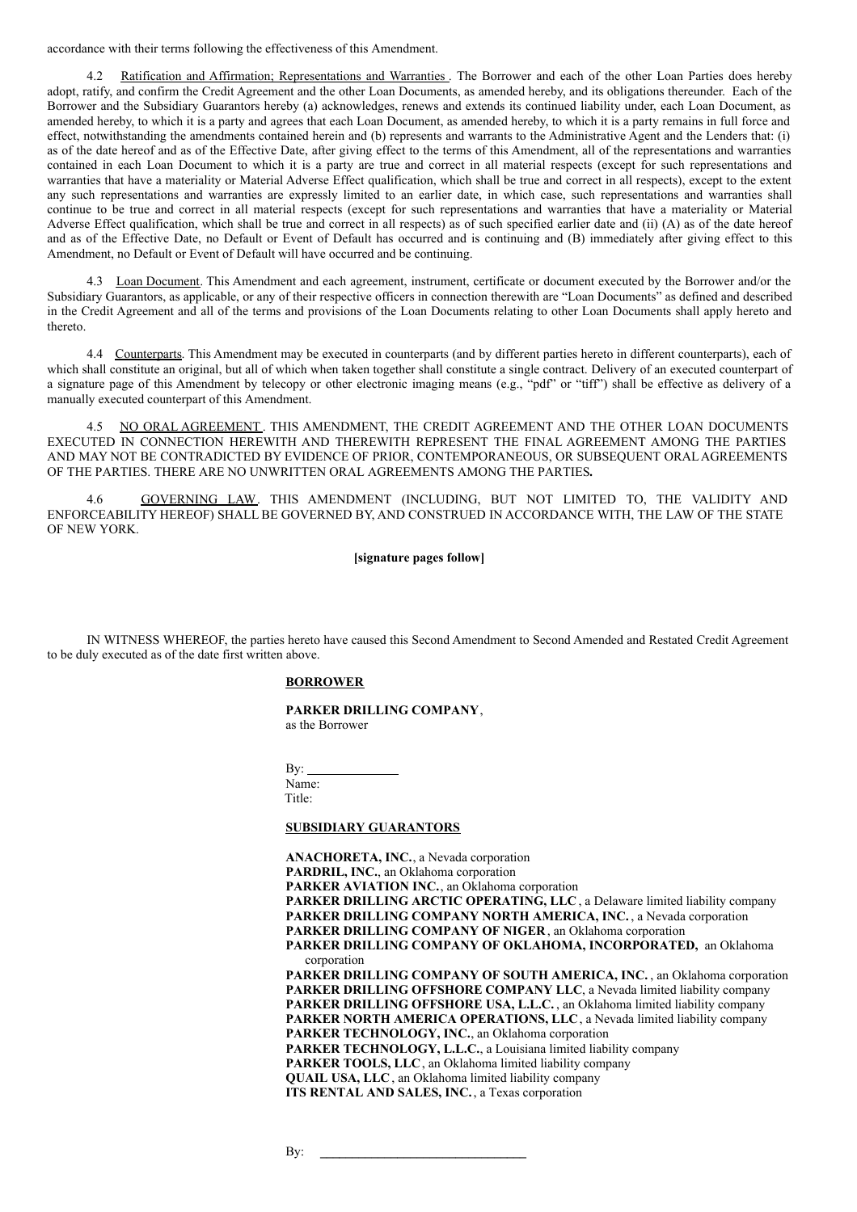accordance with their terms following the effectiveness of this Amendment.

4.2 Ratification and Affirmation; Representations and Warranties. The Borrower and each of the other Loan Parties does hereby adopt, ratify, and confirm the Credit Agreement and the other Loan Documents, as amended hereby, and its obligations thereunder. Each of the Borrower and the Subsidiary Guarantors hereby (a) acknowledges, renews and extends its continued liability under, each Loan Document, as amended hereby, to which it is a party and agrees that each Loan Document, as amended hereby, to which it is a party remains in full force and effect, notwithstanding the amendments contained herein and (b) represents and warrants to the Administrative Agent and the Lenders that: (i) as of the date hereof and as of the Effective Date, after giving effect to the terms of this Amendment, all of the representations and warranties contained in each Loan Document to which it is a party are true and correct in all material respects (except for such representations and warranties that have a materiality or Material Adverse Effect qualification, which shall be true and correct in all respects), except to the extent any such representations and warranties are expressly limited to an earlier date, in which case, such representations and warranties shall continue to be true and correct in all material respects (except for such representations and warranties that have a materiality or Material Adverse Effect qualification, which shall be true and correct in all respects) as of such specified earlier date and (ii) (A) as of the date hereof and as of the Effective Date, no Default or Event of Default has occurred and is continuing and (B) immediately after giving effect to this Amendment, no Default or Event of Default will have occurred and be continuing.

4.3 Loan Document. This Amendment and each agreement, instrument, certificate or document executed by the Borrower and/or the Subsidiary Guarantors, as applicable, or any of their respective officers in connection therewith are "Loan Documents" as defined and described in the Credit Agreement and all of the terms and provisions of the Loan Documents relating to other Loan Documents shall apply hereto and thereto.

4.4 Counterparts. This Amendment may be executed in counterparts (and by different parties hereto in different counterparts), each of which shall constitute an original, but all of which when taken together shall constitute a single contract. Delivery of an executed counterpart of a signature page of this Amendment by telecopy or other electronic imaging means (e.g., "pdf" or "tiff") shall be effective as delivery of a manually executed counterpart of this Amendment.

4.5 NO ORAL AGREEMENT. THIS AMENDMENT, THE CREDIT AGREEMENT AND THE OTHER LOAN DOCUMENTS EXECUTED IN CONNECTION HEREWITH AND THEREWITH REPRESENT THE FINAL AGREEMENT AMONG THE PARTIES AND MAY NOT BE CONTRADICTED BY EVIDENCE OF PRIOR, CONTEMPORANEOUS, OR SUBSEQUENT ORAL AGREEMENTS OF THE PARTIES. THERE ARE NO UNWRITTEN ORAL AGREEMENTS AMONG THE PARTIES.

4.6 GOVERNING LAW. THIS AMENDMENT (INCLUDING, BUT NOT LIMITED TO, THE VALIDITY AND ENFORCEABILITY HEREOF) SHALL BE GOVERNED BY, AND CONSTRUED IN ACCORDANCE WITH, THE LAW OF THE STATE OF NEW YORK.

**[signature pages follow]**

IN WITNESS WHEREOF, the parties hereto have caused this Second Amendment to Second Amended and Restated Credit Agreement to be duly executed as of the date first written above.

**BORROWER**

**PARKER DRILLING COMPANY**, as the Borrower

By: ______________
Name:
Title:

**SUBSIDIARY GUARANTORS**

**ANACHORETA, INC.**, a Nevada corporation
**PARDRIL, INC.**, an Oklahoma corporation
**PARKER AVIATION INC.**, an Oklahoma corporation
**PARKER DRILLING ARCTIC OPERATING, LLC**, a Delaware limited liability company
**PARKER DRILLING COMPANY NORTH AMERICA, INC.**, a Nevada corporation
**PARKER DRILLING COMPANY OF NIGER**, an Oklahoma corporation
**PARKER DRILLING COMPANY OF OKLAHOMA, INCORPORATED,** an Oklahoma corporation
**PARKER DRILLING COMPANY OF SOUTH AMERICA, INC.**, an Oklahoma corporation
**PARKER DRILLING OFFSHORE COMPANY LLC**, a Nevada limited liability company
**PARKER DRILLING OFFSHORE USA, L.L.C.**, an Oklahoma limited liability company
**PARKER NORTH AMERICA OPERATIONS, LLC**, a Nevada limited liability company
**PARKER TECHNOLOGY, INC.**, an Oklahoma corporation
**PARKER TECHNOLOGY, L.L.C.**, a Louisiana limited liability company
**PARKER TOOLS, LLC**, an Oklahoma limited liability company
**QUAIL USA, LLC**, an Oklahoma limited liability company
**ITS RENTAL AND SALES, INC.**, a Texas corporation

By: ______________________________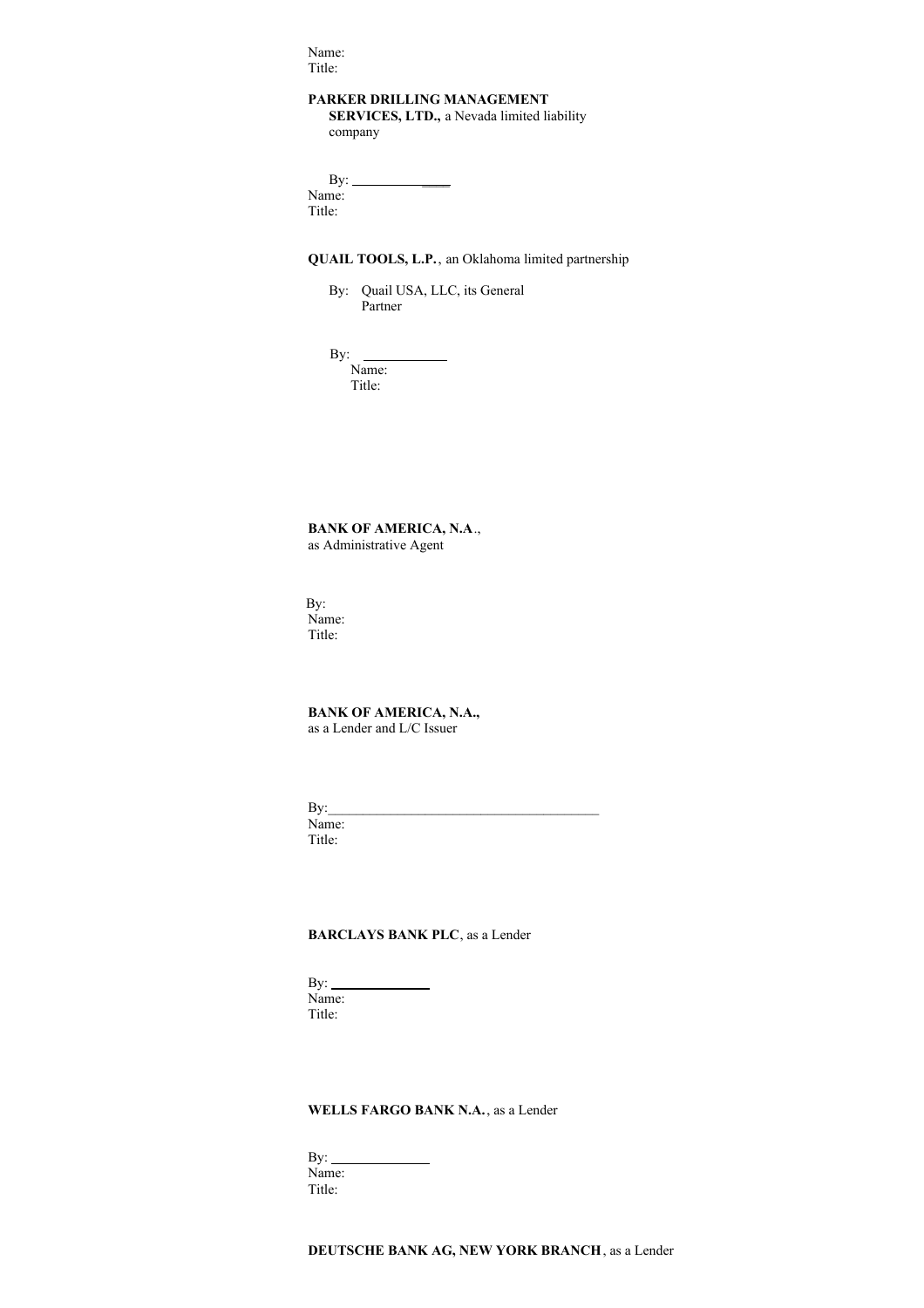Name:
Title:

**PARKER DRILLING MANAGEMENT SERVICES, LTD.,** a Nevada limited liability company

By: \_\_\_\_\_\_\_\_\_\_\_\_\_\_
Name:
Title:

**QUAIL TOOLS, L.P.**, an Oklahoma limited partnership

By: Quail USA, LLC, its General Partner

By: \_\_\_\_\_\_\_\_\_\_\_\_
Name:
Title:

**BANK OF AMERICA, N.A.**,
as Administrative Agent

By:
Name:
Title:

**BANK OF AMERICA, N.A.,**
as a Lender and L/C Issuer

By:\_\_\_\_\_\_\_\_\_\_\_\_\_\_\_\_\_\_\_\_\_\_\_\_\_\_\_\_\_\_\_\_\_\_\_\_\_\_\_
Name:
Title:

**BARCLAYS BANK PLC**, as a Lender

By: \_\_\_\_\_\_\_\_\_\_\_\_\_\_
Name:
Title:

**WELLS FARGO BANK N.A.**, as a Lender

By: \_\_\_\_\_\_\_\_\_\_\_\_\_\_
Name:
Title:

**DEUTSCHE BANK AG, NEW YORK BRANCH**, as a Lender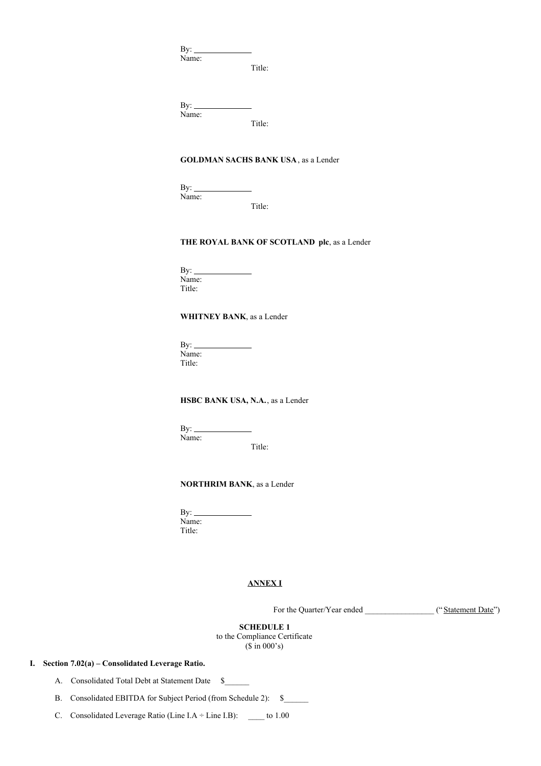By: \_\_\_\_\_\_\_\_\_\_\_\_\_\_
Name:
Title:

By: \_\_\_\_\_\_\_\_\_\_\_\_\_\_
Name:
Title:

**GOLDMAN SACHS BANK USA**, as a Lender

By: \_\_\_\_\_\_\_\_\_\_\_\_\_\_
Name:
Title:

**THE ROYAL BANK OF SCOTLAND plc**, as a Lender

By: \_\_\_\_\_\_\_\_\_\_\_\_\_\_
Name:
Title:

**WHITNEY BANK**, as a Lender

By: \_\_\_\_\_\_\_\_\_\_\_\_\_\_
Name:
Title:

**HSBC BANK USA, N.A.**, as a Lender

By: \_\_\_\_\_\_\_\_\_\_\_\_\_\_
Name:
Title:

**NORTHRIM BANK**, as a Lender

By: \_\_\_\_\_\_\_\_\_\_\_\_\_\_
Name:
Title:

**ANNEX I**

For the Quarter/Year ended \_\_\_\_\_\_\_\_\_\_\_\_\_\_\_\_\_ ("Statement Date")

**SCHEDULE 1**
to the Compliance Certificate
($ in 000's)

**I. Section 7.02(a) – Consolidated Leverage Ratio.**

A. Consolidated Total Debt at Statement Date $\_\_\_\_\_\_

B. Consolidated EBITDA for Subject Period (from Schedule 2): $\_\_\_\_\_\_

C. Consolidated Leverage Ratio (Line I.A ÷ Line I.B): \_\_\_\_ to 1.00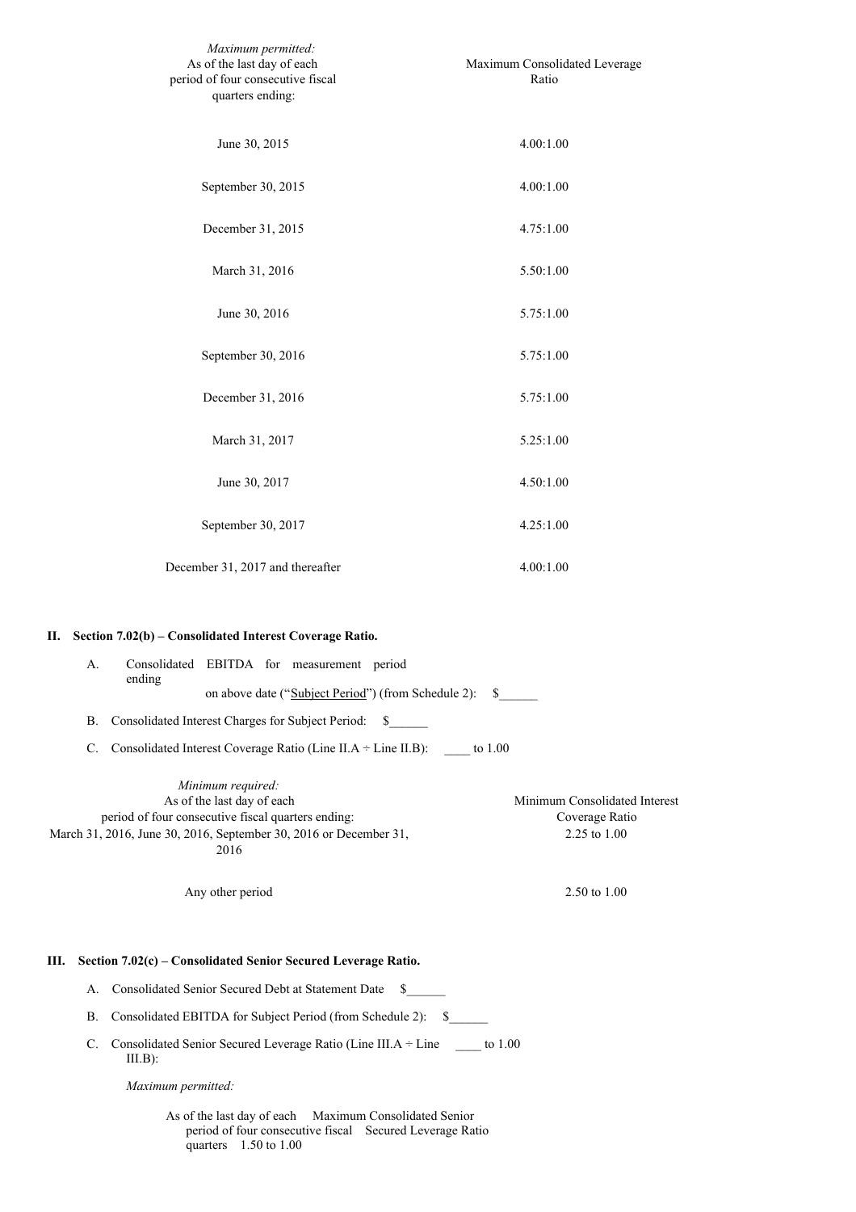| *Maximum permitted:* As of the last day of each period of four consecutive fiscal quarters ending: | Maximum Consolidated Leverage Ratio |
|---|---|
| June 30, 2015 | 4.00:1.00 |
| September 30, 2015 | 4.00:1.00 |
| December 31, 2015 | 4.75:1.00 |
| March 31, 2016 | 5.50:1.00 |
| June 30, 2016 | 5.75:1.00 |
| September 30, 2016 | 5.75:1.00 |
| December 31, 2016 | 5.75:1.00 |
| March 31, 2017 | 5.25:1.00 |
| June 30, 2017 | 4.50:1.00 |
| September 30, 2017 | 4.25:1.00 |
| December 31, 2017 and thereafter | 4.00:1.00 |

**II. Section 7.02(b) – Consolidated Interest Coverage Ratio.**

A. Consolidated EBITDA for measurement period ending on above date ("Subject Period") (from Schedule 2): $______

B. Consolidated Interest Charges for Subject Period: $______

C. Consolidated Interest Coverage Ratio (Line II.A ÷ Line II.B): ____ to 1.00

| *Minimum required:* As of the last day of each period of four consecutive fiscal quarters ending: | Minimum Consolidated Interest Coverage Ratio |
|---|---|
| March 31, 2016, June 30, 2016, September 30, 2016 or December 31, 2016 | 2.25 to 1.00 |
| Any other period | 2.50 to 1.00 |

**III. Section 7.02(c) – Consolidated Senior Secured Leverage Ratio.**

A. Consolidated Senior Secured Debt at Statement Date $______

B. Consolidated EBITDA for Subject Period (from Schedule 2): $______

C. Consolidated Senior Secured Leverage Ratio (Line III.A ÷ Line III.B): ____ to 1.00

*Maximum permitted:*

| As of the last day of each period of four consecutive fiscal quarters | Maximum Consolidated Senior Secured Leverage Ratio |
|---|---|
| | 1.50 to 1.00 |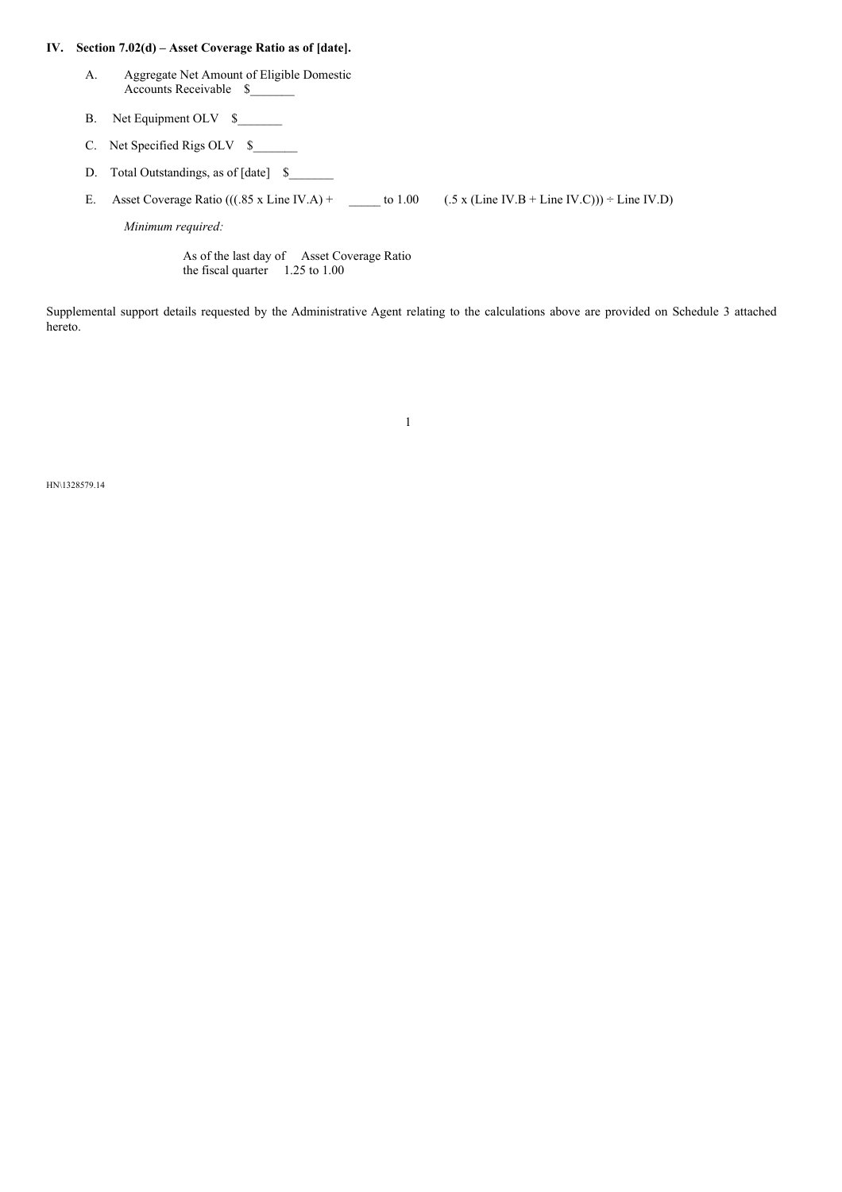**IV. Section 7.02(d) – Asset Coverage Ratio as of [date].**

A. Aggregate Net Amount of Eligible Domestic Accounts Receivable $_______

B. Net Equipment OLV $_______

C. Net Specified Rigs OLV $_______

D. Total Outstandings, as of [date] $_______

E. Asset Coverage Ratio (((.85 x Line IV.A) + (.5 x (Line IV.B + Line IV.C))) ÷ Line IV.D) _____ to 1.00

*Minimum required:*

| As of the last day of the fiscal quarter | Asset Coverage Ratio 1.25 to 1.00 |
| --- | --- |

Supplemental support details requested by the Administrative Agent relating to the calculations above are provided on Schedule 3 attached hereto.

HN\1328579.14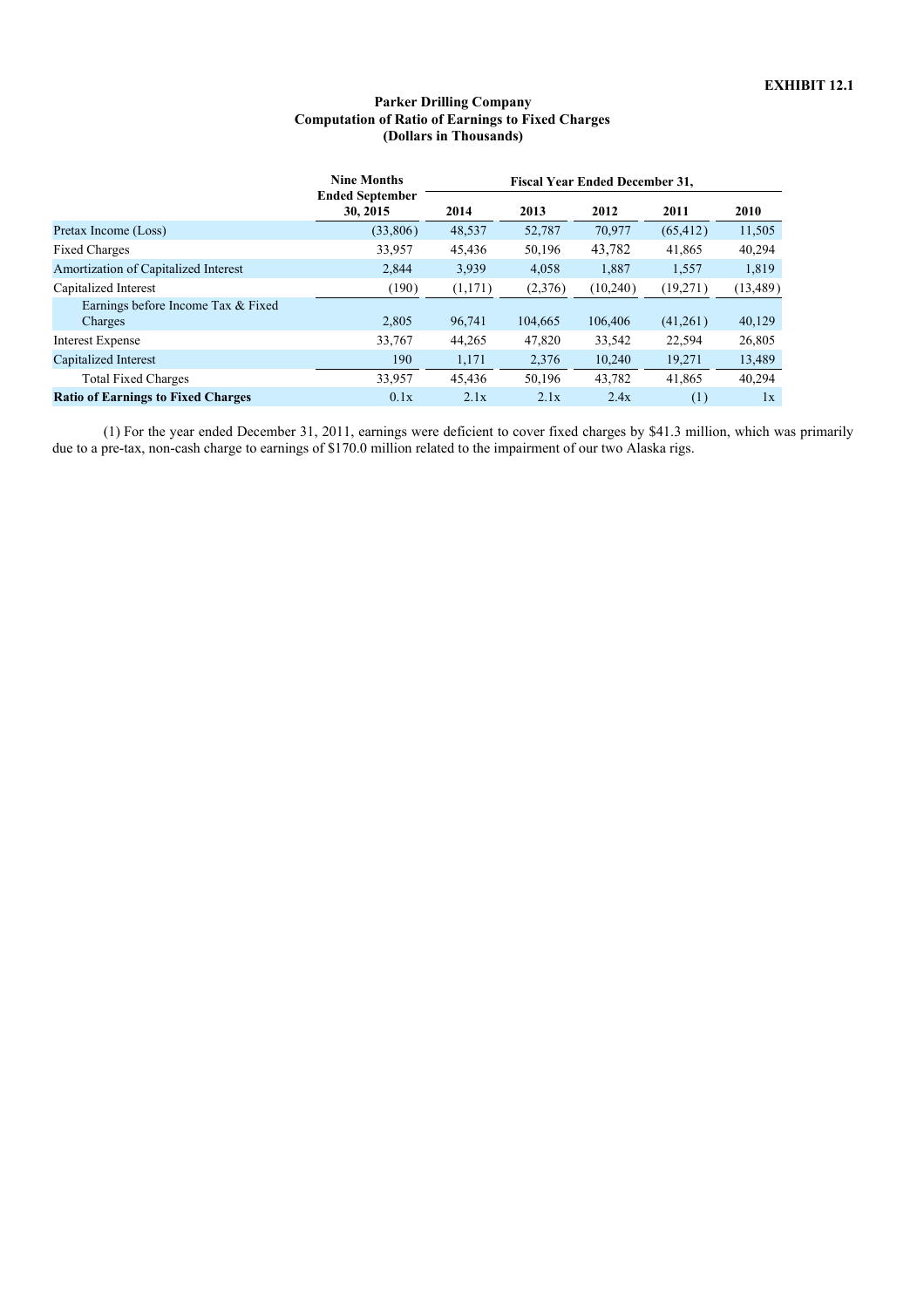**EXHIBIT 12.1**

**Parker Drilling Company**
**Computation of Ratio of Earnings to Fixed Charges**
**(Dollars in Thousands)**

| | Nine Months Ended September 30, 2015 | Fiscal Year Ended December 31, | | | | |
|---|---|---|---|---|---|---|
| | | 2014 | 2013 | 2012 | 2011 | 2010 |
| Pretax Income (Loss) | (33,806) | 48,537 | 52,787 | 70,977 | (65,412) | 11,505 |
| Fixed Charges | 33,957 | 45,436 | 50,196 | 43,782 | 41,865 | 40,294 |
| Amortization of Capitalized Interest | 2,844 | 3,939 | 4,058 | 1,887 | 1,557 | 1,819 |
| Capitalized Interest | (190) | (1,171) | (2,376) | (10,240) | (19,271) | (13,489) |
| Earnings before Income Tax & Fixed Charges | 2,805 | 96,741 | 104,665 | 106,406 | (41,261) | 40,129 |
| Interest Expense | 33,767 | 44,265 | 47,820 | 33,542 | 22,594 | 26,805 |
| Capitalized Interest | 190 | 1,171 | 2,376 | 10,240 | 19,271 | 13,489 |
| Total Fixed Charges | 33,957 | 45,436 | 50,196 | 43,782 | 41,865 | 40,294 |
| **Ratio of Earnings to Fixed Charges** | 0.1x | 2.1x | 2.1x | 2.4x | (1) | 1x |

(1) For the year ended December 31, 2011, earnings were deficient to cover fixed charges by $41.3 million, which was primarily due to a pre-tax, non-cash charge to earnings of $170.0 million related to the impairment of our two Alaska rigs.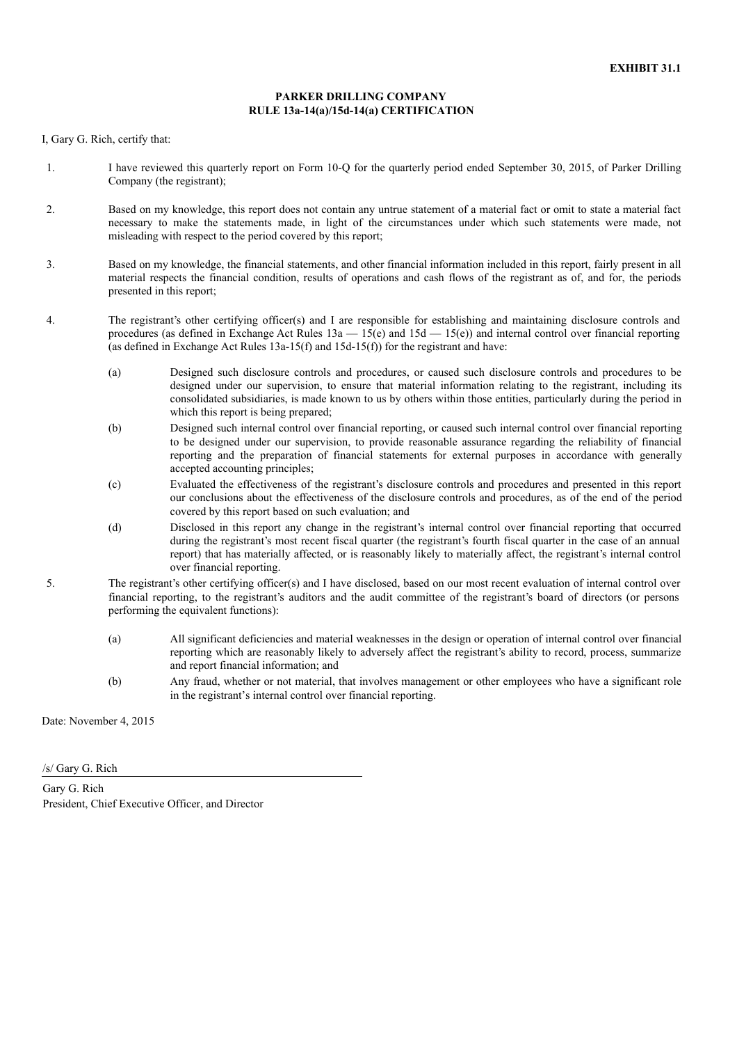**EXHIBIT 31.1**

**PARKER DRILLING COMPANY**
**RULE 13a-14(a)/15d-14(a) CERTIFICATION**

I, Gary G. Rich, certify that:

1. I have reviewed this quarterly report on Form 10-Q for the quarterly period ended September 30, 2015, of Parker Drilling Company (the registrant);

2. Based on my knowledge, this report does not contain any untrue statement of a material fact or omit to state a material fact necessary to make the statements made, in light of the circumstances under which such statements were made, not misleading with respect to the period covered by this report;

3. Based on my knowledge, the financial statements, and other financial information included in this report, fairly present in all material respects the financial condition, results of operations and cash flows of the registrant as of, and for, the periods presented in this report;

4. The registrant's other certifying officer(s) and I are responsible for establishing and maintaining disclosure controls and procedures (as defined in Exchange Act Rules 13a — 15(e) and 15d — 15(e)) and internal control over financial reporting (as defined in Exchange Act Rules 13a-15(f) and 15d-15(f)) for the registrant and have:

   (a) Designed such disclosure controls and procedures, or caused such disclosure controls and procedures to be designed under our supervision, to ensure that material information relating to the registrant, including its consolidated subsidiaries, is made known to us by others within those entities, particularly during the period in which this report is being prepared;

   (b) Designed such internal control over financial reporting, or caused such internal control over financial reporting to be designed under our supervision, to provide reasonable assurance regarding the reliability of financial reporting and the preparation of financial statements for external purposes in accordance with generally accepted accounting principles;

   (c) Evaluated the effectiveness of the registrant's disclosure controls and procedures and presented in this report our conclusions about the effectiveness of the disclosure controls and procedures, as of the end of the period covered by this report based on such evaluation; and

   (d) Disclosed in this report any change in the registrant's internal control over financial reporting that occurred during the registrant's most recent fiscal quarter (the registrant's fourth fiscal quarter in the case of an annual report) that has materially affected, or is reasonably likely to materially affect, the registrant's internal control over financial reporting.

5. The registrant's other certifying officer(s) and I have disclosed, based on our most recent evaluation of internal control over financial reporting, to the registrant's auditors and the audit committee of the registrant's board of directors (or persons performing the equivalent functions):

   (a) All significant deficiencies and material weaknesses in the design or operation of internal control over financial reporting which are reasonably likely to adversely affect the registrant's ability to record, process, summarize and report financial information; and

   (b) Any fraud, whether or not material, that involves management or other employees who have a significant role in the registrant's internal control over financial reporting.

Date: November 4, 2015

/s/ Gary G. Rich

Gary G. Rich
President, Chief Executive Officer, and Director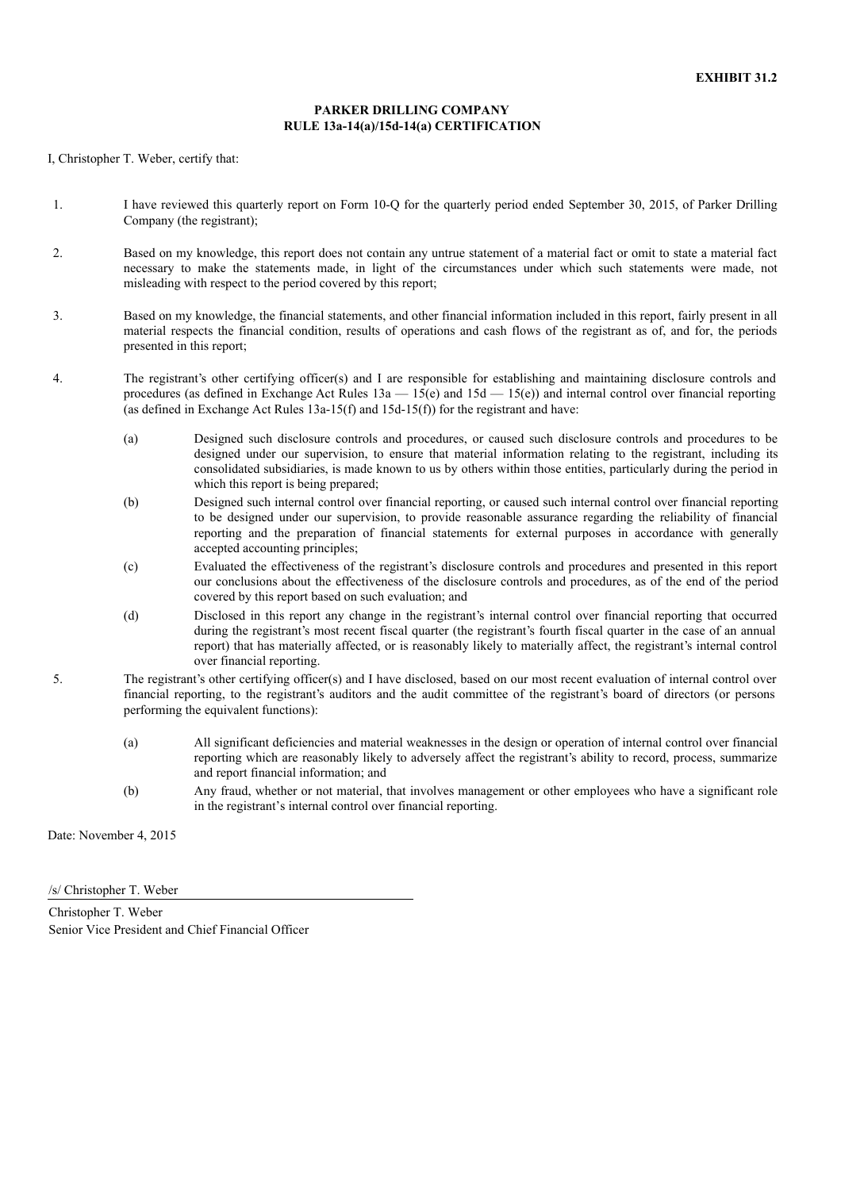**EXHIBIT 31.2**

**PARKER DRILLING COMPANY**
**RULE 13a-14(a)/15d-14(a) CERTIFICATION**

I, Christopher T. Weber, certify that:

1. I have reviewed this quarterly report on Form 10-Q for the quarterly period ended September 30, 2015, of Parker Drilling Company (the registrant);

2. Based on my knowledge, this report does not contain any untrue statement of a material fact or omit to state a material fact necessary to make the statements made, in light of the circumstances under which such statements were made, not misleading with respect to the period covered by this report;

3. Based on my knowledge, the financial statements, and other financial information included in this report, fairly present in all material respects the financial condition, results of operations and cash flows of the registrant as of, and for, the periods presented in this report;

4. The registrant's other certifying officer(s) and I are responsible for establishing and maintaining disclosure controls and procedures (as defined in Exchange Act Rules 13a — 15(e) and 15d — 15(e)) and internal control over financial reporting (as defined in Exchange Act Rules 13a-15(f) and 15d-15(f)) for the registrant and have:

   (a) Designed such disclosure controls and procedures, or caused such disclosure controls and procedures to be designed under our supervision, to ensure that material information relating to the registrant, including its consolidated subsidiaries, is made known to us by others within those entities, particularly during the period in which this report is being prepared;

   (b) Designed such internal control over financial reporting, or caused such internal control over financial reporting to be designed under our supervision, to provide reasonable assurance regarding the reliability of financial reporting and the preparation of financial statements for external purposes in accordance with generally accepted accounting principles;

   (c) Evaluated the effectiveness of the registrant's disclosure controls and procedures and presented in this report our conclusions about the effectiveness of the disclosure controls and procedures, as of the end of the period covered by this report based on such evaluation; and

   (d) Disclosed in this report any change in the registrant's internal control over financial reporting that occurred during the registrant's most recent fiscal quarter (the registrant's fourth fiscal quarter in the case of an annual report) that has materially affected, or is reasonably likely to materially affect, the registrant's internal control over financial reporting.

5. The registrant's other certifying officer(s) and I have disclosed, based on our most recent evaluation of internal control over financial reporting, to the registrant's auditors and the audit committee of the registrant's board of directors (or persons performing the equivalent functions):

   (a) All significant deficiencies and material weaknesses in the design or operation of internal control over financial reporting which are reasonably likely to adversely affect the registrant's ability to record, process, summarize and report financial information; and

   (b) Any fraud, whether or not material, that involves management or other employees who have a significant role in the registrant's internal control over financial reporting.

Date: November 4, 2015

/s/ Christopher T. Weber

Christopher T. Weber
Senior Vice President and Chief Financial Officer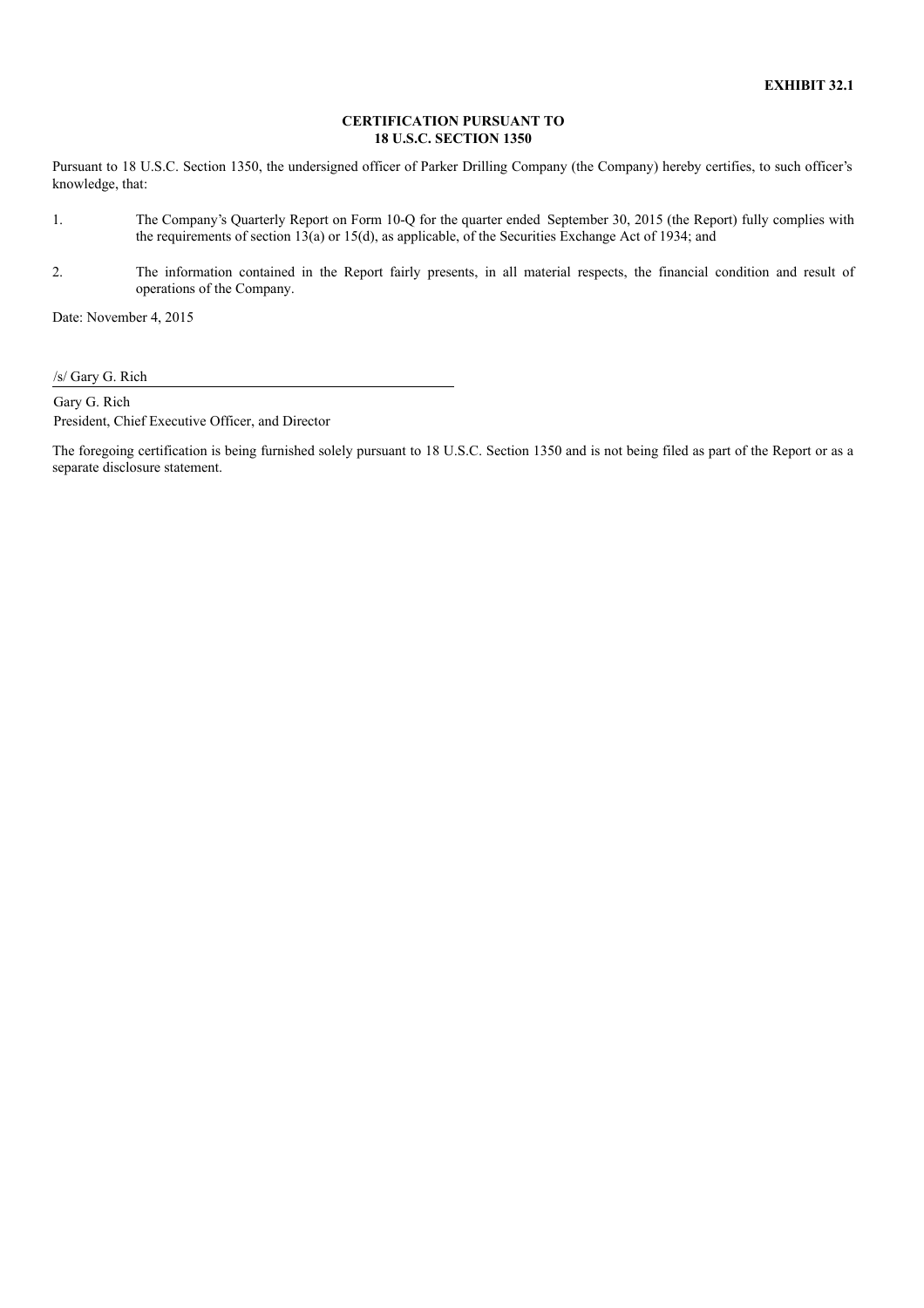**EXHIBIT 32.1**

**CERTIFICATION PURSUANT TO**
**18 U.S.C. SECTION 1350**

Pursuant to 18 U.S.C. Section 1350, the undersigned officer of Parker Drilling Company (the Company) hereby certifies, to such officer's knowledge, that:

1. The Company's Quarterly Report on Form 10-Q for the quarter ended September 30, 2015 (the Report) fully complies with the requirements of section 13(a) or 15(d), as applicable, of the Securities Exchange Act of 1934; and

2. The information contained in the Report fairly presents, in all material respects, the financial condition and result of operations of the Company.

Date: November 4, 2015

/s/ Gary G. Rich

Gary G. Rich
President, Chief Executive Officer, and Director

The foregoing certification is being furnished solely pursuant to 18 U.S.C. Section 1350 and is not being filed as part of the Report or as a separate disclosure statement.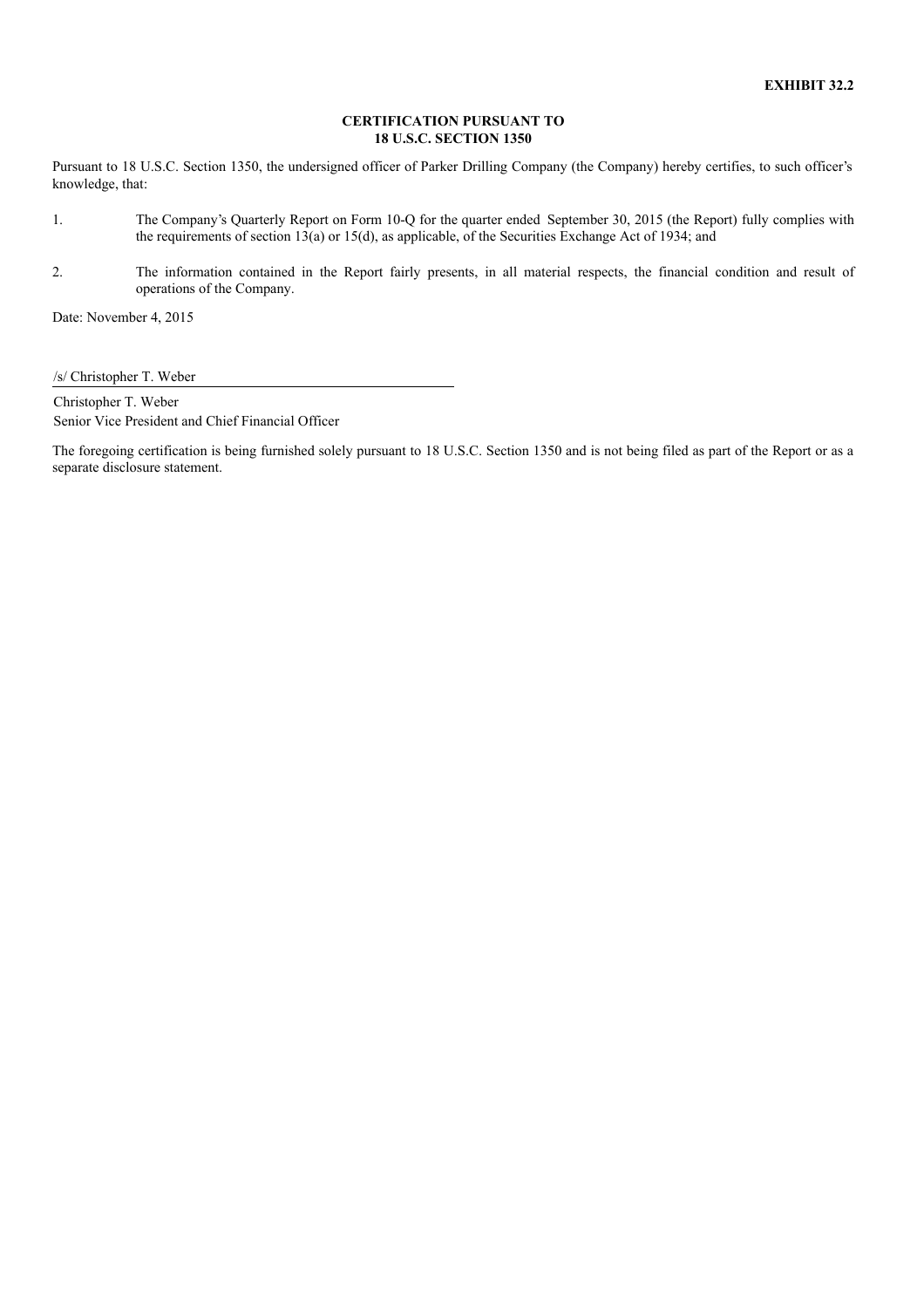**EXHIBIT 32.2**

**CERTIFICATION PURSUANT TO**
**18 U.S.C. SECTION 1350**

Pursuant to 18 U.S.C. Section 1350, the undersigned officer of Parker Drilling Company (the Company) hereby certifies, to such officer's knowledge, that:

1. The Company's Quarterly Report on Form 10-Q for the quarter ended September 30, 2015 (the Report) fully complies with the requirements of section 13(a) or 15(d), as applicable, of the Securities Exchange Act of 1934; and

2. The information contained in the Report fairly presents, in all material respects, the financial condition and result of operations of the Company.

Date: November 4, 2015

/s/ Christopher T. Weber

Christopher T. Weber
Senior Vice President and Chief Financial Officer

The foregoing certification is being furnished solely pursuant to 18 U.S.C. Section 1350 and is not being filed as part of the Report or as a separate disclosure statement.